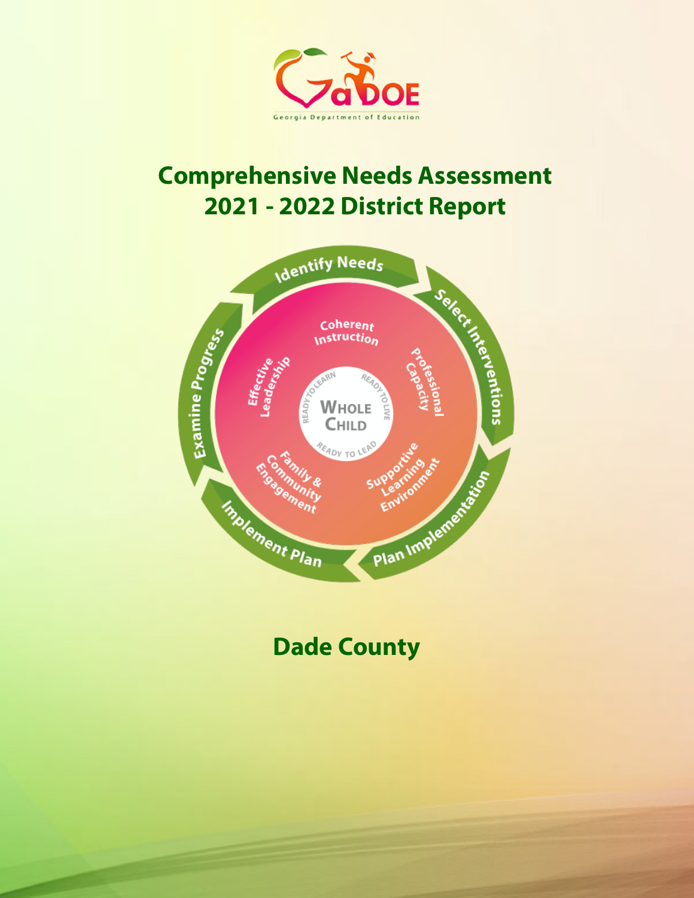Georgia Department of Education

# Comprehensive Needs Assessment
# 2021 - 2022 District Report

Identify Needs
Select Interventions
Plan Implementation
Implement Plan
Examine Progress

Coherent Instruction
Professional Capacity
Supportive Learning Environment
Family & Community Engagement
Effective Leadership

Whole Child
Ready to Learn
Ready to Live
Ready to Lead

## Dade County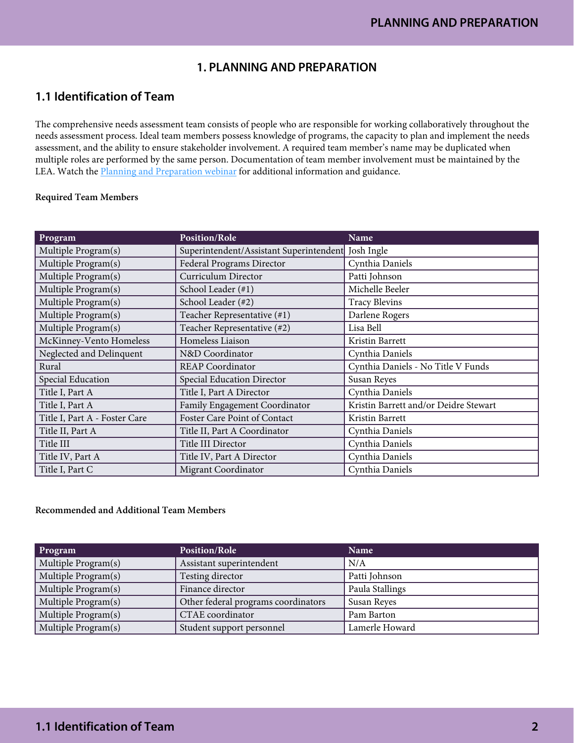# 1. PLANNING AND PREPARATION

## 1.1 Identification of Team

The comprehensive needs assessment team consists of people who are responsible for working collaboratively throughout the needs assessment process. Ideal team members possess knowledge of programs, the capacity to plan and implement the needs assessment, and the ability to ensure stakeholder involvement. A required team member's name may be duplicated when multiple roles are performed by the same person. Documentation of team member involvement must be maintained by the LEA. Watch the [Planning and Preparation webinar]() for additional information and guidance.

**Required Team Members**

| Program | Position/Role | Name |
|---|---|---|
| Multiple Program(s) | Superintendent/Assistant Superintendent | Josh Ingle |
| Multiple Program(s) | Federal Programs Director | Cynthia Daniels |
| Multiple Program(s) | Curriculum Director | Patti Johnson |
| Multiple Program(s) | School Leader (#1) | Michelle Beeler |
| Multiple Program(s) | School Leader (#2) | Tracy Blevins |
| Multiple Program(s) | Teacher Representative (#1) | Darlene Rogers |
| Multiple Program(s) | Teacher Representative (#2) | Lisa Bell |
| McKinney-Vento Homeless | Homeless Liaison | Kristin Barrett |
| Neglected and Delinquent | N&D Coordinator | Cynthia Daniels |
| Rural | REAP Coordinator | Cynthia Daniels - No Title V Funds |
| Special Education | Special Education Director | Susan Reyes |
| Title I, Part A | Title I, Part A Director | Cynthia Daniels |
| Title I, Part A | Family Engagement Coordinator | Kristin Barrett and/or Deidre Stewart |
| Title I, Part A - Foster Care | Foster Care Point of Contact | Kristin Barrett |
| Title II, Part A | Title II, Part A Coordinator | Cynthia Daniels |
| Title III | Title III Director | Cynthia Daniels |
| Title IV, Part A | Title IV, Part A Director | Cynthia Daniels |
| Title I, Part C | Migrant Coordinator | Cynthia Daniels |

**Recommended and Additional Team Members**

| Program | Position/Role | Name |
|---|---|---|
| Multiple Program(s) | Assistant superintendent | N/A |
| Multiple Program(s) | Testing director | Patti Johnson |
| Multiple Program(s) | Finance director | Paula Stallings |
| Multiple Program(s) | Other federal programs coordinators | Susan Reyes |
| Multiple Program(s) | CTAE coordinator | Pam Barton |
| Multiple Program(s) | Student support personnel | Lamerle Howard |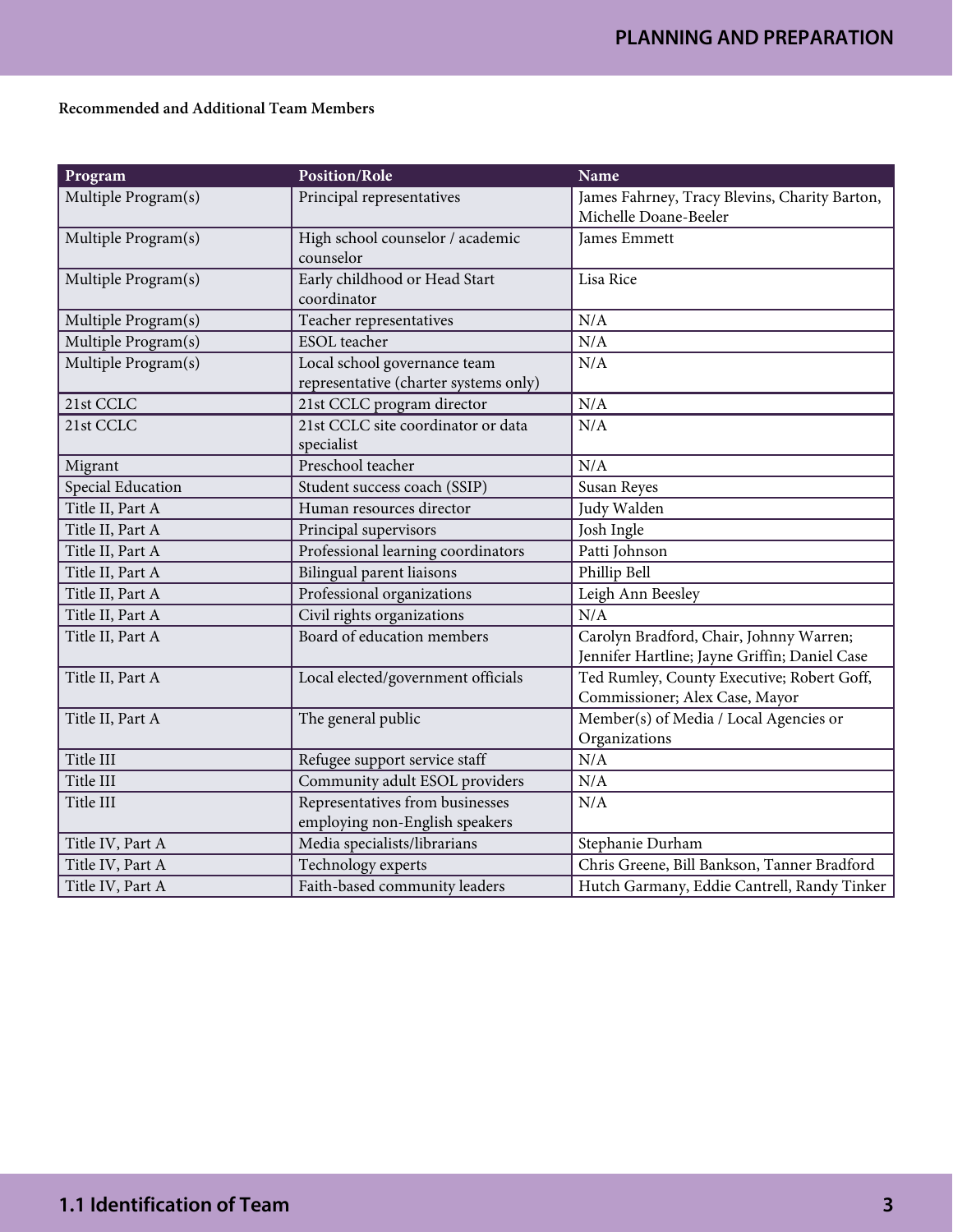**Recommended and Additional Team Members**

| Program | Position/Role | Name |
|---|---|---|
| Multiple Program(s) | Principal representatives | James Fahrney, Tracy Blevins, Charity Barton, Michelle Doane-Beeler |
| Multiple Program(s) | High school counselor / academic counselor | James Emmett |
| Multiple Program(s) | Early childhood or Head Start coordinator | Lisa Rice |
| Multiple Program(s) | Teacher representatives | N/A |
| Multiple Program(s) | ESOL teacher | N/A |
| Multiple Program(s) | Local school governance team representative (charter systems only) | N/A |
| 21st CCLC | 21st CCLC program director | N/A |
| 21st CCLC | 21st CCLC site coordinator or data specialist | N/A |
| Migrant | Preschool teacher | N/A |
| Special Education | Student success coach (SSIP) | Susan Reyes |
| Title II, Part A | Human resources director | Judy Walden |
| Title II, Part A | Principal supervisors | Josh Ingle |
| Title II, Part A | Professional learning coordinators | Patti Johnson |
| Title II, Part A | Bilingual parent liaisons | Phillip Bell |
| Title II, Part A | Professional organizations | Leigh Ann Beesley |
| Title II, Part A | Civil rights organizations | N/A |
| Title II, Part A | Board of education members | Carolyn Bradford, Chair, Johnny Warren; Jennifer Hartline; Jayne Griffin; Daniel Case |
| Title II, Part A | Local elected/government officials | Ted Rumley, County Executive; Robert Goff, Commissioner; Alex Case, Mayor |
| Title II, Part A | The general public | Member(s) of Media / Local Agencies or Organizations |
| Title III | Refugee support service staff | N/A |
| Title III | Community adult ESOL providers | N/A |
| Title III | Representatives from businesses employing non-English speakers | N/A |
| Title IV, Part A | Media specialists/librarians | Stephanie Durham |
| Title IV, Part A | Technology experts | Chris Greene, Bill Bankson, Tanner Bradford |
| Title IV, Part A | Faith-based community leaders | Hutch Garmany, Eddie Cantrell, Randy Tinker |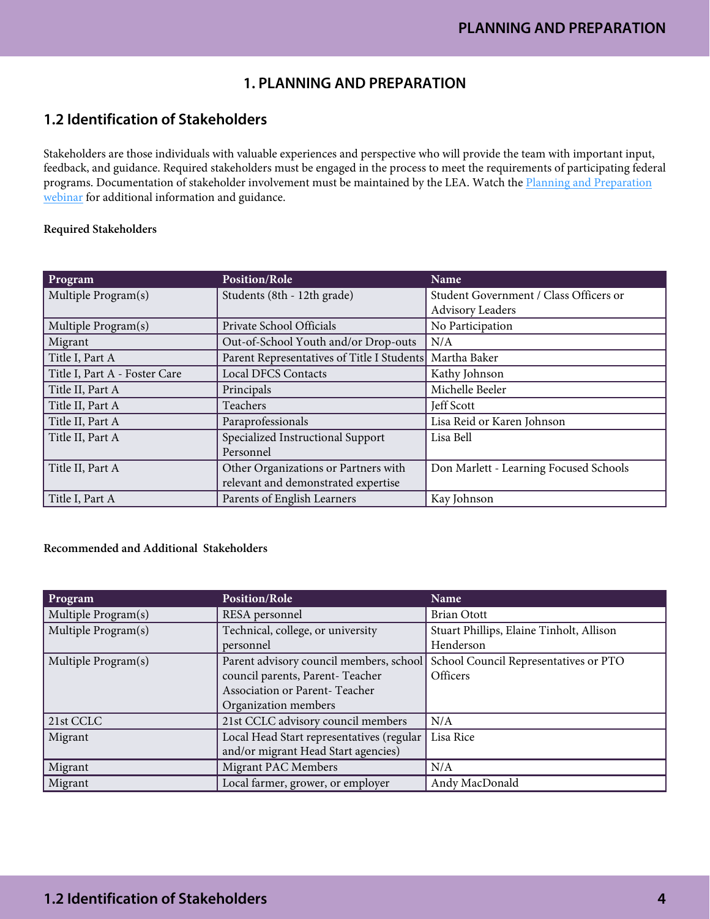# 1. PLANNING AND PREPARATION

## 1.2 Identification of Stakeholders

Stakeholders are those individuals with valuable experiences and perspective who will provide the team with important input, feedback, and guidance. Required stakeholders must be engaged in the process to meet the requirements of participating federal programs. Documentation of stakeholder involvement must be maintained by the LEA. Watch the [Planning and Preparation webinar]() for additional information and guidance.

**Required Stakeholders**

| Program | Position/Role | Name |
|---|---|---|
| Multiple Program(s) | Students (8th - 12th grade) | Student Government / Class Officers or Advisory Leaders |
| Multiple Program(s) | Private School Officials | No Participation |
| Migrant | Out-of-School Youth and/or Drop-outs | N/A |
| Title I, Part A | Parent Representatives of Title I Students | Martha Baker |
| Title I, Part A - Foster Care | Local DFCS Contacts | Kathy Johnson |
| Title II, Part A | Principals | Michelle Beeler |
| Title II, Part A | Teachers | Jeff Scott |
| Title II, Part A | Paraprofessionals | Lisa Reid or Karen Johnson |
| Title II, Part A | Specialized Instructional Support Personnel | Lisa Bell |
| Title II, Part A | Other Organizations or Partners with relevant and demonstrated expertise | Don Marlett - Learning Focused Schools |
| Title I, Part A | Parents of English Learners | Kay Johnson |

**Recommended and Additional Stakeholders**

| Program | Position/Role | Name |
|---|---|---|
| Multiple Program(s) | RESA personnel | Brian Otott |
| Multiple Program(s) | Technical, college, or university personnel | Stuart Phillips, Elaine Tinholt, Allison Henderson |
| Multiple Program(s) | Parent advisory council members, school council parents, Parent- Teacher Association or Parent- Teacher Organization members | School Council Representatives or PTO Officers |
| 21st CCLC | 21st CCLC advisory council members | N/A |
| Migrant | Local Head Start representatives (regular and/or migrant Head Start agencies) | Lisa Rice |
| Migrant | Migrant PAC Members | N/A |
| Migrant | Local farmer, grower, or employer | Andy MacDonald |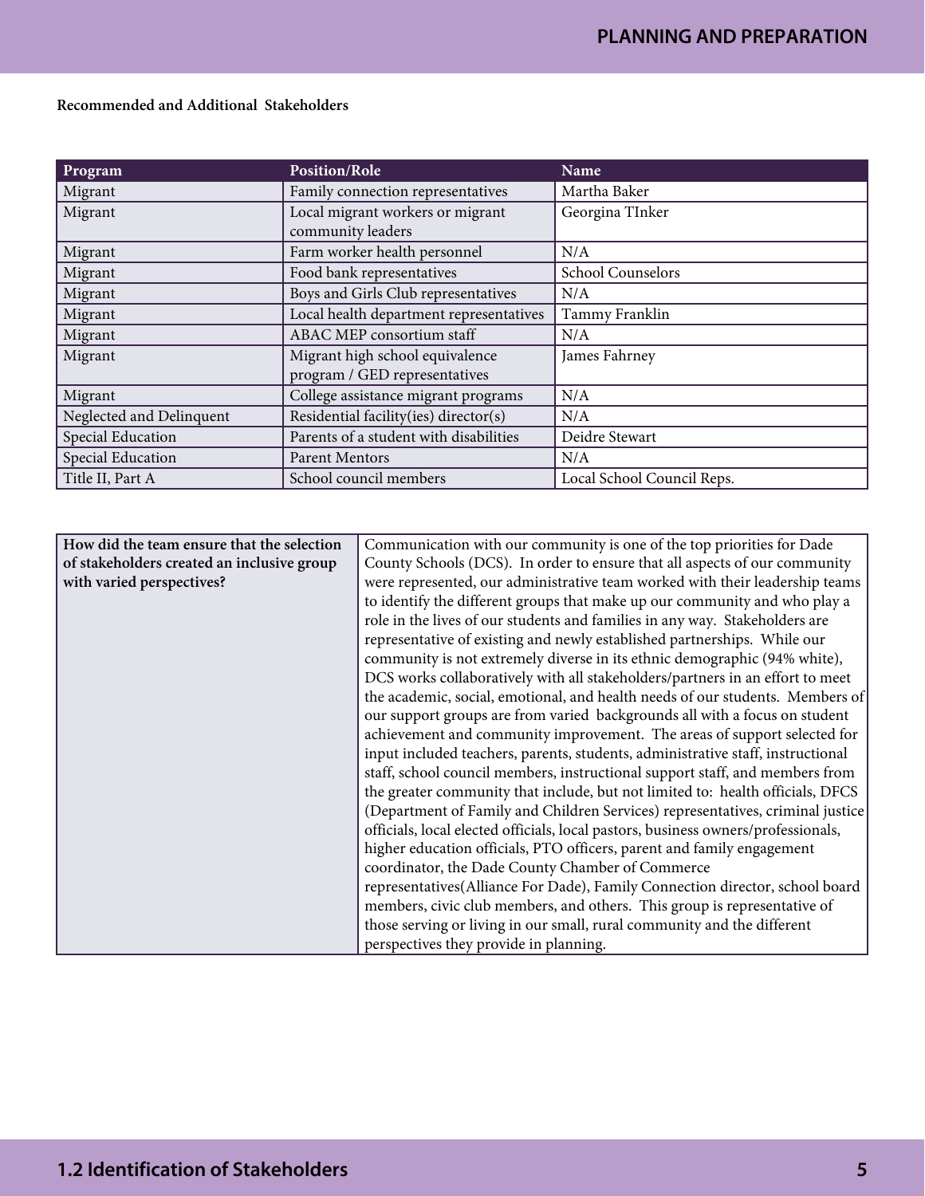**Recommended and Additional Stakeholders**

| Program | Position/Role | Name |
|---|---|---|
| Migrant | Family connection representatives | Martha Baker |
| Migrant | Local migrant workers or migrant community leaders | Georgina TInker |
| Migrant | Farm worker health personnel | N/A |
| Migrant | Food bank representatives | School Counselors |
| Migrant | Boys and Girls Club representatives | N/A |
| Migrant | Local health department representatives | Tammy Franklin |
| Migrant | ABAC MEP consortium staff | N/A |
| Migrant | Migrant high school equivalence program / GED representatives | James Fahrney |
| Migrant | College assistance migrant programs | N/A |
| Neglected and Delinquent | Residential facility(ies) director(s) | N/A |
| Special Education | Parents of a student with disabilities | Deidre Stewart |
| Special Education | Parent Mentors | N/A |
| Title II, Part A | School council members | Local School Council Reps. |

| How did the team ensure that the selection of stakeholders created an inclusive group with varied perspectives? | Communication with our community is one of the top priorities for Dade County Schools (DCS). In order to ensure that all aspects of our community were represented, our administrative team worked with their leadership teams to identify the different groups that make up our community and who play a role in the lives of our students and families in any way. Stakeholders are representative of existing and newly established partnerships. While our community is not extremely diverse in its ethnic demographic (94% white), DCS works collaboratively with all stakeholders/partners in an effort to meet the academic, social, emotional, and health needs of our students. Members of our support groups are from varied backgrounds all with a focus on student achievement and community improvement. The areas of support selected for input included teachers, parents, students, administrative staff, instructional staff, school council members, instructional support staff, and members from the greater community that include, but not limited to: health officials, DFCS (Department of Family and Children Services) representatives, criminal justice officials, local elected officials, local pastors, business owners/professionals, higher education officials, PTO officers, parent and family engagement coordinator, the Dade County Chamber of Commerce representatives(Alliance For Dade), Family Connection director, school board members, civic club members, and others. This group is representative of those serving or living in our small, rural community and the different perspectives they provide in planning. |
|---|---|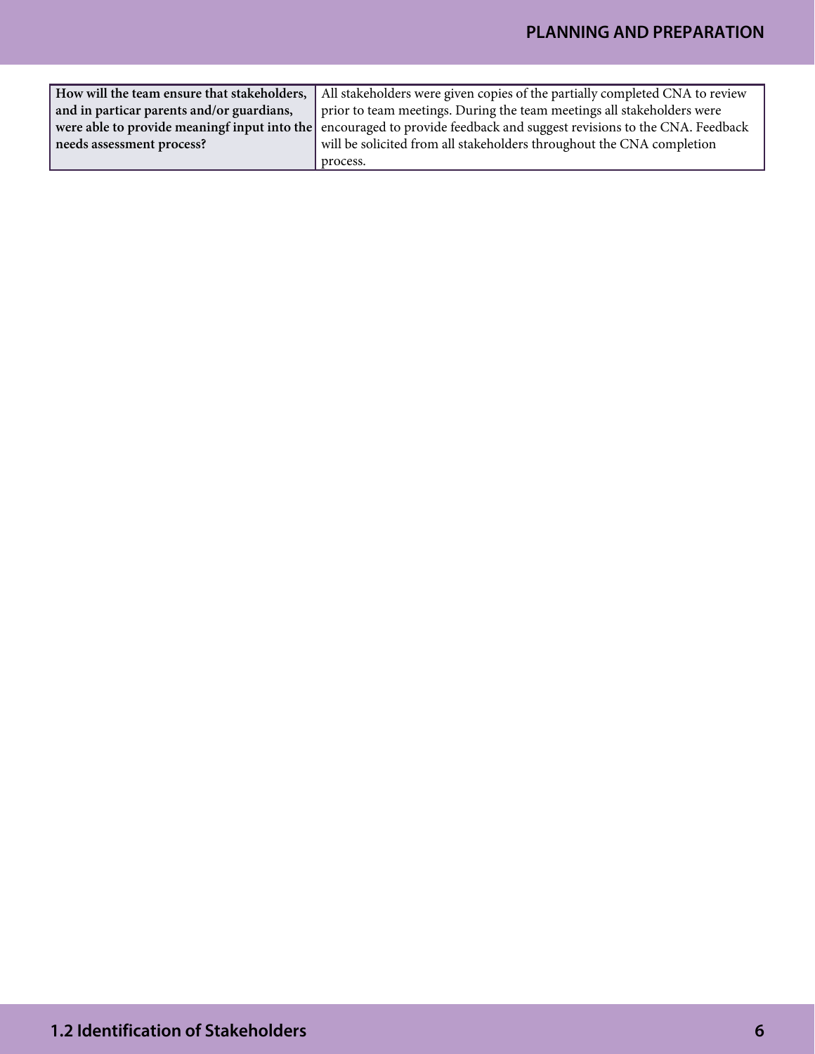| How will the team ensure that stakeholders, and in particar parents and/or guardians, were able to provide meaningf input into the needs assessment process? | All stakeholders were given copies of the partially completed CNA to review prior to team meetings. During the team meetings all stakeholders were encouraged to provide feedback and suggest revisions to the CNA. Feedback will be solicited from all stakeholders throughout the CNA completion process. |
|---|---|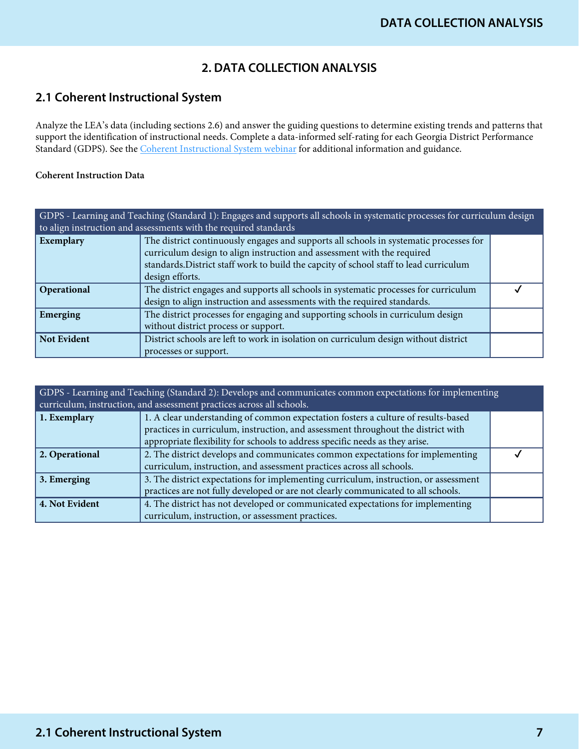# 2. DATA COLLECTION ANALYSIS

## 2.1 Coherent Instructional System

Analyze the LEA's data (including sections 2.6) and answer the guiding questions to determine existing trends and patterns that support the identification of instructional needs. Complete a data-informed self-rating for each Georgia District Performance Standard (GDPS). See the Coherent Instructional System webinar for additional information and guidance.

**Coherent Instruction Data**

| GDPS - Learning and Teaching (Standard 1): Engages and supports all schools in systematic processes for curriculum design to align instruction and assessments with the required standards | | |
|---|---|---|
| **Exemplary** | The district continuously engages and supports all schools in systematic processes for curriculum design to align instruction and assessment with the required standards.District staff work to build the capcity of school staff to lead curriculum design efforts. | |
| **Operational** | The district engages and supports all schools in systematic processes for curriculum design to align instruction and assessments with the required standards. | ✓ |
| **Emerging** | The district processes for engaging and supporting schools in curriculum design without district process or support. | |
| **Not Evident** | District schools are left to work in isolation on curriculum design without district processes or support. | |

| GDPS - Learning and Teaching (Standard 2): Develops and communicates common expectations for implementing curriculum, instruction, and assessment practices across all schools. | | |
|---|---|---|
| **1. Exemplary** | 1. A clear understanding of common expectation fosters a culture of results-based practices in curriculum, instruction, and assessment throughout the district with appropriate flexibility for schools to address specific needs as they arise. | |
| **2. Operational** | 2. The district develops and communicates common expectations for implementing curriculum, instruction, and assessment practices across all schools. | ✓ |
| **3. Emerging** | 3. The district expectations for implementing curriculum, instruction, or assessment practices are not fully developed or are not clearly communicated to all schools. | |
| **4. Not Evident** | 4. The district has not developed or communicated expectations for implementing curriculum, instruction, or assessment practices. | |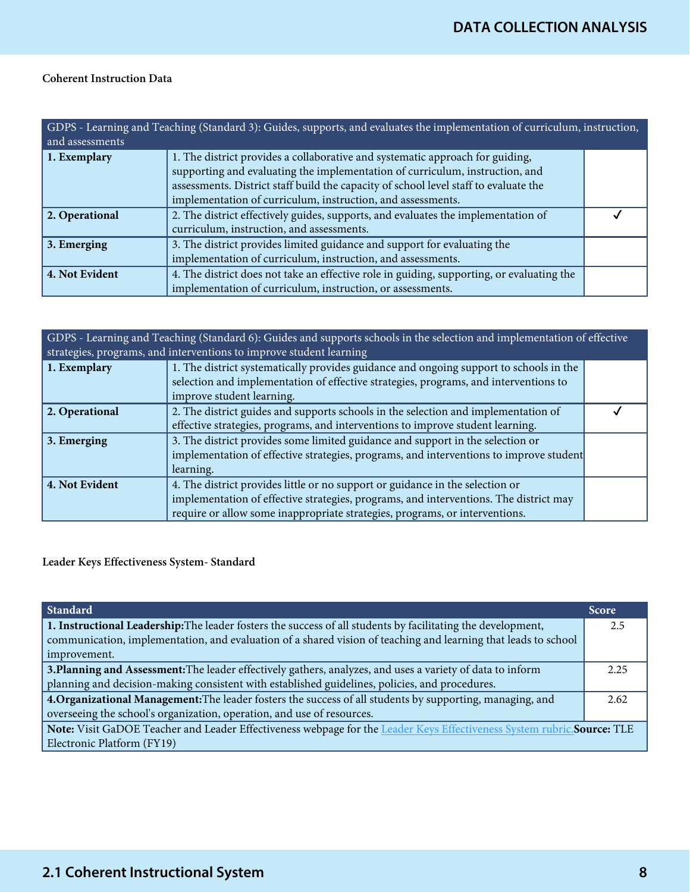**Coherent Instruction Data**

| GDPS - Learning and Teaching (Standard 3): Guides, supports, and evaluates the implementation of curriculum, instruction, and assessments | | |
|---|---|---|
| **1. Exemplary** | 1. The district provides a collaborative and systematic approach for guiding, supporting and evaluating the implementation of curriculum, instruction, and assessments. District staff build the capacity of school level staff to evaluate the implementation of curriculum, instruction, and assessments. | |
| **2. Operational** | 2. The district effectively guides, supports, and evaluates the implementation of curriculum, instruction, and assessments. | ✓ |
| **3. Emerging** | 3. The district provides limited guidance and support for evaluating the implementation of curriculum, instruction, and assessments. | |
| **4. Not Evident** | 4. The district does not take an effective role in guiding, supporting, or evaluating the implementation of curriculum, instruction, or assessments. | |

| GDPS - Learning and Teaching (Standard 6): Guides and supports schools in the selection and implementation of effective strategies, programs, and interventions to improve student learning | | |
|---|---|---|
| **1. Exemplary** | 1. The district systematically provides guidance and ongoing support to schools in the selection and implementation of effective strategies, programs, and interventions to improve student learning. | |
| **2. Operational** | 2. The district guides and supports schools in the selection and implementation of effective strategies, programs, and interventions to improve student learning. | ✓ |
| **3. Emerging** | 3. The district provides some limited guidance and support in the selection or implementation of effective strategies, programs, and interventions to improve student learning. | |
| **4. Not Evident** | 4. The district provides little or no support or guidance in the selection or implementation of effective strategies, programs, and interventions. The district may require or allow some inappropriate strategies, programs, or interventions. | |

**Leader Keys Effectiveness System- Standard**

| Standard | Score |
|---|---|
| **1. Instructional Leadership:**The leader fosters the success of all students by facilitating the development, communication, implementation, and evaluation of a shared vision of teaching and learning that leads to school improvement. | 2.5 |
| **3.Planning and Assessment:**The leader effectively gathers, analyzes, and uses a variety of data to inform planning and decision-making consistent with established guidelines, policies, and procedures. | 2.25 |
| **4.Organizational Management:**The leader fosters the success of all students by supporting, managing, and overseeing the school's organization, operation, and use of resources. | 2.62 |
| **Note:** Visit GaDOE Teacher and Leader Effectiveness webpage for the Leader Keys Effectiveness System rubric.**Source:** TLE Electronic Platform (FY19) | |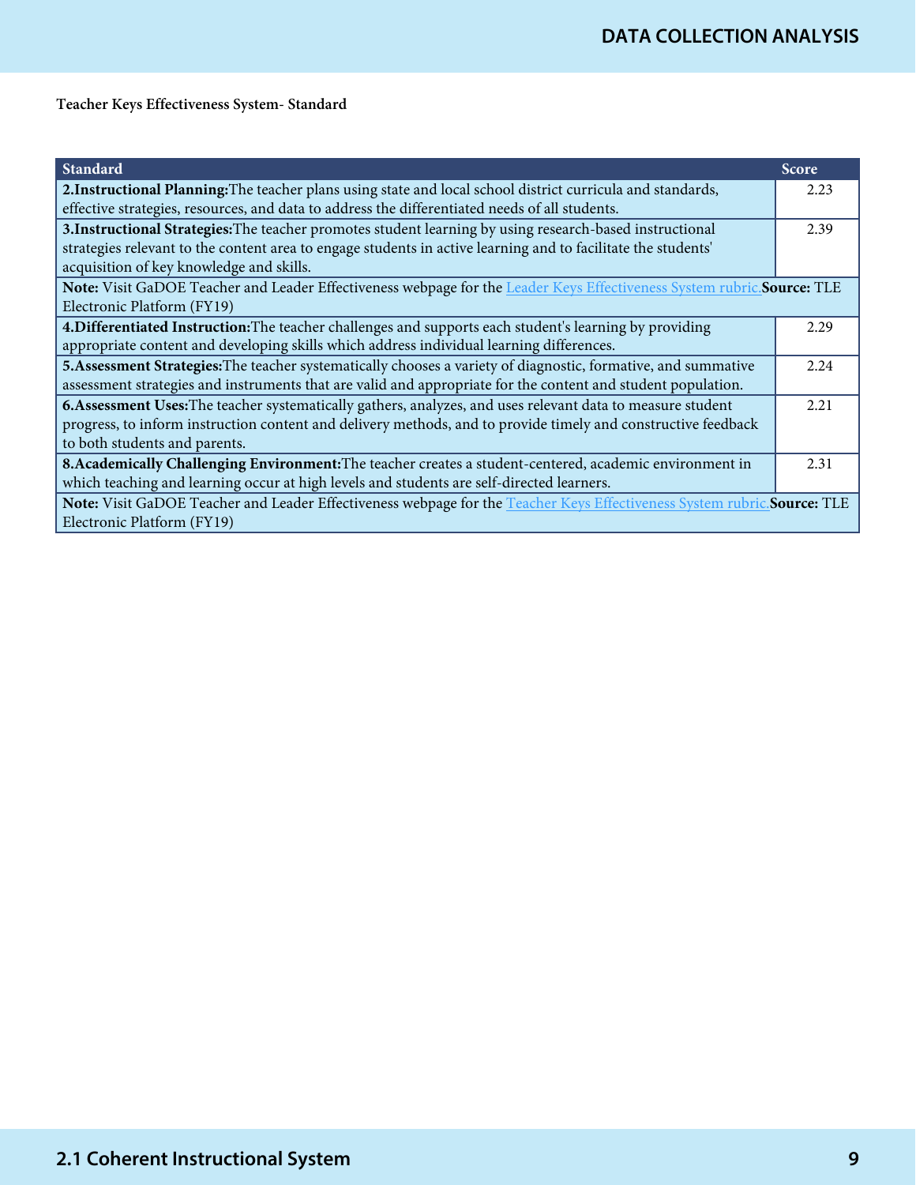**Teacher Keys Effectiveness System- Standard**

| Standard | Score |
|---|---|
| **2.Instructional Planning:**The teacher plans using state and local school district curricula and standards, effective strategies, resources, and data to address the differentiated needs of all students. | 2.23 |
| **3.Instructional Strategies:**The teacher promotes student learning by using research-based instructional strategies relevant to the content area to engage students in active learning and to facilitate the students' acquisition of key knowledge and skills. | 2.39 |
| **Note:** Visit GaDOE Teacher and Leader Effectiveness webpage for the Leader Keys Effectiveness System rubric.**Source:** TLE Electronic Platform (FY19) | |
| **4.Differentiated Instruction:**The teacher challenges and supports each student's learning by providing appropriate content and developing skills which address individual learning differences. | 2.29 |
| **5.Assessment Strategies:**The teacher systematically chooses a variety of diagnostic, formative, and summative assessment strategies and instruments that are valid and appropriate for the content and student population. | 2.24 |
| **6.Assessment Uses:**The teacher systematically gathers, analyzes, and uses relevant data to measure student progress, to inform instruction content and delivery methods, and to provide timely and constructive feedback to both students and parents. | 2.21 |
| **8.Academically Challenging Environment:**The teacher creates a student-centered, academic environment in which teaching and learning occur at high levels and students are self-directed learners. | 2.31 |
| **Note:** Visit GaDOE Teacher and Leader Effectiveness webpage for the Teacher Keys Effectiveness System rubric.**Source:** TLE Electronic Platform (FY19) | |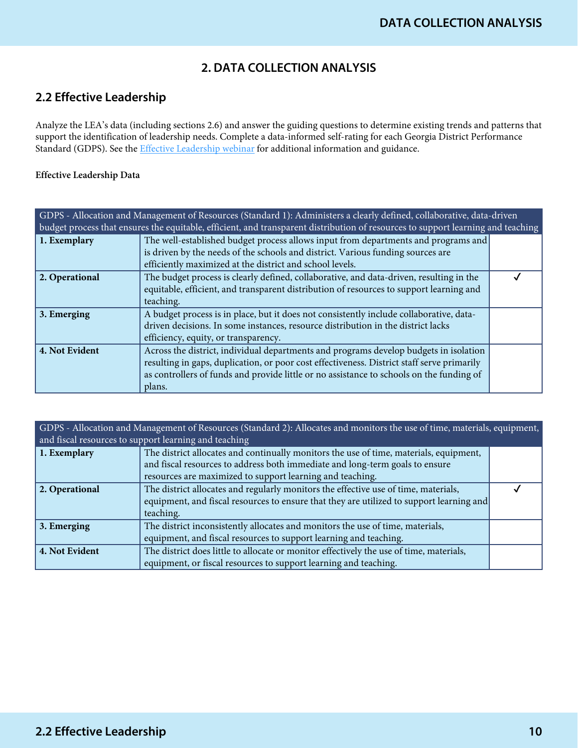## 2. DATA COLLECTION ANALYSIS

### 2.2 Effective Leadership

Analyze the LEA's data (including sections 2.6) and answer the guiding questions to determine existing trends and patterns that support the identification of leadership needs. Complete a data-informed self-rating for each Georgia District Performance Standard (GDPS). See the Effective Leadership webinar for additional information and guidance.

**Effective Leadership Data**

| GDPS - Allocation and Management of Resources (Standard 1): Administers a clearly defined, collaborative, data-driven budget process that ensures the equitable, efficient, and transparent distribution of resources to support learning and teaching | | |
|---|---|---|
| **1. Exemplary** | The well-established budget process allows input from departments and programs and is driven by the needs of the schools and district. Various funding sources are efficiently maximized at the district and school levels. | |
| **2. Operational** | The budget process is clearly defined, collaborative, and data-driven, resulting in the equitable, efficient, and transparent distribution of resources to support learning and teaching. | ✓ |
| **3. Emerging** | A budget process is in place, but it does not consistently include collaborative, data-driven decisions. In some instances, resource distribution in the district lacks efficiency, equity, or transparency. | |
| **4. Not Evident** | Across the district, individual departments and programs develop budgets in isolation resulting in gaps, duplication, or poor cost effectiveness. District staff serve primarily as controllers of funds and provide little or no assistance to schools on the funding of plans. | |

| GDPS - Allocation and Management of Resources (Standard 2): Allocates and monitors the use of time, materials, equipment, and fiscal resources to support learning and teaching | | |
|---|---|---|
| **1. Exemplary** | The district allocates and continually monitors the use of time, materials, equipment, and fiscal resources to address both immediate and long-term goals to ensure resources are maximized to support learning and teaching. | |
| **2. Operational** | The district allocates and regularly monitors the effective use of time, materials, equipment, and fiscal resources to ensure that they are utilized to support learning and teaching. | ✓ |
| **3. Emerging** | The district inconsistently allocates and monitors the use of time, materials, equipment, and fiscal resources to support learning and teaching. | |
| **4. Not Evident** | The district does little to allocate or monitor effectively the use of time, materials, equipment, or fiscal resources to support learning and teaching. | |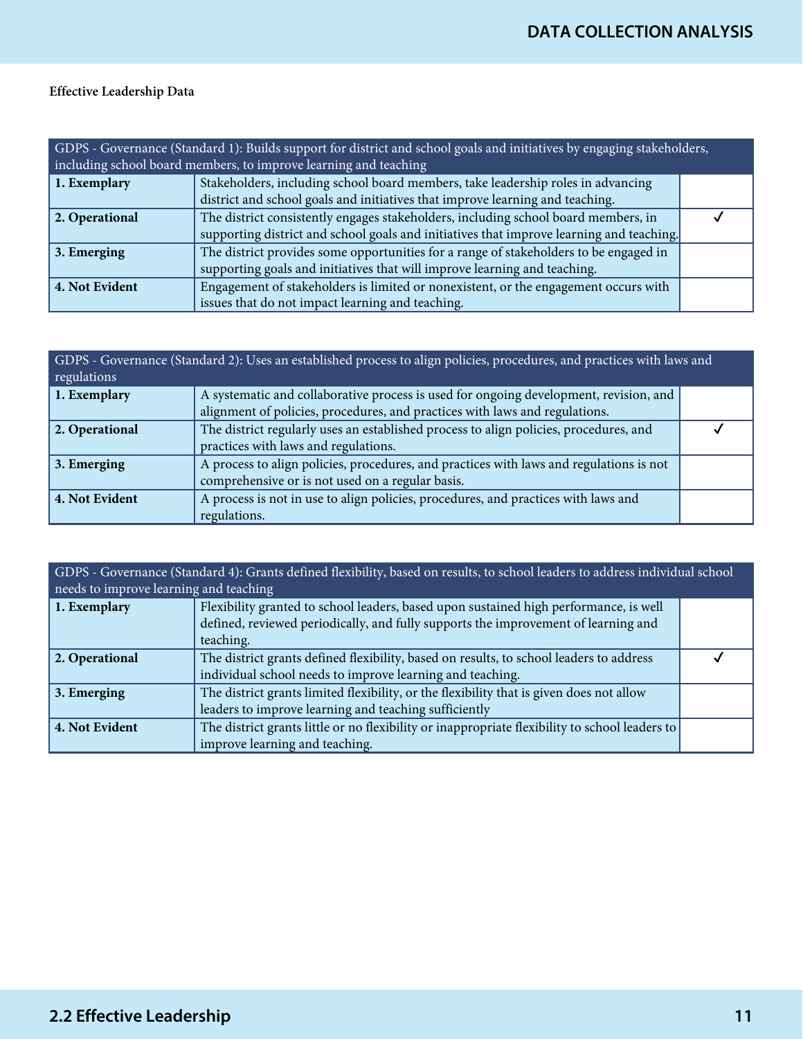**Effective Leadership Data**

| GDPS - Governance (Standard 1): Builds support for district and school goals and initiatives by engaging stakeholders, including school board members, to improve learning and teaching | | |
|---|---|---|
| **1. Exemplary** | Stakeholders, including school board members, take leadership roles in advancing district and school goals and initiatives that improve learning and teaching. | |
| **2. Operational** | The district consistently engages stakeholders, including school board members, in supporting district and school goals and initiatives that improve learning and teaching. | ✓ |
| **3. Emerging** | The district provides some opportunities for a range of stakeholders to be engaged in supporting goals and initiatives that will improve learning and teaching. | |
| **4. Not Evident** | Engagement of stakeholders is limited or nonexistent, or the engagement occurs with issues that do not impact learning and teaching. | |

| GDPS - Governance (Standard 2): Uses an established process to align policies, procedures, and practices with laws and regulations | | |
|---|---|---|
| **1. Exemplary** | A systematic and collaborative process is used for ongoing development, revision, and alignment of policies, procedures, and practices with laws and regulations. | |
| **2. Operational** | The district regularly uses an established process to align policies, procedures, and practices with laws and regulations. | ✓ |
| **3. Emerging** | A process to align policies, procedures, and practices with laws and regulations is not comprehensive or is not used on a regular basis. | |
| **4. Not Evident** | A process is not in use to align policies, procedures, and practices with laws and regulations. | |

| GDPS - Governance (Standard 4): Grants defined flexibility, based on results, to school leaders to address individual school needs to improve learning and teaching | | |
|---|---|---|
| **1. Exemplary** | Flexibility granted to school leaders, based upon sustained high performance, is well defined, reviewed periodically, and fully supports the improvement of learning and teaching. | |
| **2. Operational** | The district grants defined flexibility, based on results, to school leaders to address individual school needs to improve learning and teaching. | ✓ |
| **3. Emerging** | The district grants limited flexibility, or the flexibility that is given does not allow leaders to improve learning and teaching sufficiently | |
| **4. Not Evident** | The district grants little or no flexibility or inappropriate flexibility to school leaders to improve learning and teaching. | |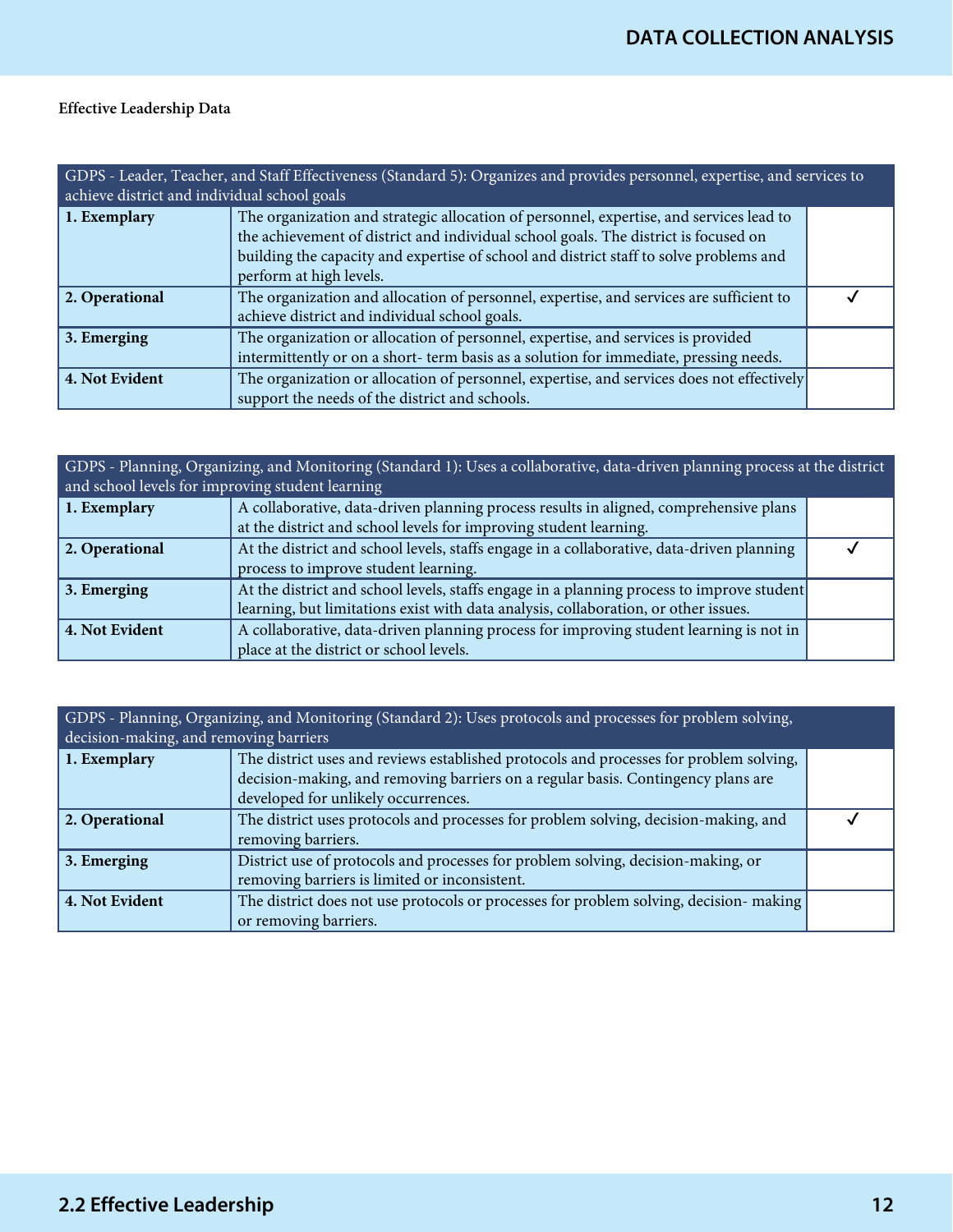**Effective Leadership Data**

| GDPS - Leader, Teacher, and Staff Effectiveness (Standard 5): Organizes and provides personnel, expertise, and services to achieve district and individual school goals | | |
|---|---|---|
| **1. Exemplary** | The organization and strategic allocation of personnel, expertise, and services lead to the achievement of district and individual school goals. The district is focused on building the capacity and expertise of school and district staff to solve problems and perform at high levels. | |
| **2. Operational** | The organization and allocation of personnel, expertise, and services are sufficient to achieve district and individual school goals. | ✓ |
| **3. Emerging** | The organization or allocation of personnel, expertise, and services is provided intermittently or on a short- term basis as a solution for immediate, pressing needs. | |
| **4. Not Evident** | The organization or allocation of personnel, expertise, and services does not effectively support the needs of the district and schools. | |

| GDPS - Planning, Organizing, and Monitoring (Standard 1): Uses a collaborative, data-driven planning process at the district and school levels for improving student learning | | |
|---|---|---|
| **1. Exemplary** | A collaborative, data-driven planning process results in aligned, comprehensive plans at the district and school levels for improving student learning. | |
| **2. Operational** | At the district and school levels, staffs engage in a collaborative, data-driven planning process to improve student learning. | ✓ |
| **3. Emerging** | At the district and school levels, staffs engage in a planning process to improve student learning, but limitations exist with data analysis, collaboration, or other issues. | |
| **4. Not Evident** | A collaborative, data-driven planning process for improving student learning is not in place at the district or school levels. | |

| GDPS - Planning, Organizing, and Monitoring (Standard 2): Uses protocols and processes for problem solving, decision-making, and removing barriers | | |
|---|---|---|
| **1. Exemplary** | The district uses and reviews established protocols and processes for problem solving, decision-making, and removing barriers on a regular basis. Contingency plans are developed for unlikely occurrences. | |
| **2. Operational** | The district uses protocols and processes for problem solving, decision-making, and removing barriers. | ✓ |
| **3. Emerging** | District use of protocols and processes for problem solving, decision-making, or removing barriers is limited or inconsistent. | |
| **4. Not Evident** | The district does not use protocols or processes for problem solving, decision- making or removing barriers. | |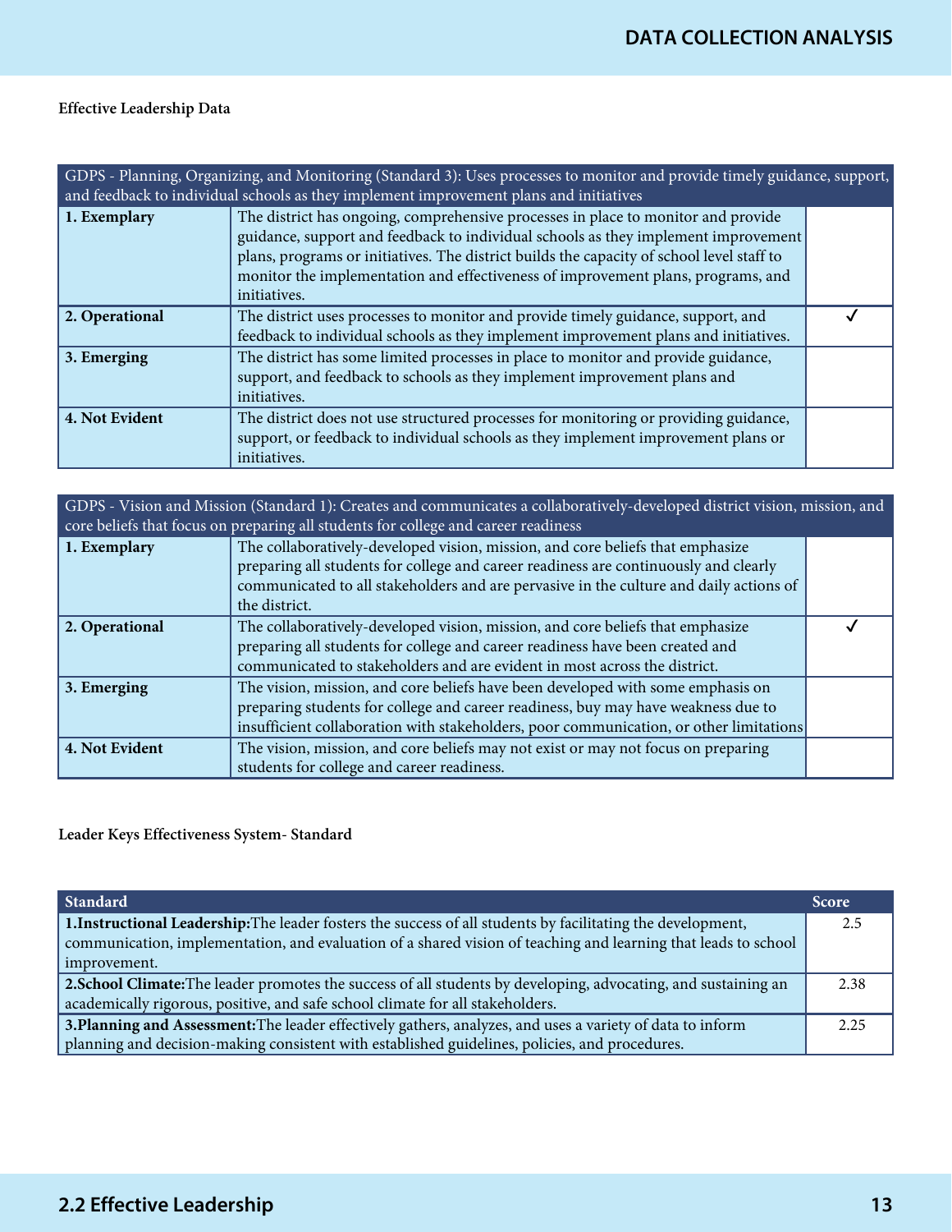**Effective Leadership Data**

| GDPS - Planning, Organizing, and Monitoring (Standard 3): Uses processes to monitor and provide timely guidance, support, and feedback to individual schools as they implement improvement plans and initiatives | | |
|---|---|---|
| **1. Exemplary** | The district has ongoing, comprehensive processes in place to monitor and provide guidance, support and feedback to individual schools as they implement improvement plans, programs or initiatives. The district builds the capacity of school level staff to monitor the implementation and effectiveness of improvement plans, programs, and initiatives. | |
| **2. Operational** | The district uses processes to monitor and provide timely guidance, support, and feedback to individual schools as they implement improvement plans and initiatives. | ✓ |
| **3. Emerging** | The district has some limited processes in place to monitor and provide guidance, support, and feedback to schools as they implement improvement plans and initiatives. | |
| **4. Not Evident** | The district does not use structured processes for monitoring or providing guidance, support, or feedback to individual schools as they implement improvement plans or initiatives. | |

| GDPS - Vision and Mission (Standard 1): Creates and communicates a collaboratively-developed district vision, mission, and core beliefs that focus on preparing all students for college and career readiness | | |
|---|---|---|
| **1. Exemplary** | The collaboratively-developed vision, mission, and core beliefs that emphasize preparing all students for college and career readiness are continuously and clearly communicated to all stakeholders and are pervasive in the culture and daily actions of the district. | |
| **2. Operational** | The collaboratively-developed vision, mission, and core beliefs that emphasize preparing all students for college and career readiness have been created and communicated to stakeholders and are evident in most across the district. | ✓ |
| **3. Emerging** | The vision, mission, and core beliefs have been developed with some emphasis on preparing students for college and career readiness, buy may have weakness due to insufficient collaboration with stakeholders, poor communication, or other limitations | |
| **4. Not Evident** | The vision, mission, and core beliefs may not exist or may not focus on preparing students for college and career readiness. | |

**Leader Keys Effectiveness System- Standard**

| Standard | Score |
|---|---|
| **1.Instructional Leadership:**The leader fosters the success of all students by facilitating the development, communication, implementation, and evaluation of a shared vision of teaching and learning that leads to school improvement. | 2.5 |
| **2.School Climate:**The leader promotes the success of all students by developing, advocating, and sustaining an academically rigorous, positive, and safe school climate for all stakeholders. | 2.38 |
| **3.Planning and Assessment:**The leader effectively gathers, analyzes, and uses a variety of data to inform planning and decision-making consistent with established guidelines, policies, and procedures. | 2.25 |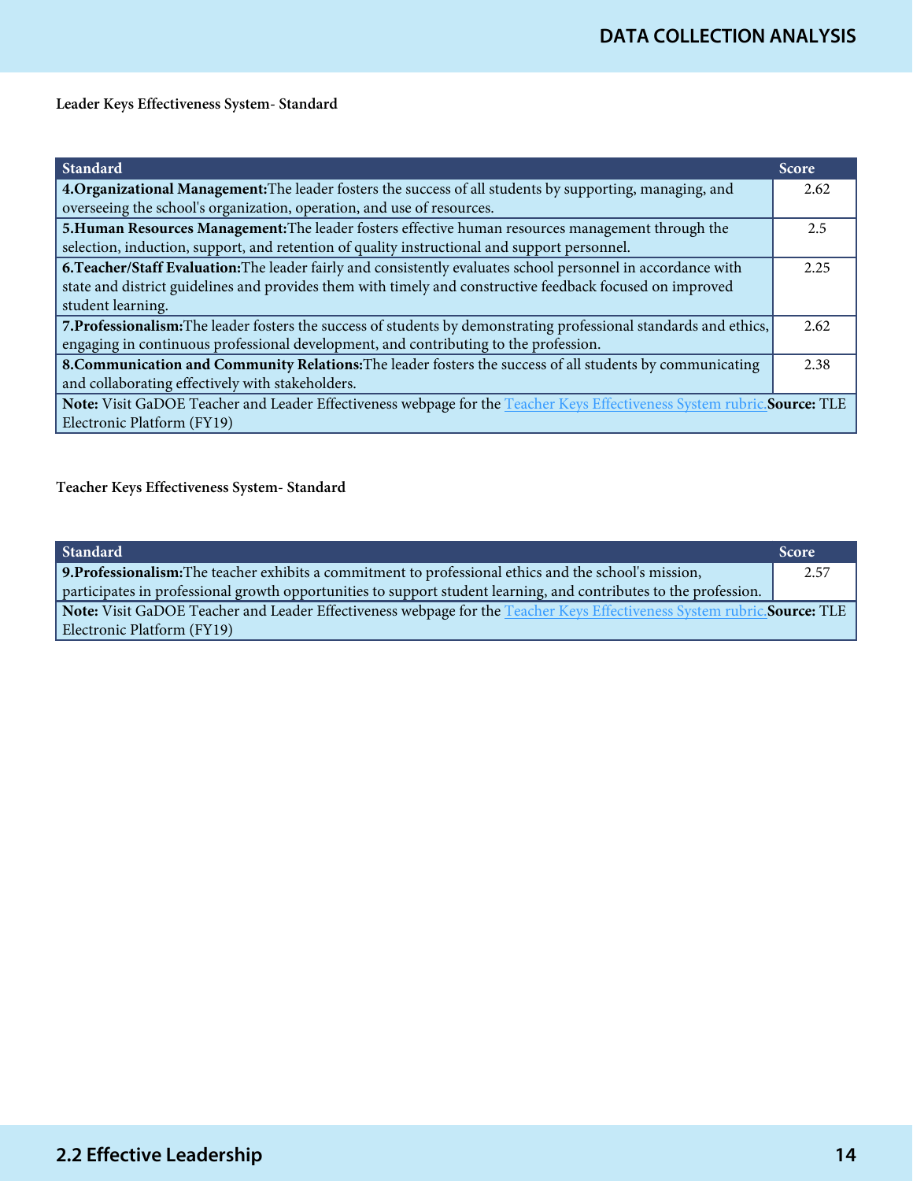**Leader Keys Effectiveness System- Standard**

| Standard | Score |
|---|---|
| **4.Organizational Management:**The leader fosters the success of all students by supporting, managing, and overseeing the school's organization, operation, and use of resources. | 2.62 |
| **5.Human Resources Management:**The leader fosters effective human resources management through the selection, induction, support, and retention of quality instructional and support personnel. | 2.5 |
| **6.Teacher/Staff Evaluation:**The leader fairly and consistently evaluates school personnel in accordance with state and district guidelines and provides them with timely and constructive feedback focused on improved student learning. | 2.25 |
| **7.Professionalism:**The leader fosters the success of students by demonstrating professional standards and ethics, engaging in continuous professional development, and contributing to the profession. | 2.62 |
| **8.Communication and Community Relations:**The leader fosters the success of all students by communicating and collaborating effectively with stakeholders. | 2.38 |
| **Note:** Visit GaDOE Teacher and Leader Effectiveness webpage for the Teacher Keys Effectiveness System rubric.**Source:** TLE Electronic Platform (FY19) | |

**Teacher Keys Effectiveness System- Standard**

| Standard | Score |
|---|---|
| **9.Professionalism:**The teacher exhibits a commitment to professional ethics and the school's mission, participates in professional growth opportunities to support student learning, and contributes to the profession. | 2.57 |
| **Note:** Visit GaDOE Teacher and Leader Effectiveness webpage for the Teacher Keys Effectiveness System rubric.**Source:** TLE Electronic Platform (FY19) | |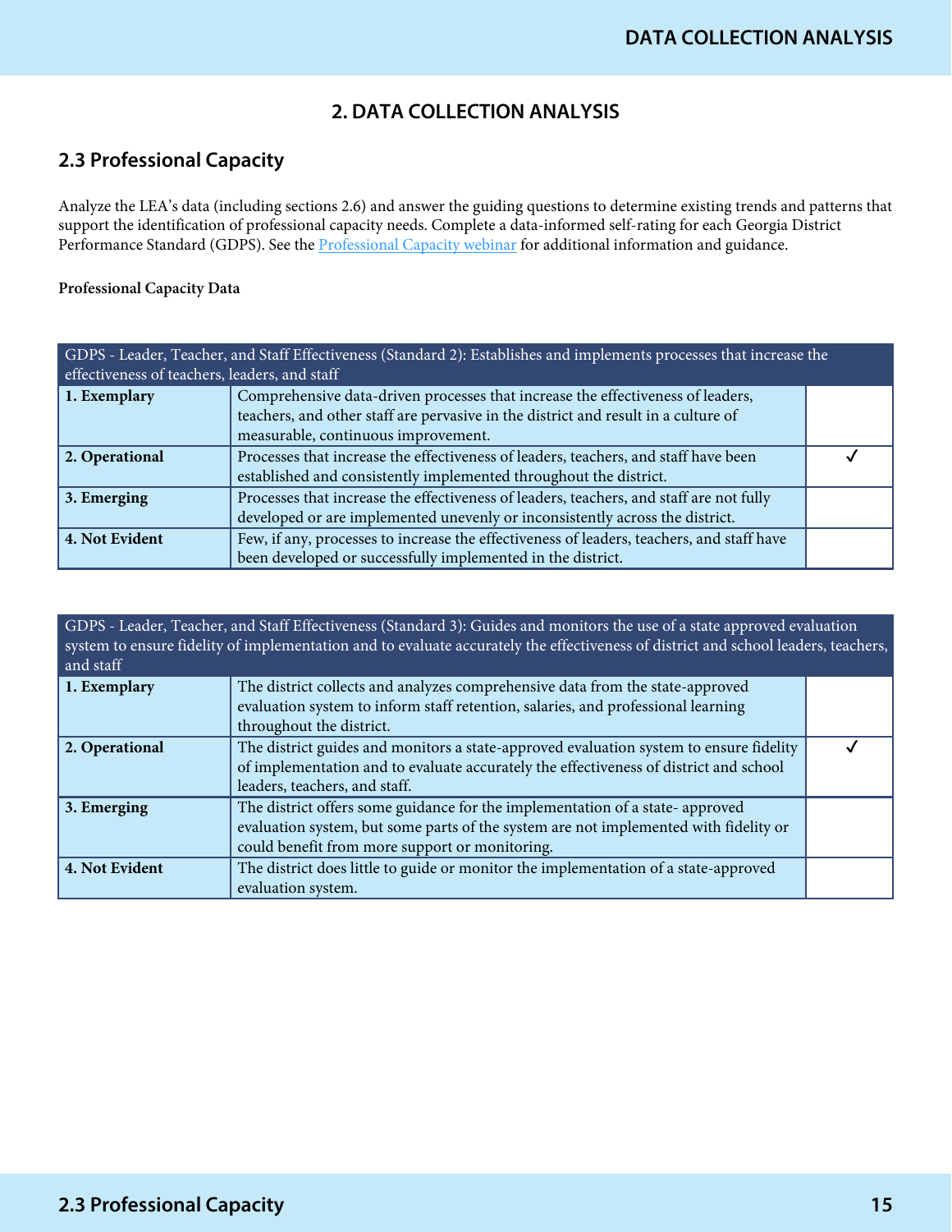## 2. DATA COLLECTION ANALYSIS

### 2.3 Professional Capacity

Analyze the LEA's data (including sections 2.6) and answer the guiding questions to determine existing trends and patterns that support the identification of professional capacity needs. Complete a data-informed self-rating for each Georgia District Performance Standard (GDPS). See the [Professional Capacity webinar]() for additional information and guidance.

**Professional Capacity Data**

| GDPS - Leader, Teacher, and Staff Effectiveness (Standard 2): Establishes and implements processes that increase the effectiveness of teachers, leaders, and staff | | |
|---|---|---|
| **1. Exemplary** | Comprehensive data-driven processes that increase the effectiveness of leaders, teachers, and other staff are pervasive in the district and result in a culture of measurable, continuous improvement. | |
| **2. Operational** | Processes that increase the effectiveness of leaders, teachers, and staff have been established and consistently implemented throughout the district. | ✓ |
| **3. Emerging** | Processes that increase the effectiveness of leaders, teachers, and staff are not fully developed or are implemented unevenly or inconsistently across the district. | |
| **4. Not Evident** | Few, if any, processes to increase the effectiveness of leaders, teachers, and staff have been developed or successfully implemented in the district. | |

| GDPS - Leader, Teacher, and Staff Effectiveness (Standard 3): Guides and monitors the use of a state approved evaluation system to ensure fidelity of implementation and to evaluate accurately the effectiveness of district and school leaders, teachers, and staff | | |
|---|---|---|
| **1. Exemplary** | The district collects and analyzes comprehensive data from the state-approved evaluation system to inform staff retention, salaries, and professional learning throughout the district. | |
| **2. Operational** | The district guides and monitors a state-approved evaluation system to ensure fidelity of implementation and to evaluate accurately the effectiveness of district and school leaders, teachers, and staff. | ✓ |
| **3. Emerging** | The district offers some guidance for the implementation of a state- approved evaluation system, but some parts of the system are not implemented with fidelity or could benefit from more support or monitoring. | |
| **4. Not Evident** | The district does little to guide or monitor the implementation of a state-approved evaluation system. | |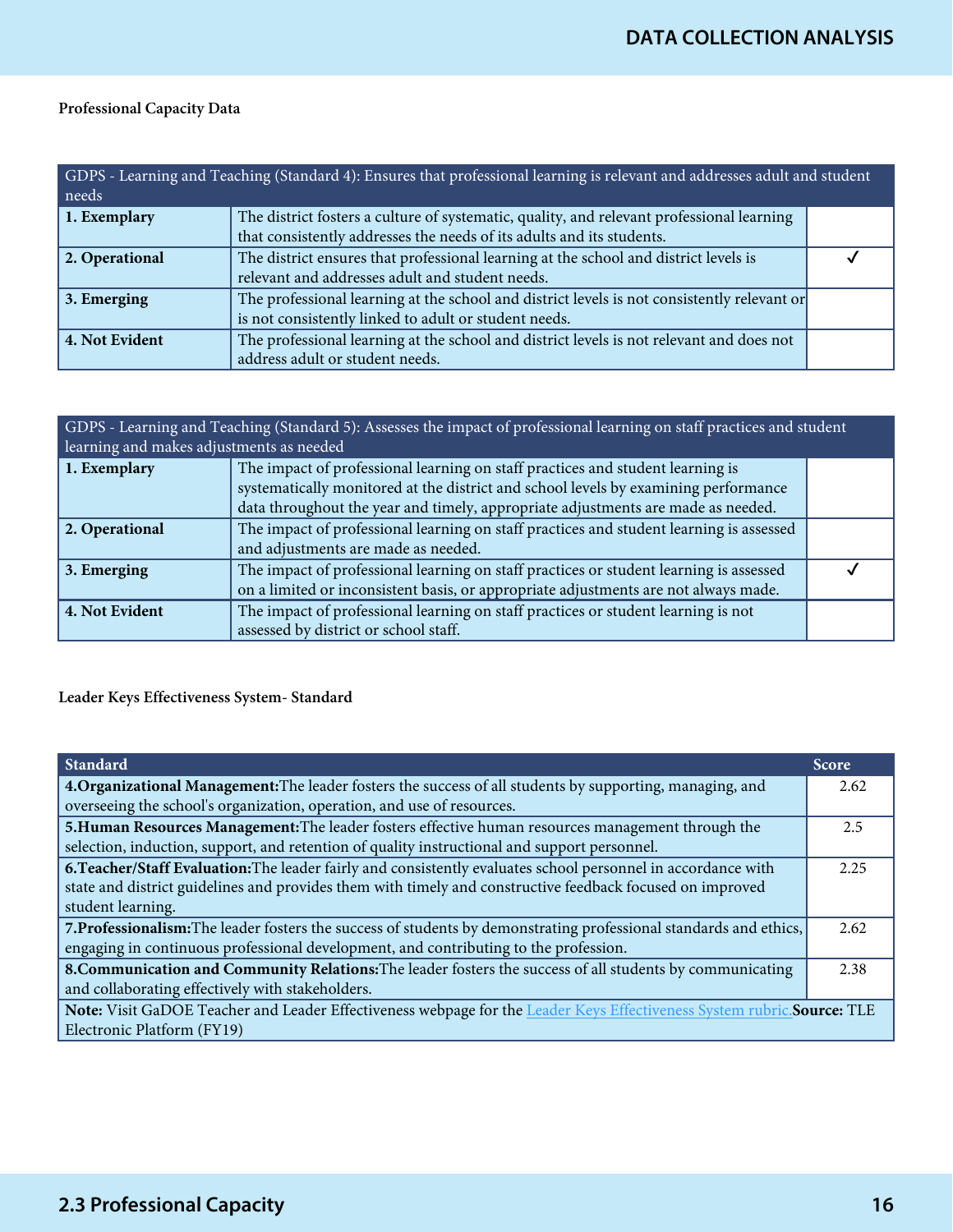**Professional Capacity Data**

| GDPS - Learning and Teaching (Standard 4): Ensures that professional learning is relevant and addresses adult and student needs | | |
|---|---|---|
| **1. Exemplary** | The district fosters a culture of systematic, quality, and relevant professional learning that consistently addresses the needs of its adults and its students. | |
| **2. Operational** | The district ensures that professional learning at the school and district levels is relevant and addresses adult and student needs. | ✓ |
| **3. Emerging** | The professional learning at the school and district levels is not consistently relevant or is not consistently linked to adult or student needs. | |
| **4. Not Evident** | The professional learning at the school and district levels is not relevant and does not address adult or student needs. | |

| GDPS - Learning and Teaching (Standard 5): Assesses the impact of professional learning on staff practices and student learning and makes adjustments as needed | | |
|---|---|---|
| **1. Exemplary** | The impact of professional learning on staff practices and student learning is systematically monitored at the district and school levels by examining performance data throughout the year and timely, appropriate adjustments are made as needed. | |
| **2. Operational** | The impact of professional learning on staff practices and student learning is assessed and adjustments are made as needed. | |
| **3. Emerging** | The impact of professional learning on staff practices or student learning is assessed on a limited or inconsistent basis, or appropriate adjustments are not always made. | ✓ |
| **4. Not Evident** | The impact of professional learning on staff practices or student learning is not assessed by district or school staff. | |

**Leader Keys Effectiveness System- Standard**

| Standard | Score |
|---|---|
| **4.Organizational Management:**The leader fosters the success of all students by supporting, managing, and overseeing the school's organization, operation, and use of resources. | 2.62 |
| **5.Human Resources Management:**The leader fosters effective human resources management through the selection, induction, support, and retention of quality instructional and support personnel. | 2.5 |
| **6.Teacher/Staff Evaluation:**The leader fairly and consistently evaluates school personnel in accordance with state and district guidelines and provides them with timely and constructive feedback focused on improved student learning. | 2.25 |
| **7.Professionalism:**The leader fosters the success of students by demonstrating professional standards and ethics, engaging in continuous professional development, and contributing to the profession. | 2.62 |
| **8.Communication and Community Relations:**The leader fosters the success of all students by communicating and collaborating effectively with stakeholders. | 2.38 |
| **Note:** Visit GaDOE Teacher and Leader Effectiveness webpage for the Leader Keys Effectiveness System rubric.**Source:** TLE Electronic Platform (FY19) | |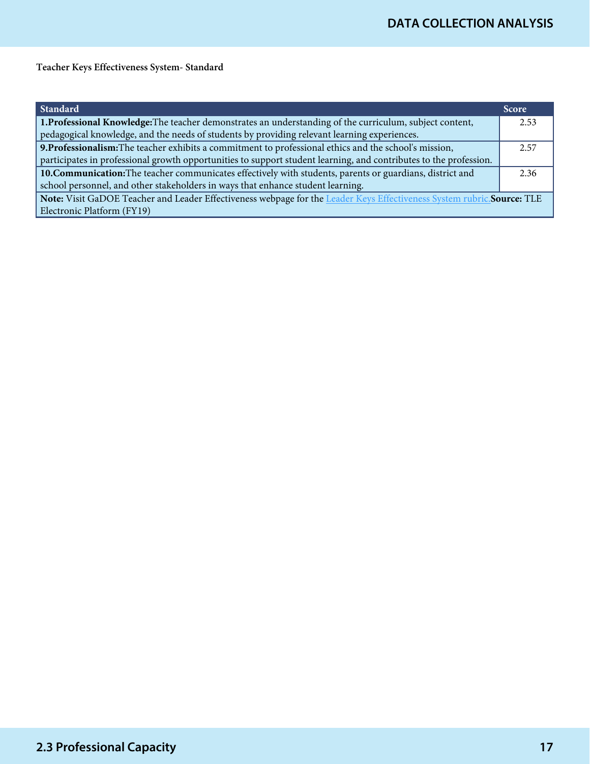**Teacher Keys Effectiveness System- Standard**

| Standard | Score |
|---|---|
| **1.Professional Knowledge:**The teacher demonstrates an understanding of the curriculum, subject content, pedagogical knowledge, and the needs of students by providing relevant learning experiences. | 2.53 |
| **9.Professionalism:**The teacher exhibits a commitment to professional ethics and the school's mission, participates in professional growth opportunities to support student learning, and contributes to the profession. | 2.57 |
| **10.Communication:**The teacher communicates effectively with students, parents or guardians, district and school personnel, and other stakeholders in ways that enhance student learning. | 2.36 |
| **Note:** Visit GaDOE Teacher and Leader Effectiveness webpage for the Leader Keys Effectiveness System rubric.**Source:** TLE Electronic Platform (FY19) | |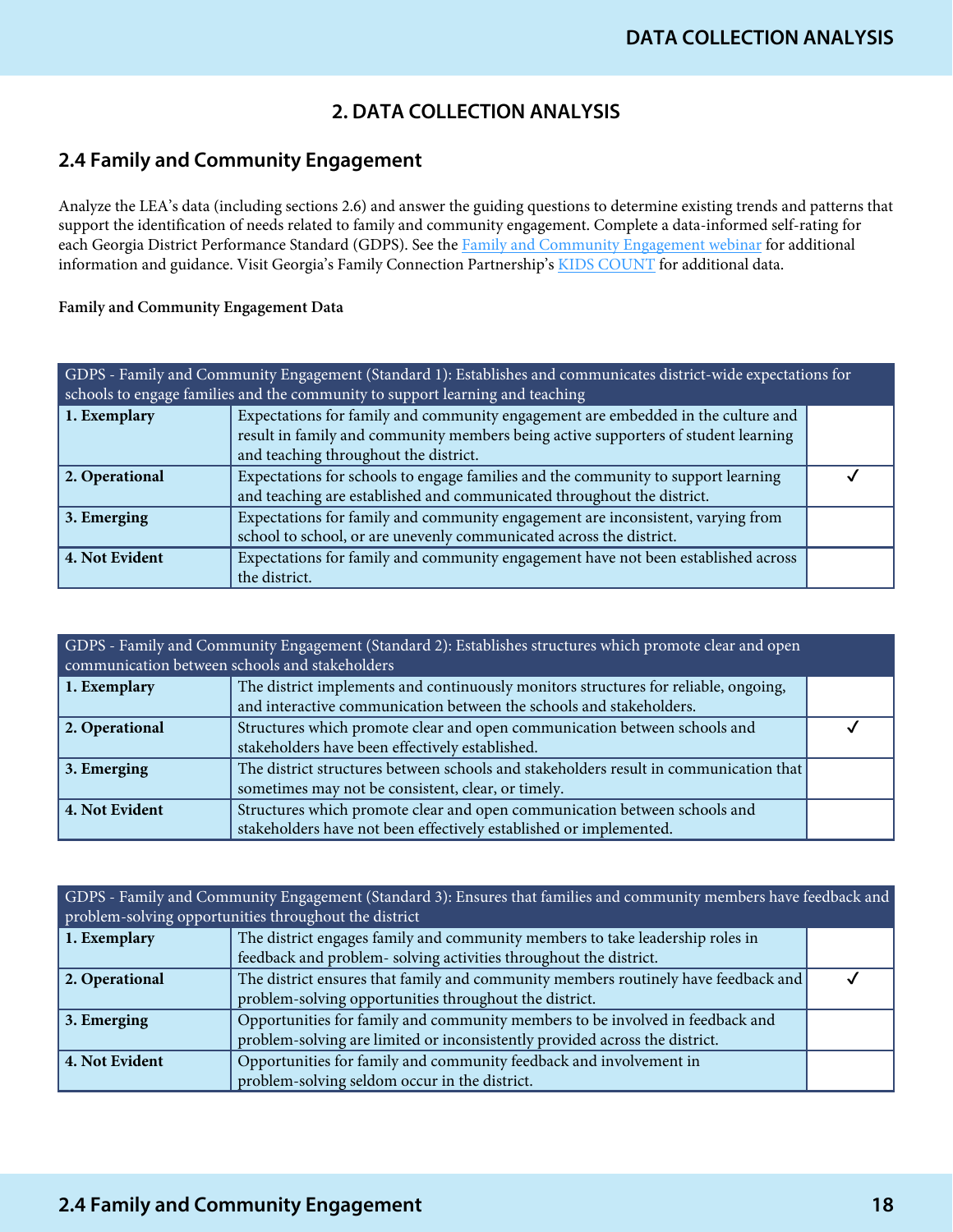## 2. DATA COLLECTION ANALYSIS

### 2.4 Family and Community Engagement

Analyze the LEA's data (including sections 2.6) and answer the guiding questions to determine existing trends and patterns that support the identification of needs related to family and community engagement. Complete a data-informed self-rating for each Georgia District Performance Standard (GDPS). See the Family and Community Engagement webinar for additional information and guidance. Visit Georgia's Family Connection Partnership's KIDS COUNT for additional data.

**Family and Community Engagement Data**

| GDPS - Family and Community Engagement (Standard 1): Establishes and communicates district-wide expectations for schools to engage families and the community to support learning and teaching | | |
|---|---|---|
| **1. Exemplary** | Expectations for family and community engagement are embedded in the culture and result in family and community members being active supporters of student learning and teaching throughout the district. | |
| **2. Operational** | Expectations for schools to engage families and the community to support learning and teaching are established and communicated throughout the district. | ✓ |
| **3. Emerging** | Expectations for family and community engagement are inconsistent, varying from school to school, or are unevenly communicated across the district. | |
| **4. Not Evident** | Expectations for family and community engagement have not been established across the district. | |

| GDPS - Family and Community Engagement (Standard 2): Establishes structures which promote clear and open communication between schools and stakeholders | | |
|---|---|---|
| **1. Exemplary** | The district implements and continuously monitors structures for reliable, ongoing, and interactive communication between the schools and stakeholders. | |
| **2. Operational** | Structures which promote clear and open communication between schools and stakeholders have been effectively established. | ✓ |
| **3. Emerging** | The district structures between schools and stakeholders result in communication that sometimes may not be consistent, clear, or timely. | |
| **4. Not Evident** | Structures which promote clear and open communication between schools and stakeholders have not been effectively established or implemented. | |

| GDPS - Family and Community Engagement (Standard 3): Ensures that families and community members have feedback and problem-solving opportunities throughout the district | | |
|---|---|---|
| **1. Exemplary** | The district engages family and community members to take leadership roles in feedback and problem- solving activities throughout the district. | |
| **2. Operational** | The district ensures that family and community members routinely have feedback and problem-solving opportunities throughout the district. | ✓ |
| **3. Emerging** | Opportunities for family and community members to be involved in feedback and problem-solving are limited or inconsistently provided across the district. | |
| **4. Not Evident** | Opportunities for family and community feedback and involvement in problem-solving seldom occur in the district. | |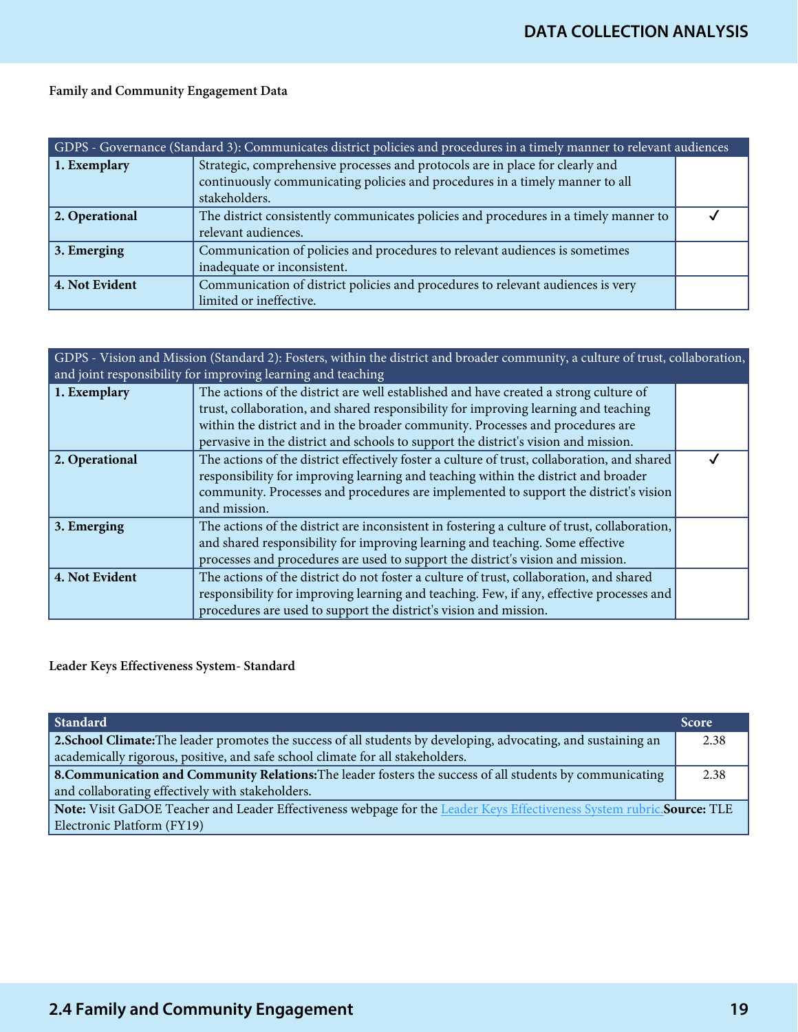**Family and Community Engagement Data**

| GDPS - Governance (Standard 3): Communicates district policies and procedures in a timely manner to relevant audiences | | |
|---|---|---|
| **1. Exemplary** | Strategic, comprehensive processes and protocols are in place for clearly and continuously communicating policies and procedures in a timely manner to all stakeholders. | |
| **2. Operational** | The district consistently communicates policies and procedures in a timely manner to relevant audiences. | ✓ |
| **3. Emerging** | Communication of policies and procedures to relevant audiences is sometimes inadequate or inconsistent. | |
| **4. Not Evident** | Communication of district policies and procedures to relevant audiences is very limited or ineffective. | |

| GDPS - Vision and Mission (Standard 2): Fosters, within the district and broader community, a culture of trust, collaboration, and joint responsibility for improving learning and teaching | | |
|---|---|---|
| **1. Exemplary** | The actions of the district are well established and have created a strong culture of trust, collaboration, and shared responsibility for improving learning and teaching within the district and in the broader community. Processes and procedures are pervasive in the district and schools to support the district's vision and mission. | |
| **2. Operational** | The actions of the district effectively foster a culture of trust, collaboration, and shared responsibility for improving learning and teaching within the district and broader community. Processes and procedures are implemented to support the district's vision and mission. | ✓ |
| **3. Emerging** | The actions of the district are inconsistent in fostering a culture of trust, collaboration, and shared responsibility for improving learning and teaching. Some effective processes and procedures are used to support the district's vision and mission. | |
| **4. Not Evident** | The actions of the district do not foster a culture of trust, collaboration, and shared responsibility for improving learning and teaching. Few, if any, effective processes and procedures are used to support the district's vision and mission. | |

**Leader Keys Effectiveness System- Standard**

| Standard | Score |
|---|---|
| **2.School Climate:** The leader promotes the success of all students by developing, advocating, and sustaining an academically rigorous, positive, and safe school climate for all stakeholders. | 2.38 |
| **8.Communication and Community Relations:** The leader fosters the success of all students by communicating and collaborating effectively with stakeholders. | 2.38 |
| **Note:** Visit GaDOE Teacher and Leader Effectiveness webpage for the Leader Keys Effectiveness System rubric. **Source:** TLE Electronic Platform (FY19) | |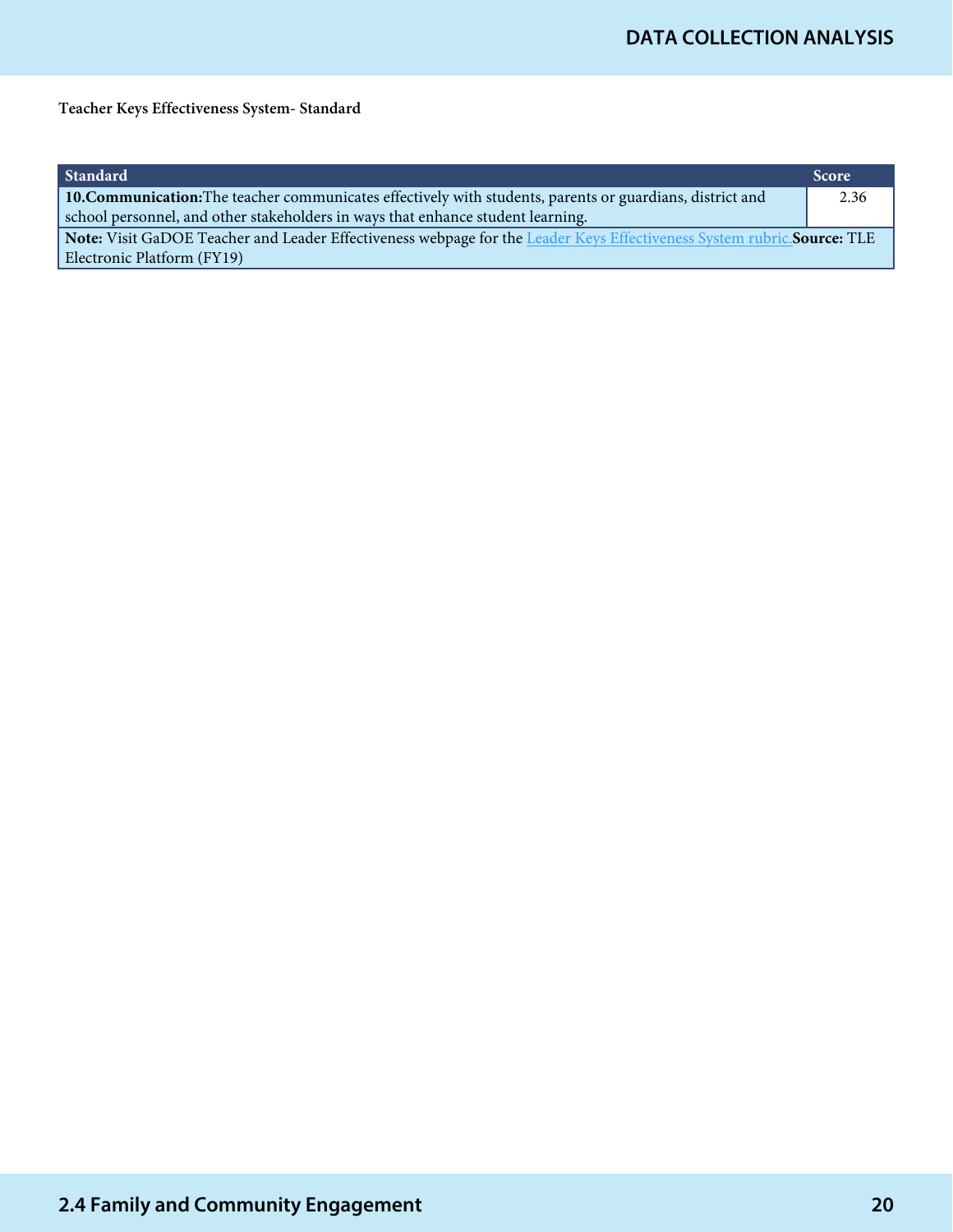**Teacher Keys Effectiveness System- Standard**

| Standard | Score |
|---|---|
| **10.Communication:**The teacher communicates effectively with students, parents or guardians, district and school personnel, and other stakeholders in ways that enhance student learning. | 2.36 |
| **Note:** Visit GaDOE Teacher and Leader Effectiveness webpage for the Leader Keys Effectiveness System rubric.**Source:** TLE Electronic Platform (FY19) | |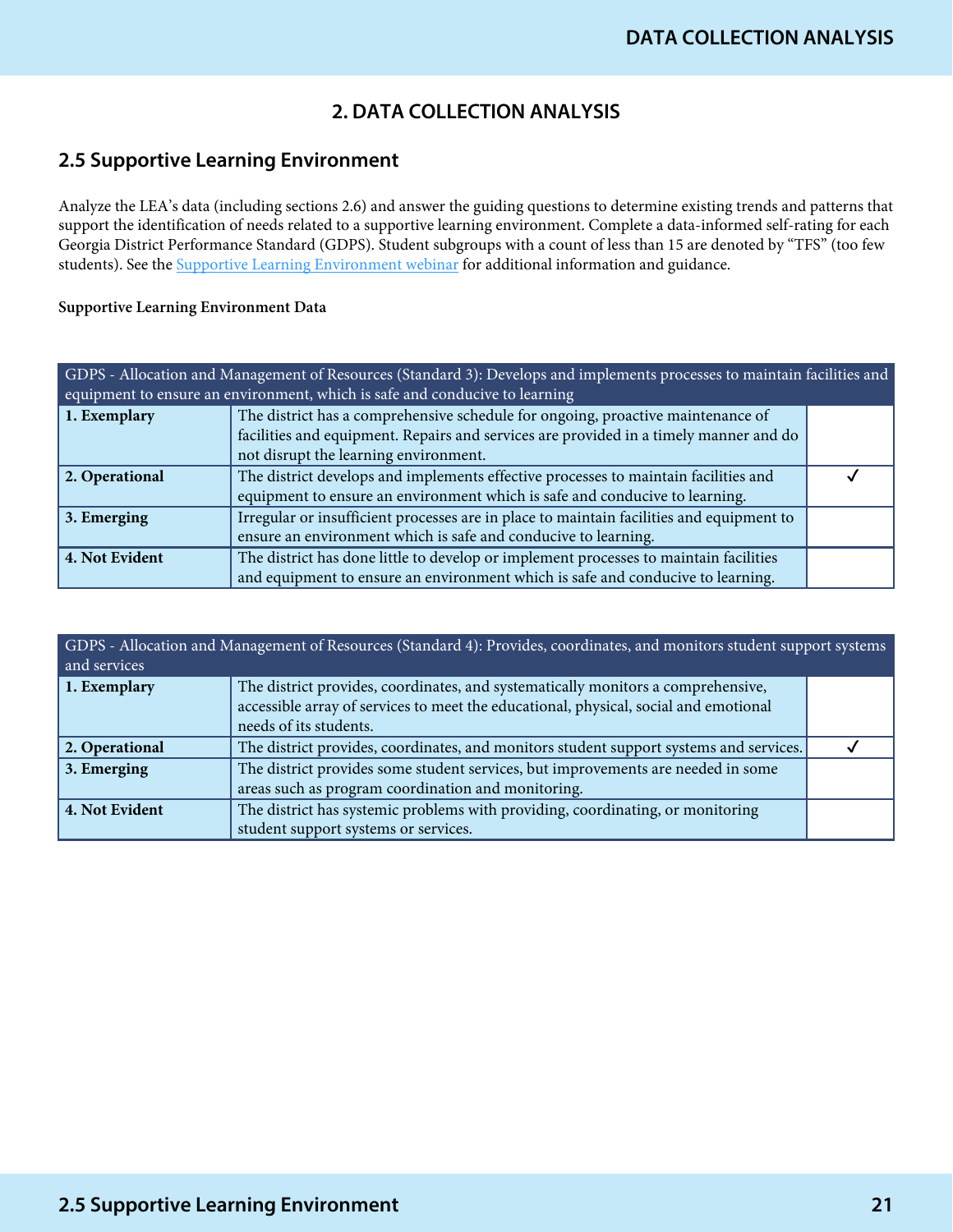# 2. DATA COLLECTION ANALYSIS

## 2.5 Supportive Learning Environment

Analyze the LEA's data (including sections 2.6) and answer the guiding questions to determine existing trends and patterns that support the identification of needs related to a supportive learning environment. Complete a data-informed self-rating for each Georgia District Performance Standard (GDPS). Student subgroups with a count of less than 15 are denoted by "TFS" (too few students). See the Supportive Learning Environment webinar for additional information and guidance.

**Supportive Learning Environment Data**

| GDPS - Allocation and Management of Resources (Standard 3): Develops and implements processes to maintain facilities and equipment to ensure an environment, which is safe and conducive to learning | | |
|---|---|---|
| **1. Exemplary** | The district has a comprehensive schedule for ongoing, proactive maintenance of facilities and equipment. Repairs and services are provided in a timely manner and do not disrupt the learning environment. | |
| **2. Operational** | The district develops and implements effective processes to maintain facilities and equipment to ensure an environment which is safe and conducive to learning. | ✓ |
| **3. Emerging** | Irregular or insufficient processes are in place to maintain facilities and equipment to ensure an environment which is safe and conducive to learning. | |
| **4. Not Evident** | The district has done little to develop or implement processes to maintain facilities and equipment to ensure an environment which is safe and conducive to learning. | |

| GDPS - Allocation and Management of Resources (Standard 4): Provides, coordinates, and monitors student support systems and services | | |
|---|---|---|
| **1. Exemplary** | The district provides, coordinates, and systematically monitors a comprehensive, accessible array of services to meet the educational, physical, social and emotional needs of its students. | |
| **2. Operational** | The district provides, coordinates, and monitors student support systems and services. | ✓ |
| **3. Emerging** | The district provides some student services, but improvements are needed in some areas such as program coordination and monitoring. | |
| **4. Not Evident** | The district has systemic problems with providing, coordinating, or monitoring student support systems or services. | |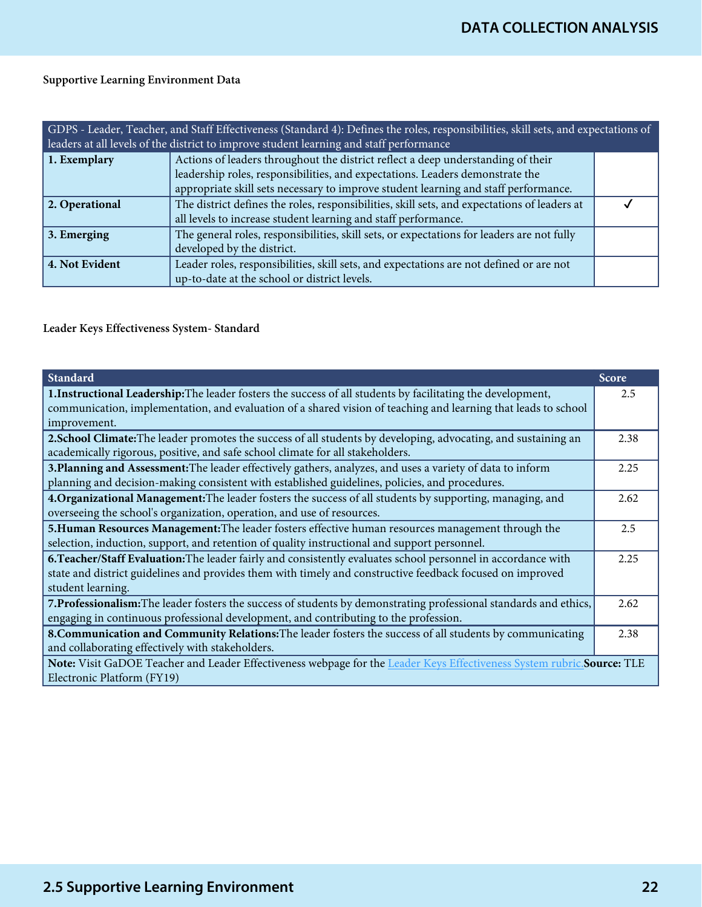**Supportive Learning Environment Data**

| GDPS - Leader, Teacher, and Staff Effectiveness (Standard 4): Defines the roles, responsibilities, skill sets, and expectations of leaders at all levels of the district to improve student learning and staff performance | | |
|---|---|---|
| **1. Exemplary** | Actions of leaders throughout the district reflect a deep understanding of their leadership roles, responsibilities, and expectations. Leaders demonstrate the appropriate skill sets necessary to improve student learning and staff performance. | |
| **2. Operational** | The district defines the roles, responsibilities, skill sets, and expectations of leaders at all levels to increase student learning and staff performance. | ✓ |
| **3. Emerging** | The general roles, responsibilities, skill sets, or expectations for leaders are not fully developed by the district. | |
| **4. Not Evident** | Leader roles, responsibilities, skill sets, and expectations are not defined or are not up-to-date at the school or district levels. | |

**Leader Keys Effectiveness System- Standard**

| Standard | Score |
|---|---|
| **1.Instructional Leadership:**The leader fosters the success of all students by facilitating the development, communication, implementation, and evaluation of a shared vision of teaching and learning that leads to school improvement. | 2.5 |
| **2.School Climate:**The leader promotes the success of all students by developing, advocating, and sustaining an academically rigorous, positive, and safe school climate for all stakeholders. | 2.38 |
| **3.Planning and Assessment:**The leader effectively gathers, analyzes, and uses a variety of data to inform planning and decision-making consistent with established guidelines, policies, and procedures. | 2.25 |
| **4.Organizational Management:**The leader fosters the success of all students by supporting, managing, and overseeing the school's organization, operation, and use of resources. | 2.62 |
| **5.Human Resources Management:**The leader fosters effective human resources management through the selection, induction, support, and retention of quality instructional and support personnel. | 2.5 |
| **6.Teacher/Staff Evaluation:**The leader fairly and consistently evaluates school personnel in accordance with state and district guidelines and provides them with timely and constructive feedback focused on improved student learning. | 2.25 |
| **7.Professionalism:**The leader fosters the success of students by demonstrating professional standards and ethics, engaging in continuous professional development, and contributing to the profession. | 2.62 |
| **8.Communication and Community Relations:**The leader fosters the success of all students by communicating and collaborating effectively with stakeholders. | 2.38 |
| **Note:** Visit GaDOE Teacher and Leader Effectiveness webpage for the Leader Keys Effectiveness System rubric.**Source:** TLE Electronic Platform (FY19) | |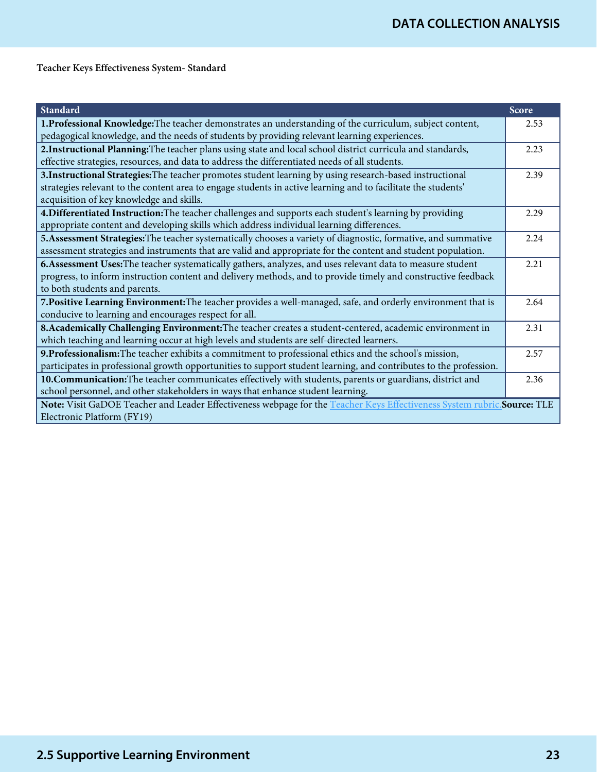**Teacher Keys Effectiveness System- Standard**

| Standard | Score |
|---|---|
| **1.Professional Knowledge:**The teacher demonstrates an understanding of the curriculum, subject content, pedagogical knowledge, and the needs of students by providing relevant learning experiences. | 2.53 |
| **2.Instructional Planning:**The teacher plans using state and local school district curricula and standards, effective strategies, resources, and data to address the differentiated needs of all students. | 2.23 |
| **3.Instructional Strategies:**The teacher promotes student learning by using research-based instructional strategies relevant to the content area to engage students in active learning and to facilitate the students' acquisition of key knowledge and skills. | 2.39 |
| **4.Differentiated Instruction:**The teacher challenges and supports each student's learning by providing appropriate content and developing skills which address individual learning differences. | 2.29 |
| **5.Assessment Strategies:**The teacher systematically chooses a variety of diagnostic, formative, and summative assessment strategies and instruments that are valid and appropriate for the content and student population. | 2.24 |
| **6.Assessment Uses:**The teacher systematically gathers, analyzes, and uses relevant data to measure student progress, to inform instruction content and delivery methods, and to provide timely and constructive feedback to both students and parents. | 2.21 |
| **7.Positive Learning Environment:**The teacher provides a well-managed, safe, and orderly environment that is conducive to learning and encourages respect for all. | 2.64 |
| **8.Academically Challenging Environment:**The teacher creates a student-centered, academic environment in which teaching and learning occur at high levels and students are self-directed learners. | 2.31 |
| **9.Professionalism:**The teacher exhibits a commitment to professional ethics and the school's mission, participates in professional growth opportunities to support student learning, and contributes to the profession. | 2.57 |
| **10.Communication:**The teacher communicates effectively with students, parents or guardians, district and school personnel, and other stakeholders in ways that enhance student learning. | 2.36 |
| **Note:** Visit GaDOE Teacher and Leader Effectiveness webpage for the Teacher Keys Effectiveness System rubric.**Source:** TLE Electronic Platform (FY19) | |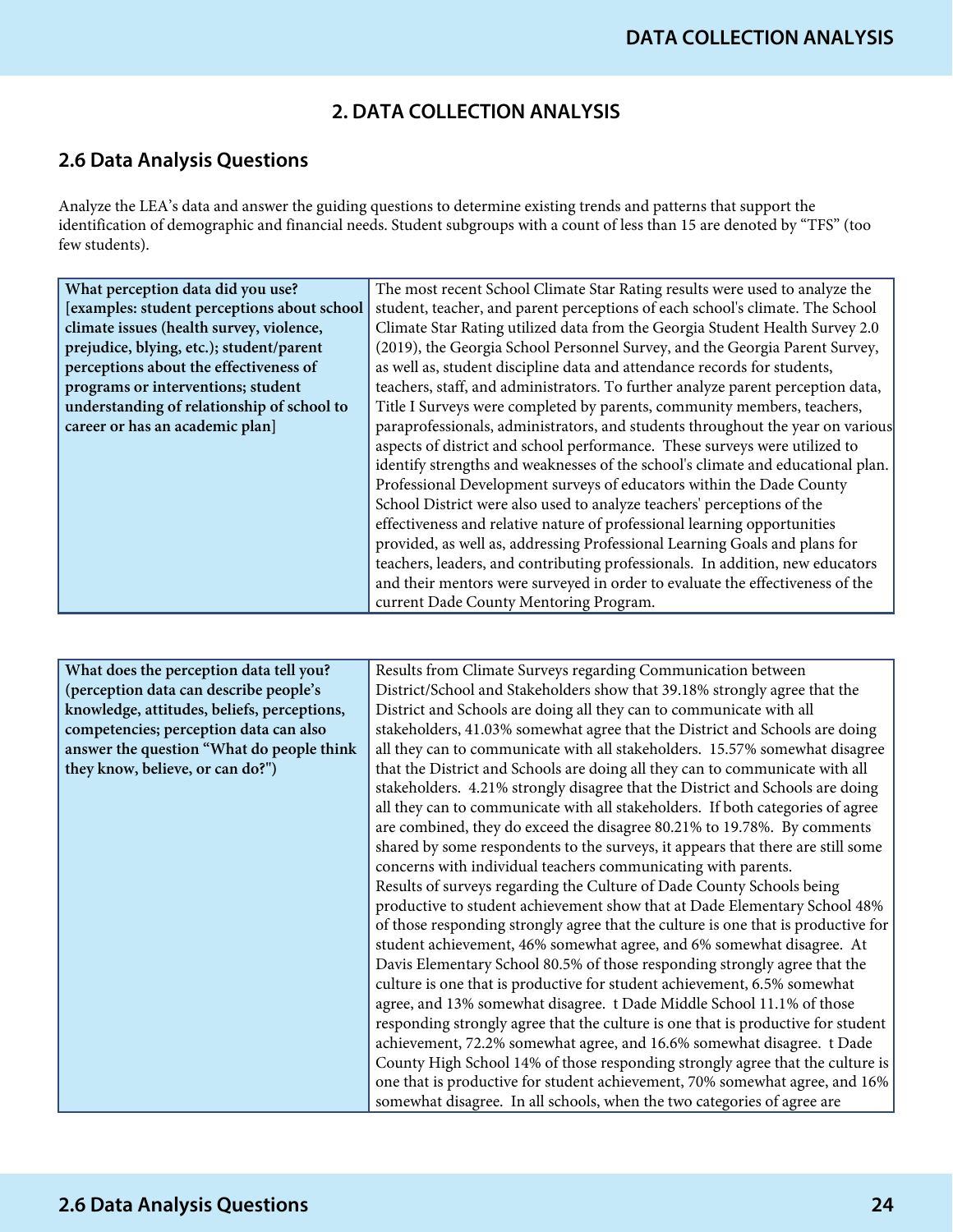## 2. DATA COLLECTION ANALYSIS

### 2.6 Data Analysis Questions

Analyze the LEA's data and answer the guiding questions to determine existing trends and patterns that support the identification of demographic and financial needs. Student subgroups with a count of less than 15 are denoted by "TFS" (too few students).

| | |
|---|---|
| **What perception data did you use? [examples: student perceptions about school climate issues (health survey, violence, prejudice, blying, etc.); student/parent perceptions about the effectiveness of programs or interventions; student understanding of relationship of school to career or has an academic plan]** | The most recent School Climate Star Rating results were used to analyze the student, teacher, and parent perceptions of each school's climate. The School Climate Star Rating utilized data from the Georgia Student Health Survey 2.0 (2019), the Georgia School Personnel Survey, and the Georgia Parent Survey, as well as, student discipline data and attendance records for students, teachers, staff, and administrators. To further analyze parent perception data, Title I Surveys were completed by parents, community members, teachers, paraprofessionals, administrators, and students throughout the year on various aspects of district and school performance. These surveys were utilized to identify strengths and weaknesses of the school's climate and educational plan. Professional Development surveys of educators within the Dade County School District were also used to analyze teachers' perceptions of the effectiveness and relative nature of professional learning opportunities provided, as well as, addressing Professional Learning Goals and plans for teachers, leaders, and contributing professionals. In addition, new educators and their mentors were surveyed in order to evaluate the effectiveness of the current Dade County Mentoring Program. |

| | |
|---|---|
| **What does the perception data tell you? (perception data can describe people's knowledge, attitudes, beliefs, perceptions, competencies; perception data can also answer the question "What do people think they know, believe, or can do?")** | Results from Climate Surveys regarding Communication between District/School and Stakeholders show that 39.18% strongly agree that the District and Schools are doing all they can to communicate with all stakeholders, 41.03% somewhat agree that the District and Schools are doing all they can to communicate with all stakeholders. 15.57% somewhat disagree that the District and Schools are doing all they can to communicate with all stakeholders. 4.21% strongly disagree that the District and Schools are doing all they can to communicate with all stakeholders. If both categories of agree are combined, they do exceed the disagree 80.21% to 19.78%. By comments shared by some respondents to the surveys, it appears that there are still some concerns with individual teachers communicating with parents.<br>Results of surveys regarding the Culture of Dade County Schools being productive to student achievement show that at Dade Elementary School 48% of those responding strongly agree that the culture is one that is productive for student achievement, 46% somewhat agree, and 6% somewhat disagree. At Davis Elementary School 80.5% of those responding strongly agree that the culture is one that is productive for student achievement, 6.5% somewhat agree, and 13% somewhat disagree. t Dade Middle School 11.1% of those responding strongly agree that the culture is one that is productive for student achievement, 72.2% somewhat agree, and 16.6% somewhat disagree. t Dade County High School 14% of those responding strongly agree that the culture is one that is productive for student achievement, 70% somewhat agree, and 16% somewhat disagree. In all schools, when the two categories of agree are |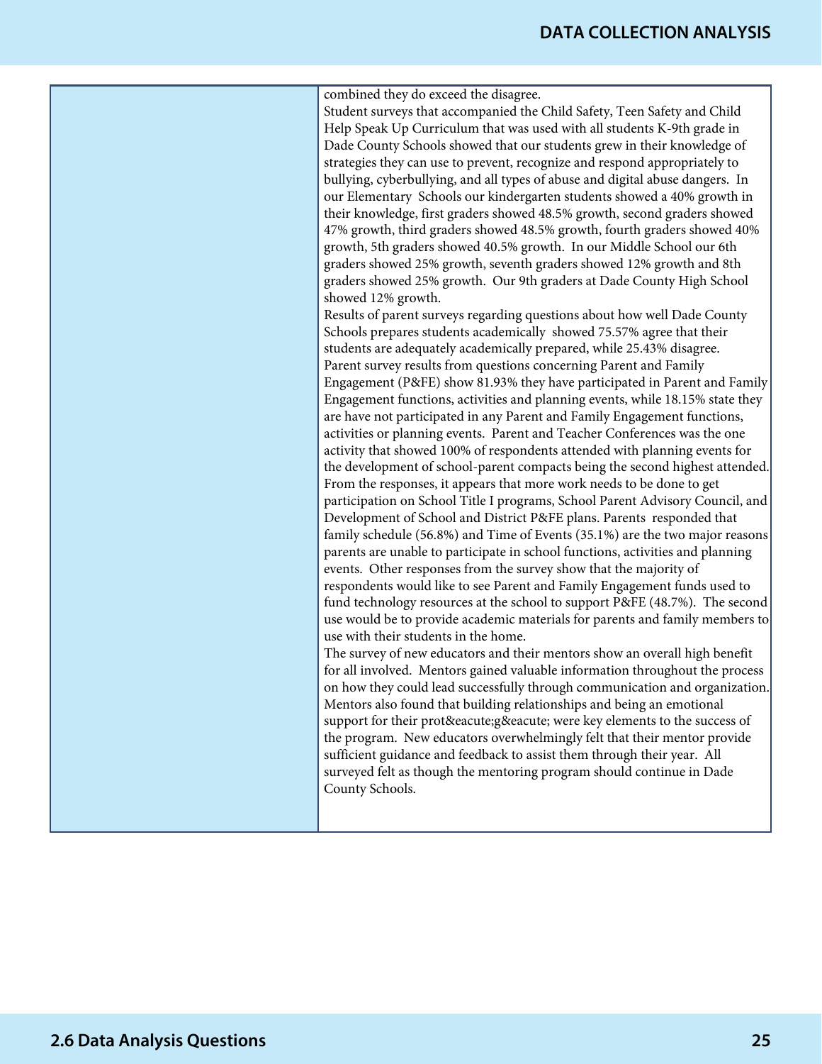| | |
|---|---|
| | combined they do exceed the disagree.<br>Student surveys that accompanied the Child Safety, Teen Safety and Child Help Speak Up Curriculum that was used with all students K-9th grade in Dade County Schools showed that our students grew in their knowledge of strategies they can use to prevent, recognize and respond appropriately to bullying, cyberbullying, and all types of abuse and digital abuse dangers. In our Elementary Schools our kindergarten students showed a 40% growth in their knowledge, first graders showed 48.5% growth, second graders showed 47% growth, third graders showed 48.5% growth, fourth graders showed 40% growth, 5th graders showed 40.5% growth. In our Middle School our 6th graders showed 25% growth, seventh graders showed 12% growth and 8th graders showed 25% growth. Our 9th graders at Dade County High School showed 12% growth.<br>Results of parent surveys regarding questions about how well Dade County Schools prepares students academically showed 75.57% agree that their students are adequately academically prepared, while 25.43% disagree.<br>Parent survey results from questions concerning Parent and Family Engagement (P&FE) show 81.93% they have participated in Parent and Family Engagement functions, activities and planning events, while 18.15% state they are have not participated in any Parent and Family Engagement functions, activities or planning events. Parent and Teacher Conferences was the one activity that showed 100% of respondents attended with planning events for the development of school-parent compacts being the second highest attended. From the responses, it appears that more work needs to be done to get participation on School Title I programs, School Parent Advisory Council, and Development of School and District P&FE plans. Parents responded that family schedule (56.8%) and Time of Events (35.1%) are the two major reasons parents are unable to participate in school functions, activities and planning events. Other responses from the survey show that the majority of respondents would like to see Parent and Family Engagement funds used to fund technology resources at the school to support P&FE (48.7%). The second use would be to provide academic materials for parents and family members to use with their students in the home.<br>The survey of new educators and their mentors show an overall high benefit for all involved. Mentors gained valuable information throughout the process on how they could lead successfully through communication and organization. Mentors also found that building relationships and being an emotional support for their prot&eacute;g&eacute; were key elements to the success of the program. New educators overwhelmingly felt that their mentor provide sufficient guidance and feedback to assist them through their year. All surveyed felt as though the mentoring program should continue in Dade County Schools. |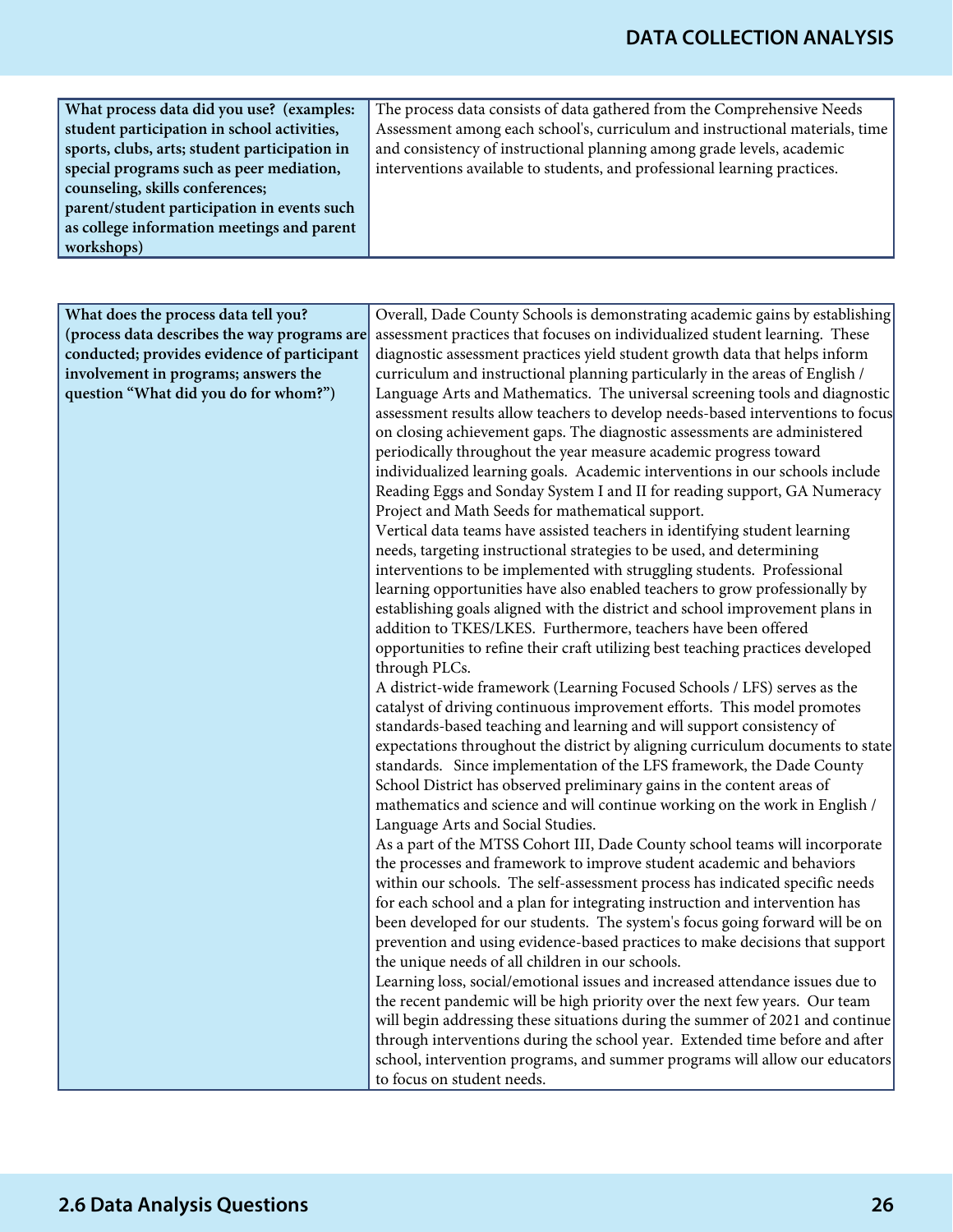| What process data did you use? (examples: student participation in school activities, sports, clubs, arts; student participation in special programs such as peer mediation, counseling, skills conferences; parent/student participation in events such as college information meetings and parent workshops) | The process data consists of data gathered from the Comprehensive Needs Assessment among each school's, curriculum and instructional materials, time and consistency of instructional planning among grade levels, academic interventions available to students, and professional learning practices. |
|---|---|

| What does the process data tell you? (process data describes the way programs are conducted; provides evidence of participant involvement in programs; answers the question "What did you do for whom?") | Overall, Dade County Schools is demonstrating academic gains by establishing assessment practices that focuses on individualized student learning. These diagnostic assessment practices yield student growth data that helps inform curriculum and instructional planning particularly in the areas of English / Language Arts and Mathematics. The universal screening tools and diagnostic assessment results allow teachers to develop needs-based interventions to focus on closing achievement gaps. The diagnostic assessments are administered periodically throughout the year measure academic progress toward individualized learning goals. Academic interventions in our schools include Reading Eggs and Sonday System I and II for reading support, GA Numeracy Project and Math Seeds for mathematical support.<br>Vertical data teams have assisted teachers in identifying student learning needs, targeting instructional strategies to be used, and determining interventions to be implemented with struggling students. Professional learning opportunities have also enabled teachers to grow professionally by establishing goals aligned with the district and school improvement plans in addition to TKES/LKES. Furthermore, teachers have been offered opportunities to refine their craft utilizing best teaching practices developed through PLCs.<br>A district-wide framework (Learning Focused Schools / LFS) serves as the catalyst of driving continuous improvement efforts. This model promotes standards-based teaching and learning and will support consistency of expectations throughout the district by aligning curriculum documents to state standards. Since implementation of the LFS framework, the Dade County School District has observed preliminary gains in the content areas of mathematics and science and will continue working on the work in English / Language Arts and Social Studies.<br>As a part of the MTSS Cohort III, Dade County school teams will incorporate the processes and framework to improve student academic and behaviors within our schools. The self-assessment process has indicated specific needs for each school and a plan for integrating instruction and intervention has been developed for our students. The system's focus going forward will be on prevention and using evidence-based practices to make decisions that support the unique needs of all children in our schools.<br>Learning loss, social/emotional issues and increased attendance issues due to the recent pandemic will be high priority over the next few years. Our team will begin addressing these situations during the summer of 2021 and continue through interventions during the school year. Extended time before and after school, intervention programs, and summer programs will allow our educators to focus on student needs. |
|---|---|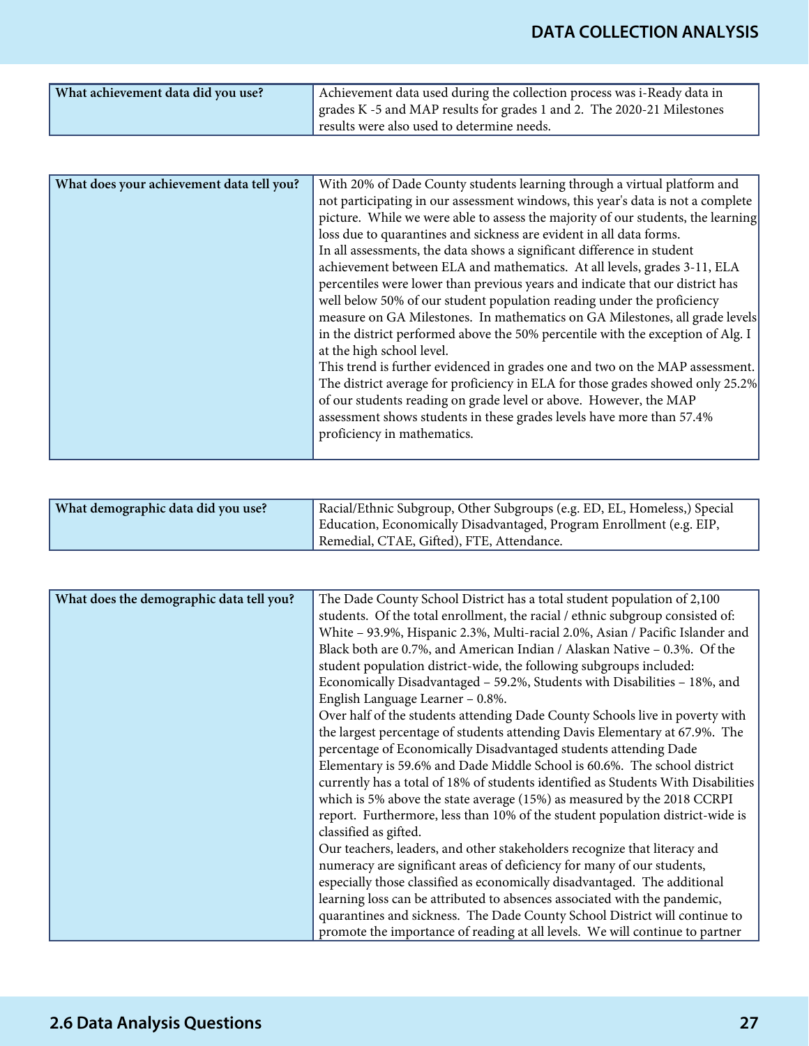# DATA COLLECTION ANALYSIS

| What achievement data did you use? | Achievement data used during the collection process was i-Ready data in grades K -5 and MAP results for grades 1 and 2. The 2020-21 Milestones results were also used to determine needs. |
|---|---|

| What does your achievement data tell you? | With 20% of Dade County students learning through a virtual platform and not participating in our assessment windows, this year's data is not a complete picture. While we were able to assess the majority of our students, the learning loss due to quarantines and sickness are evident in all data forms.<br>In all assessments, the data shows a significant difference in student achievement between ELA and mathematics. At all levels, grades 3-11, ELA percentiles were lower than previous years and indicate that our district has well below 50% of our student population reading under the proficiency measure on GA Milestones. In mathematics on GA Milestones, all grade levels in the district performed above the 50% percentile with the exception of Alg. I at the high school level.<br>This trend is further evidenced in grades one and two on the MAP assessment. The district average for proficiency in ELA for those grades showed only 25.2% of our students reading on grade level or above. However, the MAP assessment shows students in these grades levels have more than 57.4% proficiency in mathematics. |
|---|---|

| What demographic data did you use? | Racial/Ethnic Subgroup, Other Subgroups (e.g. ED, EL, Homeless,) Special Education, Economically Disadvantaged, Program Enrollment (e.g. EIP, Remedial, CTAE, Gifted), FTE, Attendance. |
|---|---|

| What does the demographic data tell you? | The Dade County School District has a total student population of 2,100 students. Of the total enrollment, the racial / ethnic subgroup consisted of: White – 93.9%, Hispanic 2.3%, Multi-racial 2.0%, Asian / Pacific Islander and Black both are 0.7%, and American Indian / Alaskan Native – 0.3%. Of the student population district-wide, the following subgroups included: Economically Disadvantaged – 59.2%, Students with Disabilities – 18%, and English Language Learner – 0.8%.<br>Over half of the students attending Dade County Schools live in poverty with the largest percentage of students attending Davis Elementary at 67.9%. The percentage of Economically Disadvantaged students attending Dade Elementary is 59.6% and Dade Middle School is 60.6%. The school district currently has a total of 18% of students identified as Students With Disabilities which is 5% above the state average (15%) as measured by the 2018 CCRPI report. Furthermore, less than 10% of the student population district-wide is classified as gifted.<br>Our teachers, leaders, and other stakeholders recognize that literacy and numeracy are significant areas of deficiency for many of our students, especially those classified as economically disadvantaged. The additional learning loss can be attributed to absences associated with the pandemic, quarantines and sickness. The Dade County School District will continue to promote the importance of reading at all levels. We will continue to partner |
|---|---|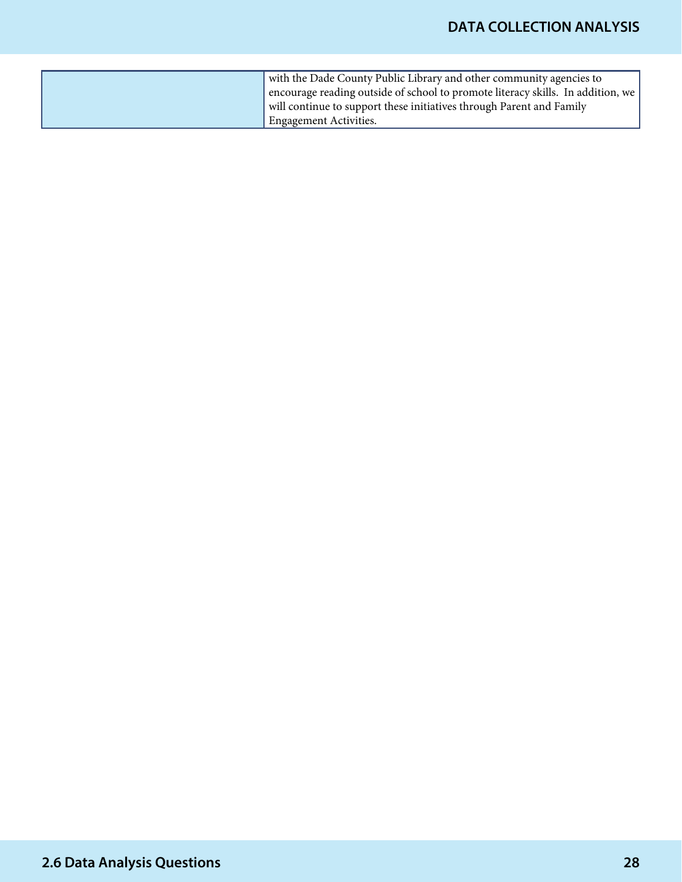| | |
|---|---|
| | with the Dade County Public Library and other community agencies to encourage reading outside of school to promote literacy skills. In addition, we will continue to support these initiatives through Parent and Family Engagement Activities. |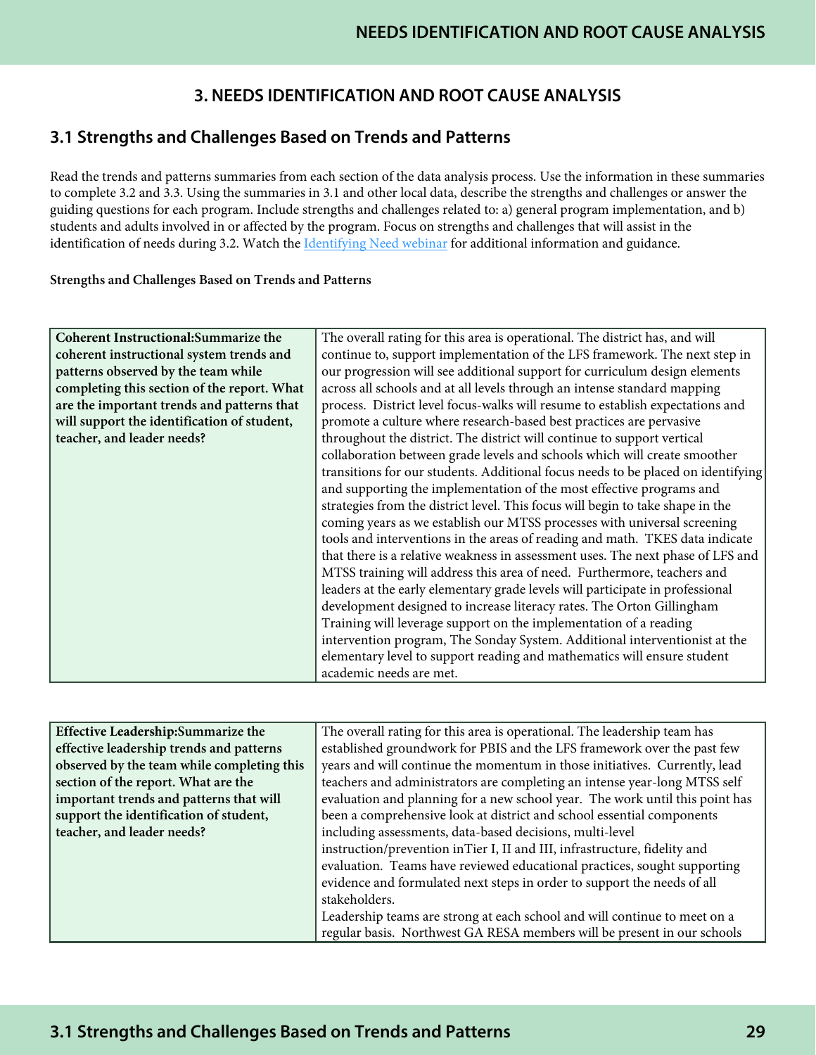## 3. NEEDS IDENTIFICATION AND ROOT CAUSE ANALYSIS

### 3.1 Strengths and Challenges Based on Trends and Patterns

Read the trends and patterns summaries from each section of the data analysis process. Use the information in these summaries to complete 3.2 and 3.3. Using the summaries in 3.1 and other local data, describe the strengths and challenges or answer the guiding questions for each program. Include strengths and challenges related to: a) general program implementation, and b) students and adults involved in or affected by the program. Focus on strengths and challenges that will assist in the identification of needs during 3.2. Watch the [Identifying Need webinar] for additional information and guidance.

**Strengths and Challenges Based on Trends and Patterns**

| | |
|---|---|
| **Coherent Instructional:Summarize the coherent instructional system trends and patterns observed by the team while completing this section of the report. What are the important trends and patterns that will support the identification of student, teacher, and leader needs?** | The overall rating for this area is operational. The district has, and will continue to, support implementation of the LFS framework. The next step in our progression will see additional support for curriculum design elements across all schools and at all levels through an intense standard mapping process. District level focus-walks will resume to establish expectations and promote a culture where research-based best practices are pervasive throughout the district. The district will continue to support vertical collaboration between grade levels and schools which will create smoother transitions for our students. Additional focus needs to be placed on identifying and supporting the implementation of the most effective programs and strategies from the district level. This focus will begin to take shape in the coming years as we establish our MTSS processes with universal screening tools and interventions in the areas of reading and math. TKES data indicate that there is a relative weakness in assessment uses. The next phase of LFS and MTSS training will address this area of need. Furthermore, teachers and leaders at the early elementary grade levels will participate in professional development designed to increase literacy rates. The Orton Gillingham Training will leverage support on the implementation of a reading intervention program, The Sonday System. Additional interventionist at the elementary level to support reading and mathematics will ensure student academic needs are met. |

| | |
|---|---|
| **Effective Leadership:Summarize the effective leadership trends and patterns observed by the team while completing this section of the report. What are the important trends and patterns that will support the identification of student, teacher, and leader needs?** | The overall rating for this area is operational. The leadership team has established groundwork for PBIS and the LFS framework over the past few years and will continue the momentum in those initiatives. Currently, lead teachers and administrators are completing an intense year-long MTSS self evaluation and planning for a new school year. The work until this point has been a comprehensive look at district and school essential components including assessments, data-based decisions, multi-level instruction/prevention inTier I, II and III, infrastructure, fidelity and evaluation. Teams have reviewed educational practices, sought supporting evidence and formulated next steps in order to support the needs of all stakeholders.<br>Leadership teams are strong at each school and will continue to meet on a regular basis. Northwest GA RESA members will be present in our schools |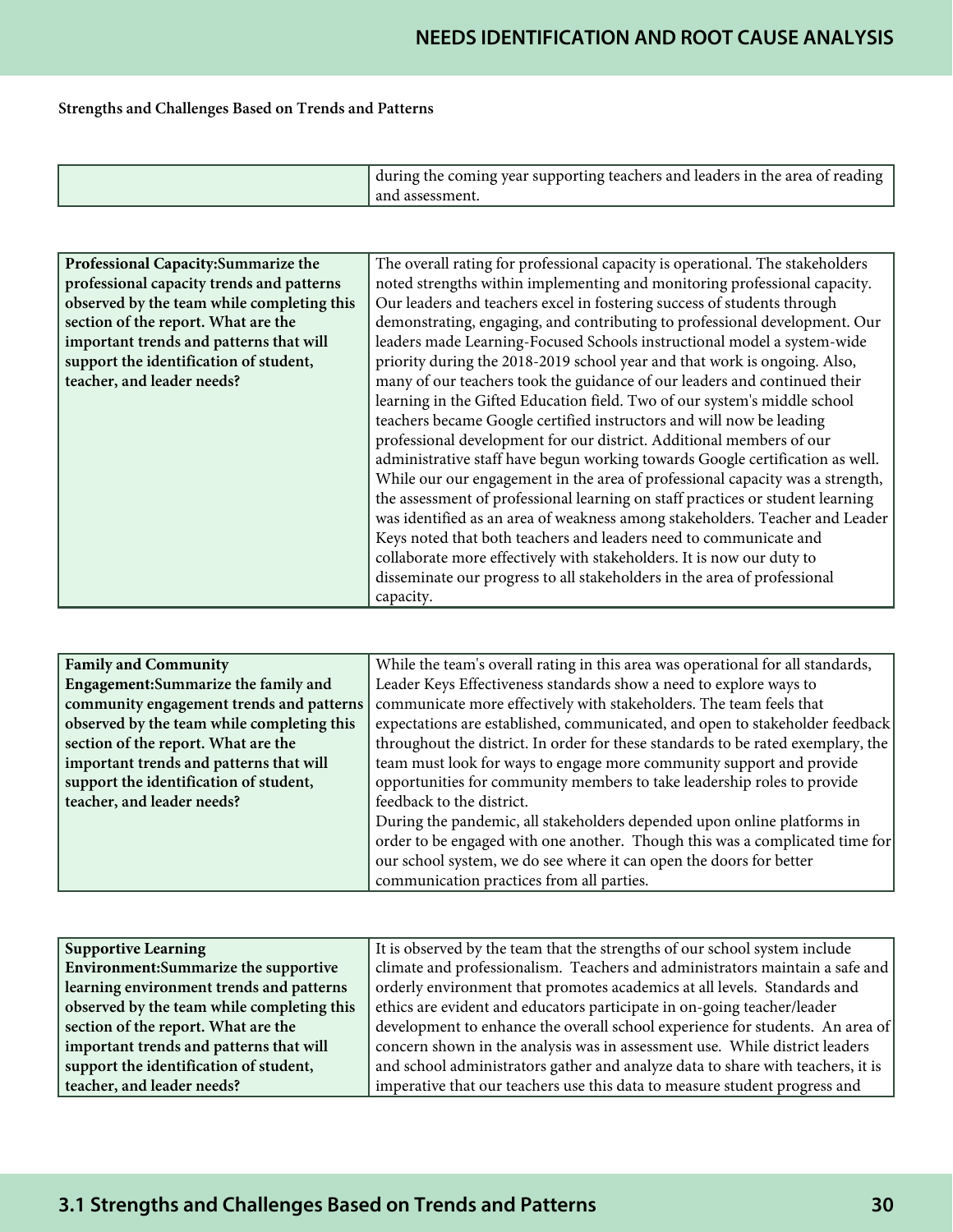**Strengths and Challenges Based on Trends and Patterns**

| | |
|---|---|
| | during the coming year supporting teachers and leaders in the area of reading and assessment. |

| | |
|---|---|
| **Professional Capacity:Summarize the professional capacity trends and patterns observed by the team while completing this section of the report. What are the important trends and patterns that will support the identification of student, teacher, and leader needs?** | The overall rating for professional capacity is operational. The stakeholders noted strengths within implementing and monitoring professional capacity. Our leaders and teachers excel in fostering success of students through demonstrating, engaging, and contributing to professional development. Our leaders made Learning-Focused Schools instructional model a system-wide priority during the 2018-2019 school year and that work is ongoing. Also, many of our teachers took the guidance of our leaders and continued their learning in the Gifted Education field. Two of our system's middle school teachers became Google certified instructors and will now be leading professional development for our district. Additional members of our administrative staff have begun working towards Google certification as well. While our our engagement in the area of professional capacity was a strength, the assessment of professional learning on staff practices or student learning was identified as an area of weakness among stakeholders. Teacher and Leader Keys noted that both teachers and leaders need to communicate and collaborate more effectively with stakeholders. It is now our duty to disseminate our progress to all stakeholders in the area of professional capacity. |

| | |
|---|---|
| **Family and Community Engagement:Summarize the family and community engagement trends and patterns observed by the team while completing this section of the report. What are the important trends and patterns that will support the identification of student, teacher, and leader needs?** | While the team's overall rating in this area was operational for all standards, Leader Keys Effectiveness standards show a need to explore ways to communicate more effectively with stakeholders. The team feels that expectations are established, communicated, and open to stakeholder feedback throughout the district. In order for these standards to be rated exemplary, the team must look for ways to engage more community support and provide opportunities for community members to take leadership roles to provide feedback to the district.<br>During the pandemic, all stakeholders depended upon online platforms in order to be engaged with one another. Though this was a complicated time for our school system, we do see where it can open the doors for better communication practices from all parties. |

| | |
|---|---|
| **Supportive Learning Environment:Summarize the supportive learning environment trends and patterns observed by the team while completing this section of the report. What are the important trends and patterns that will support the identification of student, teacher, and leader needs?** | It is observed by the team that the strengths of our school system include climate and professionalism. Teachers and administrators maintain a safe and orderly environment that promotes academics at all levels. Standards and ethics are evident and educators participate in on-going teacher/leader development to enhance the overall school experience for students. An area of concern shown in the analysis was in assessment use. While district leaders and school administrators gather and analyze data to share with teachers, it is imperative that our teachers use this data to measure student progress and |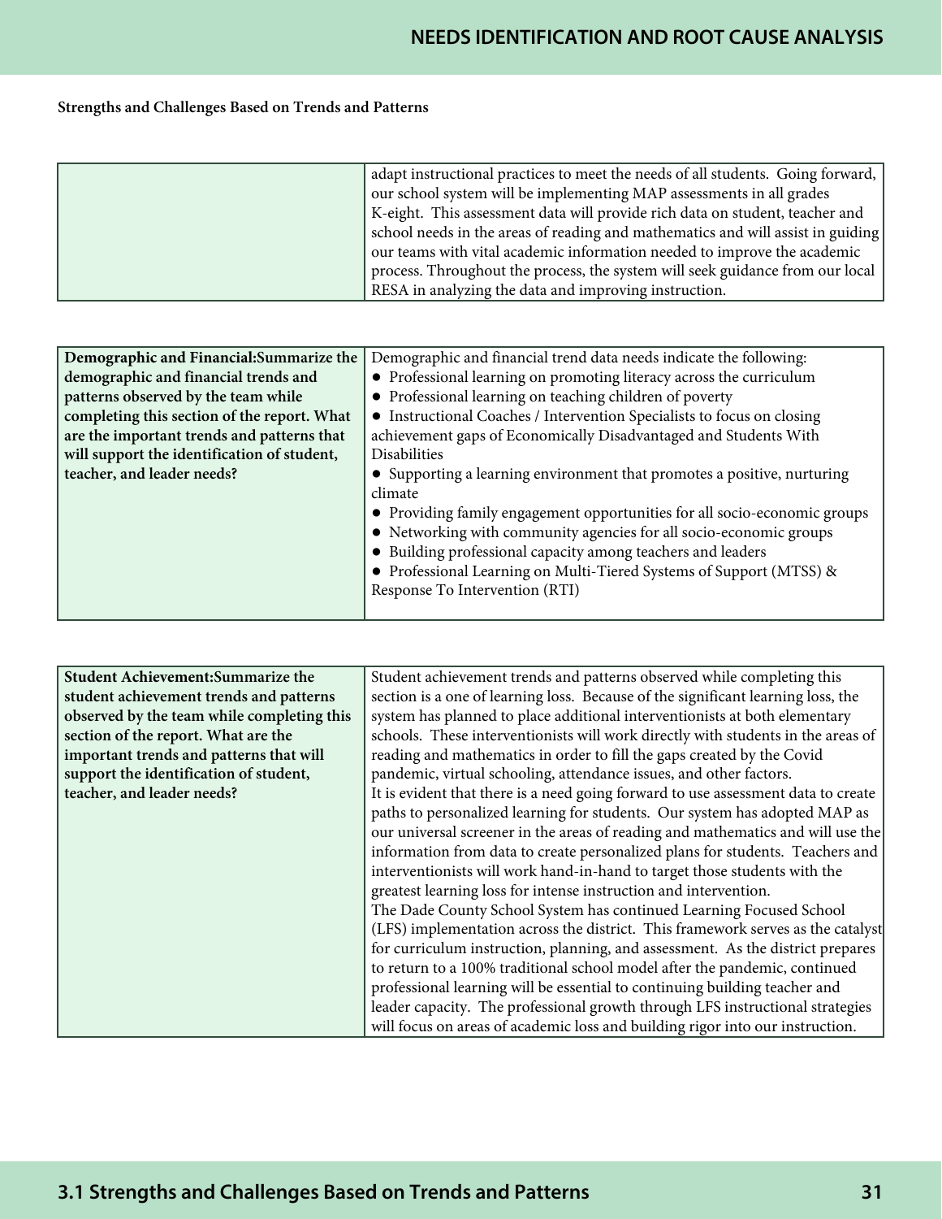**Strengths and Challenges Based on Trends and Patterns**

| | |
|---|---|
| | adapt instructional practices to meet the needs of all students. Going forward, our school system will be implementing MAP assessments in all grades K-eight. This assessment data will provide rich data on student, teacher and school needs in the areas of reading and mathematics and will assist in guiding our teams with vital academic information needed to improve the academic process. Throughout the process, the system will seek guidance from our local RESA in analyzing the data and improving instruction. |

| | |
|---|---|
| **Demographic and Financial:Summarize the demographic and financial trends and patterns observed by the team while completing this section of the report. What are the important trends and patterns that will support the identification of student, teacher, and leader needs?** | Demographic and financial trend data needs indicate the following:<br>● Professional learning on promoting literacy across the curriculum<br>● Professional learning on teaching children of poverty<br>● Instructional Coaches / Intervention Specialists to focus on closing achievement gaps of Economically Disadvantaged and Students With Disabilities<br>● Supporting a learning environment that promotes a positive, nurturing climate<br>● Providing family engagement opportunities for all socio-economic groups<br>● Networking with community agencies for all socio-economic groups<br>● Building professional capacity among teachers and leaders<br>● Professional Learning on Multi-Tiered Systems of Support (MTSS) & Response To Intervention (RTI) |

| | |
|---|---|
| **Student Achievement:Summarize the student achievement trends and patterns observed by the team while completing this section of the report. What are the important trends and patterns that will support the identification of student, teacher, and leader needs?** | Student achievement trends and patterns observed while completing this section is a one of learning loss. Because of the significant learning loss, the system has planned to place additional interventionists at both elementary schools. These interventionists will work directly with students in the areas of reading and mathematics in order to fill the gaps created by the Covid pandemic, virtual schooling, attendance issues, and other factors.<br>It is evident that there is a need going forward to use assessment data to create paths to personalized learning for students. Our system has adopted MAP as our universal screener in the areas of reading and mathematics and will use the information from data to create personalized plans for students. Teachers and interventionists will work hand-in-hand to target those students with the greatest learning loss for intense instruction and intervention.<br>The Dade County School System has continued Learning Focused School (LFS) implementation across the district. This framework serves as the catalyst for curriculum instruction, planning, and assessment. As the district prepares to return to a 100% traditional school model after the pandemic, continued professional learning will be essential to continuing building teacher and leader capacity. The professional growth through LFS instructional strategies will focus on areas of academic loss and building rigor into our instruction. |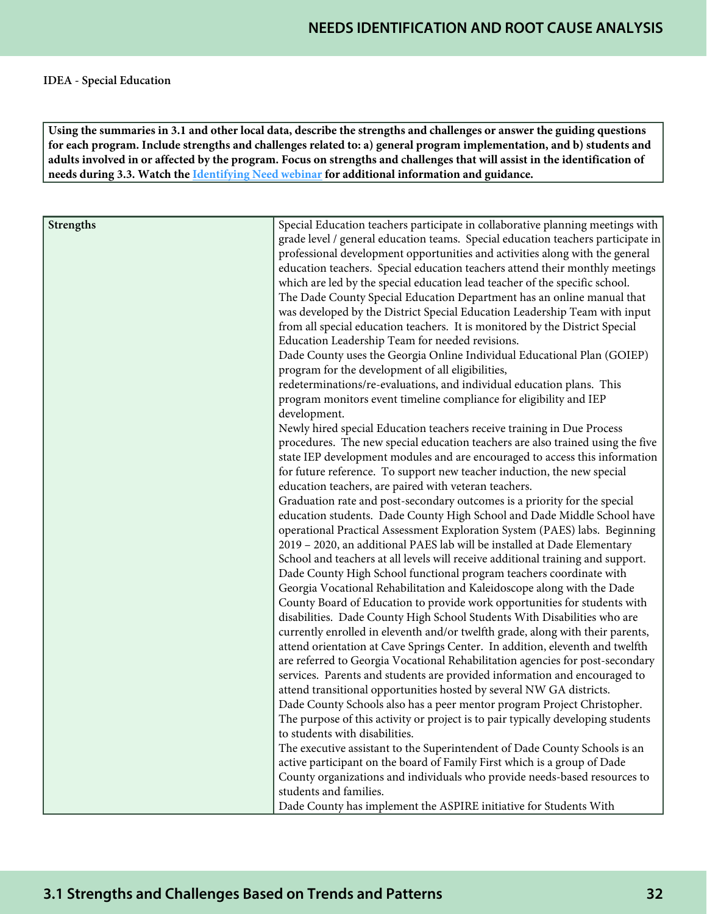**IDEA - Special Education**

**Using the summaries in 3.1 and other local data, describe the strengths and challenges or answer the guiding questions for each program. Include strengths and challenges related to: a) general program implementation, and b) students and adults involved in or affected by the program. Focus on strengths and challenges that will assist in the identification of needs during 3.3. Watch the Identifying Need webinar for additional information and guidance.**

| Strengths | Special Education teachers participate in collaborative planning meetings with grade level / general education teams. Special education teachers participate in professional development opportunities and activities along with the general education teachers. Special education teachers attend their monthly meetings which are led by the special education lead teacher of the specific school.<br>The Dade County Special Education Department has an online manual that was developed by the District Special Education Leadership Team with input from all special education teachers. It is monitored by the District Special Education Leadership Team for needed revisions.<br>Dade County uses the Georgia Online Individual Educational Plan (GOIEP) program for the development of all eligibilities, redeterminations/re-evaluations, and individual education plans. This program monitors event timeline compliance for eligibility and IEP development.<br>Newly hired special Education teachers receive training in Due Process procedures. The new special education teachers are also trained using the five state IEP development modules and are encouraged to access this information for future reference. To support new teacher induction, the new special education teachers, are paired with veteran teachers.<br>Graduation rate and post-secondary outcomes is a priority for the special education students. Dade County High School and Dade Middle School have operational Practical Assessment Exploration System (PAES) labs. Beginning 2019 – 2020, an additional PAES lab will be installed at Dade Elementary School and teachers at all levels will receive additional training and support.<br>Dade County High School functional program teachers coordinate with Georgia Vocational Rehabilitation and Kaleidoscope along with the Dade County Board of Education to provide work opportunities for students with disabilities. Dade County High School Students With Disabilities who are currently enrolled in eleventh and/or twelfth grade, along with their parents, attend orientation at Cave Springs Center. In addition, eleventh and twelfth are referred to Georgia Vocational Rehabilitation agencies for post-secondary services. Parents and students are provided information and encouraged to attend transitional opportunities hosted by several NW GA districts.<br>Dade County Schools also has a peer mentor program Project Christopher. The purpose of this activity or project is to pair typically developing students to students with disabilities.<br>The executive assistant to the Superintendent of Dade County Schools is an active participant on the board of Family First which is a group of Dade County organizations and individuals who provide needs-based resources to students and families.<br>Dade County has implement the ASPIRE initiative for Students With |
|---|---|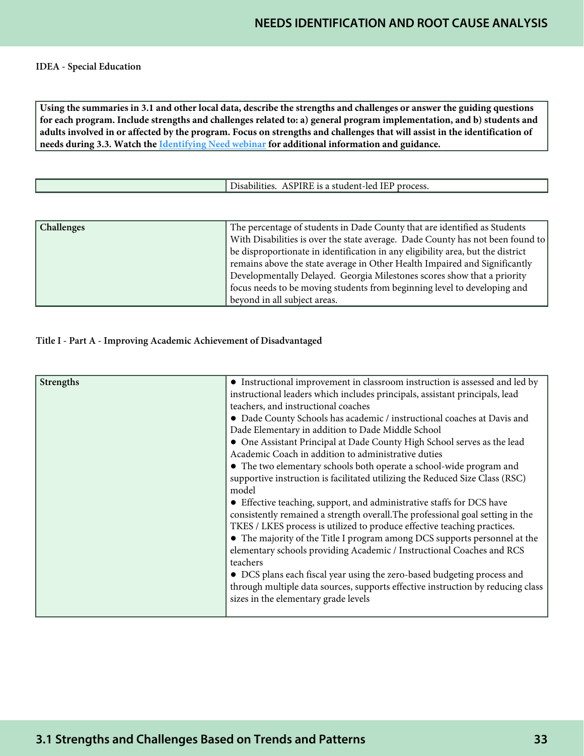**IDEA - Special Education**

| **Using the summaries in 3.1 and other local data, describe the strengths and challenges or answer the guiding questions for each program. Include strengths and challenges related to: a) general program implementation, and b) students and adults involved in or affected by the program. Focus on strengths and challenges that will assist in the identification of needs during 3.3. Watch the [Identifying Need webinar]() for additional information and guidance.** |
|---|

| | |
|---|---|
| | Disabilities. ASPIRE is a student-led IEP process. |

| | |
|---|---|
| **Challenges** | The percentage of students in Dade County that are identified as Students With Disabilities is over the state average. Dade County has not been found to be disproportionate in identification in any eligibility area, but the district remains above the state average in Other Health Impaired and Significantly Developmentally Delayed. Georgia Milestones scores show that a priority focus needs to be moving students from beginning level to developing and beyond in all subject areas. |

**Title I - Part A - Improving Academic Achievement of Disadvantaged**

| | |
|---|---|
| **Strengths** | ● Instructional improvement in classroom instruction is assessed and led by instructional leaders which includes principals, assistant principals, lead teachers, and instructional coaches<br>● Dade County Schools has academic / instructional coaches at Davis and Dade Elementary in addition to Dade Middle School<br>● One Assistant Principal at Dade County High School serves as the lead Academic Coach in addition to administrative duties<br>● The two elementary schools both operate a school-wide program and supportive instruction is facilitated utilizing the Reduced Size Class (RSC) model<br>● Effective teaching, support, and administrative staffs for DCS have consistently remained a strength overall.The professional goal setting in the TKES / LKES process is utilized to produce effective teaching practices.<br>● The majority of the Title I program among DCS supports personnel at the elementary schools providing Academic / Instructional Coaches and RCS teachers<br>● DCS plans each fiscal year using the zero-based budgeting process and through multiple data sources, supports effective instruction by reducing class sizes in the elementary grade levels |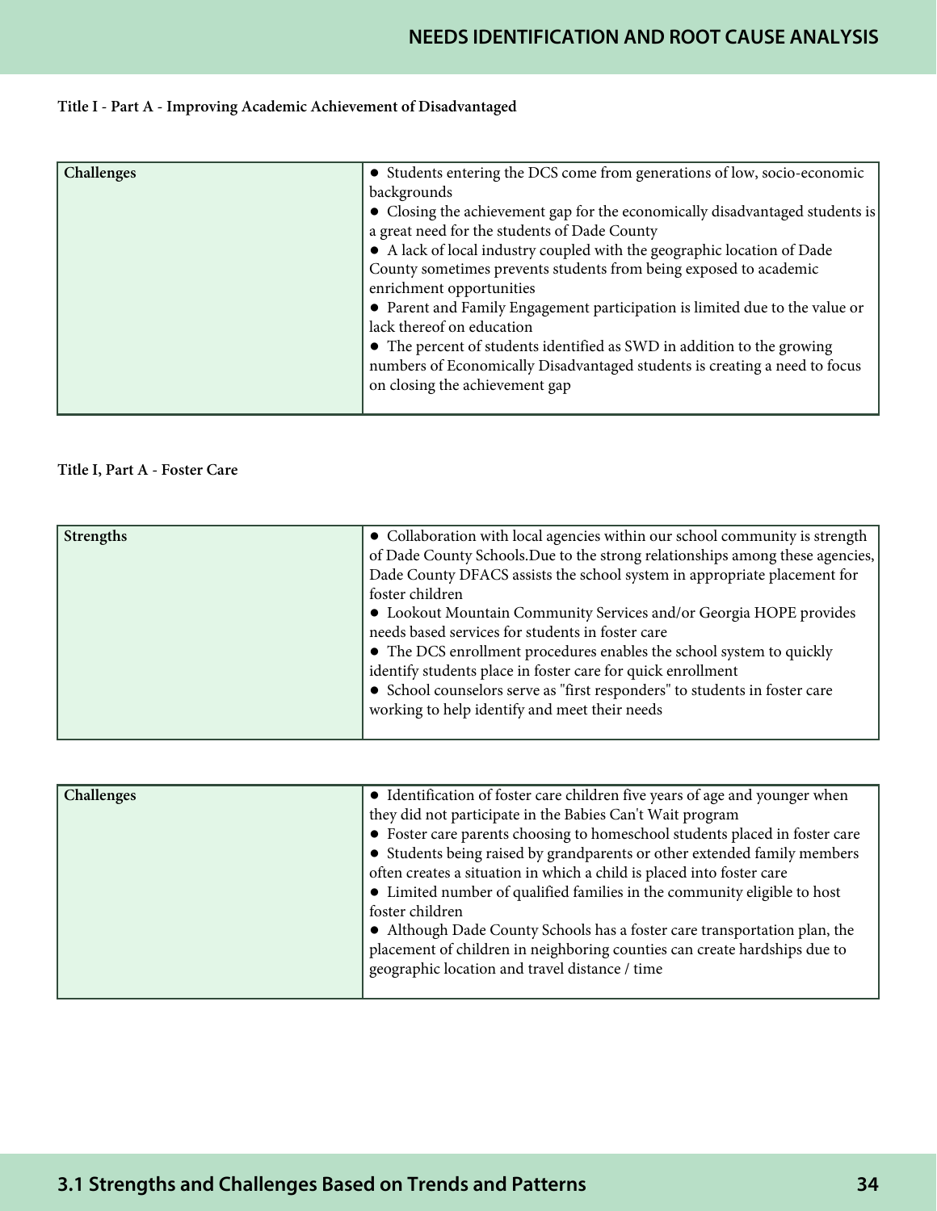**Title I - Part A - Improving Academic Achievement of Disadvantaged**

| Challenges | ● Students entering the DCS come from generations of low, socio-economic backgrounds<br>● Closing the achievement gap for the economically disadvantaged students is a great need for the students of Dade County<br>● A lack of local industry coupled with the geographic location of Dade County sometimes prevents students from being exposed to academic enrichment opportunities<br>● Parent and Family Engagement participation is limited due to the value or lack thereof on education<br>● The percent of students identified as SWD in addition to the growing numbers of Economically Disadvantaged students is creating a need to focus on closing the achievement gap |
|---|---|

**Title I, Part A - Foster Care**

| Strengths | ● Collaboration with local agencies within our school community is strength of Dade County Schools.Due to the strong relationships among these agencies, Dade County DFACS assists the school system in appropriate placement for foster children<br>● Lookout Mountain Community Services and/or Georgia HOPE provides needs based services for students in foster care<br>● The DCS enrollment procedures enables the school system to quickly identify students place in foster care for quick enrollment<br>● School counselors serve as "first responders" to students in foster care working to help identify and meet their needs |
|---|---|

| Challenges | ● Identification of foster care children five years of age and younger when they did not participate in the Babies Can't Wait program<br>● Foster care parents choosing to homeschool students placed in foster care<br>● Students being raised by grandparents or other extended family members often creates a situation in which a child is placed into foster care<br>● Limited number of qualified families in the community eligible to host foster children<br>● Although Dade County Schools has a foster care transportation plan, the placement of children in neighboring counties can create hardships due to geographic location and travel distance / time |
|---|---|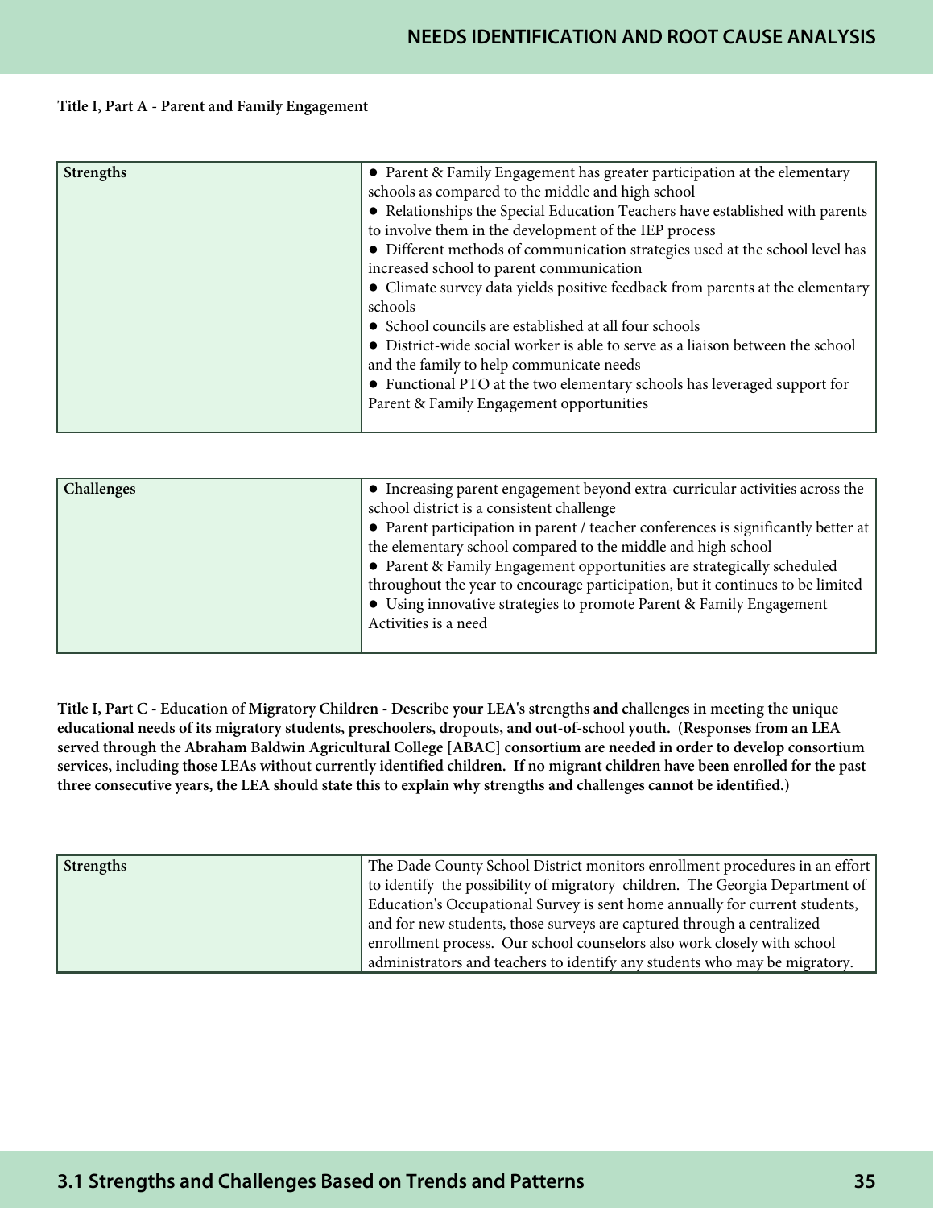**Title I, Part A - Parent and Family Engagement**

| Strengths | • Parent & Family Engagement has greater participation at the elementary schools as compared to the middle and high school<br>• Relationships the Special Education Teachers have established with parents to involve them in the development of the IEP process<br>• Different methods of communication strategies used at the school level has increased school to parent communication<br>• Climate survey data yields positive feedback from parents at the elementary schools<br>• School councils are established at all four schools<br>• District-wide social worker is able to serve as a liaison between the school and the family to help communicate needs<br>• Functional PTO at the two elementary schools has leveraged support for Parent & Family Engagement opportunities |
|---|---|

| Challenges | • Increasing parent engagement beyond extra-curricular activities across the school district is a consistent challenge<br>• Parent participation in parent / teacher conferences is significantly better at the elementary school compared to the middle and high school<br>• Parent & Family Engagement opportunities are strategically scheduled throughout the year to encourage participation, but it continues to be limited<br>• Using innovative strategies to promote Parent & Family Engagement Activities is a need |
|---|---|

**Title I, Part C - Education of Migratory Children - Describe your LEA's strengths and challenges in meeting the unique educational needs of its migratory students, preschoolers, dropouts, and out-of-school youth. (Responses from an LEA served through the Abraham Baldwin Agricultural College [ABAC] consortium are needed in order to develop consortium services, including those LEAs without currently identified children. If no migrant children have been enrolled for the past three consecutive years, the LEA should state this to explain why strengths and challenges cannot be identified.)**

| Strengths | The Dade County School District monitors enrollment procedures in an effort to identify the possibility of migratory children. The Georgia Department of Education's Occupational Survey is sent home annually for current students, and for new students, those surveys are captured through a centralized enrollment process. Our school counselors also work closely with school administrators and teachers to identify any students who may be migratory. |
|---|---|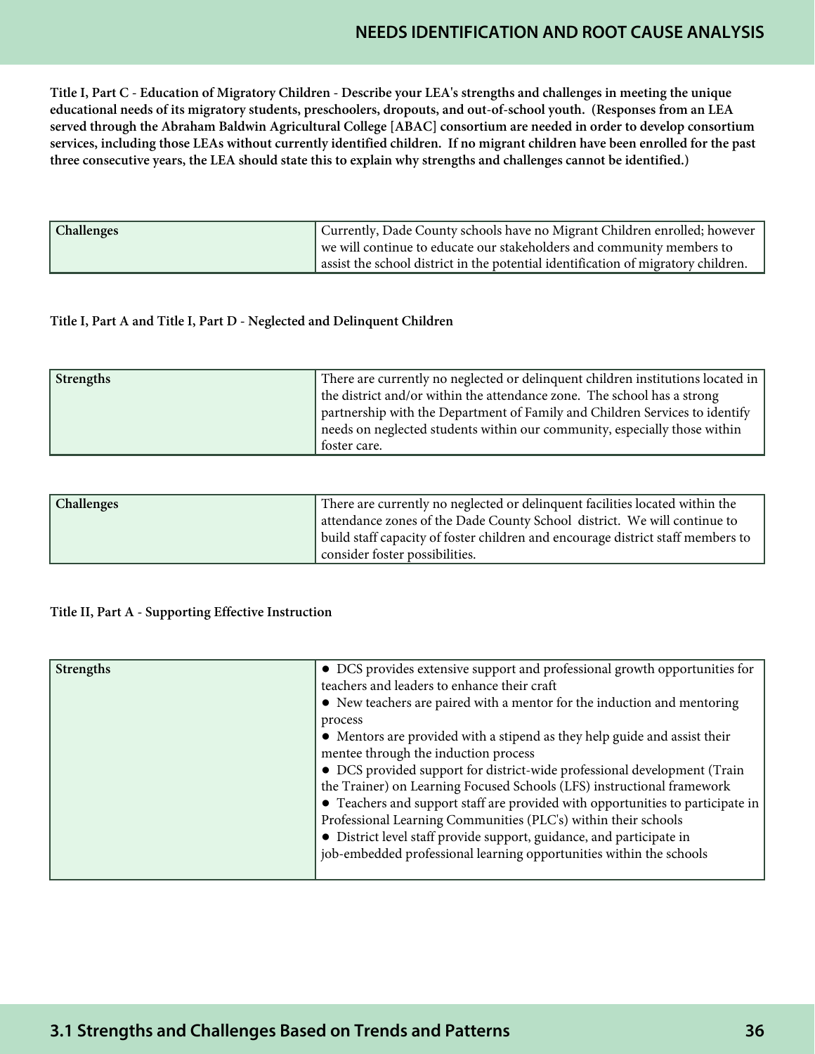**Title I, Part C - Education of Migratory Children - Describe your LEA's strengths and challenges in meeting the unique educational needs of its migratory students, preschoolers, dropouts, and out-of-school youth. (Responses from an LEA served through the Abraham Baldwin Agricultural College [ABAC] consortium are needed in order to develop consortium services, including those LEAs without currently identified children. If no migrant children have been enrolled for the past three consecutive years, the LEA should state this to explain why strengths and challenges cannot be identified.)**

| Challenges | Currently, Dade County schools have no Migrant Children enrolled; however we will continue to educate our stakeholders and community members to assist the school district in the potential identification of migratory children. |
|---|---|

**Title I, Part A and Title I, Part D - Neglected and Delinquent Children**

| Strengths | There are currently no neglected or delinquent children institutions located in the district and/or within the attendance zone. The school has a strong partnership with the Department of Family and Children Services to identify needs on neglected students within our community, especially those within foster care. |
|---|---|

| Challenges | There are currently no neglected or delinquent facilities located within the attendance zones of the Dade County School district. We will continue to build staff capacity of foster children and encourage district staff members to consider foster possibilities. |
|---|---|

**Title II, Part A - Supporting Effective Instruction**

| Strengths | ● DCS provides extensive support and professional growth opportunities for teachers and leaders to enhance their craft<br>● New teachers are paired with a mentor for the induction and mentoring process<br>● Mentors are provided with a stipend as they help guide and assist their mentee through the induction process<br>● DCS provided support for district-wide professional development (Train the Trainer) on Learning Focused Schools (LFS) instructional framework<br>● Teachers and support staff are provided with opportunities to participate in Professional Learning Communities (PLC's) within their schools<br>● District level staff provide support, guidance, and participate in job-embedded professional learning opportunities within the schools |
|---|---|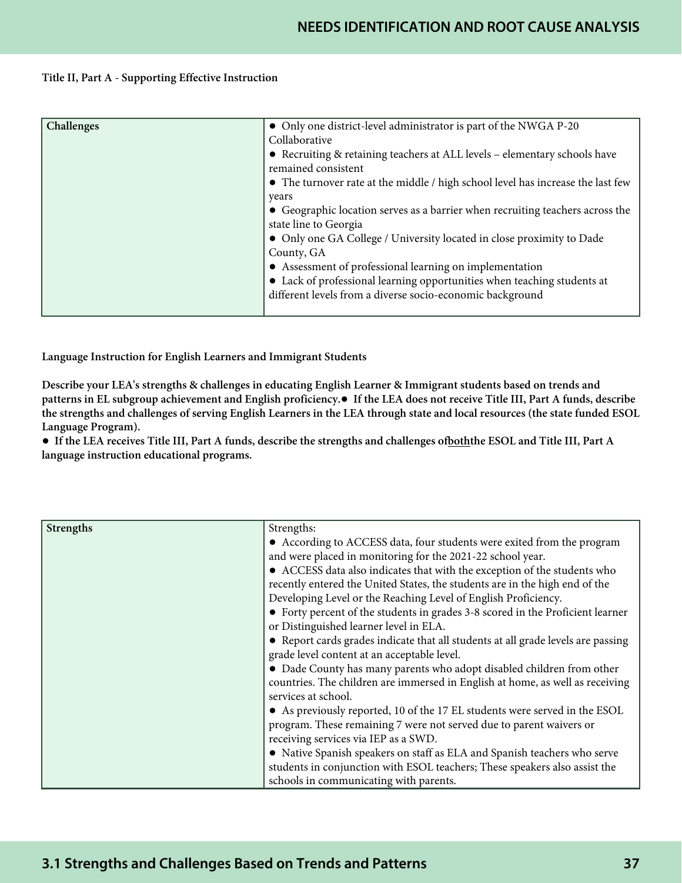**Title II, Part A - Supporting Effective Instruction**

| Challenges | ● Only one district-level administrator is part of the NWGA P-20 Collaborative<br>● Recruiting & retaining teachers at ALL levels – elementary schools have remained consistent<br>● The turnover rate at the middle / high school level has increase the last few years<br>● Geographic location serves as a barrier when recruiting teachers across the state line to Georgia<br>● Only one GA College / University located in close proximity to Dade County, GA<br>● Assessment of professional learning on implementation<br>● Lack of professional learning opportunities when teaching students at different levels from a diverse socio-economic background |
|---|---|

**Language Instruction for English Learners and Immigrant Students**

**Describe your LEA's strengths & challenges in educating English Learner & Immigrant students based on trends and patterns in EL subgroup achievement and English proficiency.● If the LEA does not receive Title III, Part A funds, describe the strengths and challenges of serving English Learners in the LEA through state and local resources (the state funded ESOL Language Program).**

**● If the LEA receives Title III, Part A funds, describe the strengths and challenges of<u>both</u>the ESOL and Title III, Part A language instruction educational programs.**

| Strengths | Strengths:<br>● According to ACCESS data, four students were exited from the program and were placed in monitoring for the 2021-22 school year.<br>● ACCESS data also indicates that with the exception of the students who recently entered the United States, the students are in the high end of the Developing Level or the Reaching Level of English Proficiency.<br>● Forty percent of the students in grades 3-8 scored in the Proficient learner or Distinguished learner level in ELA.<br>● Report cards grades indicate that all students at all grade levels are passing grade level content at an acceptable level.<br>● Dade County has many parents who adopt disabled children from other countries. The children are immersed in English at home, as well as receiving services at school.<br>● As previously reported, 10 of the 17 EL students were served in the ESOL program. These remaining 7 were not served due to parent waivers or receiving services via IEP as a SWD.<br>● Native Spanish speakers on staff as ELA and Spanish teachers who serve students in conjunction with ESOL teachers; These speakers also assist the schools in communicating with parents. |
|---|---|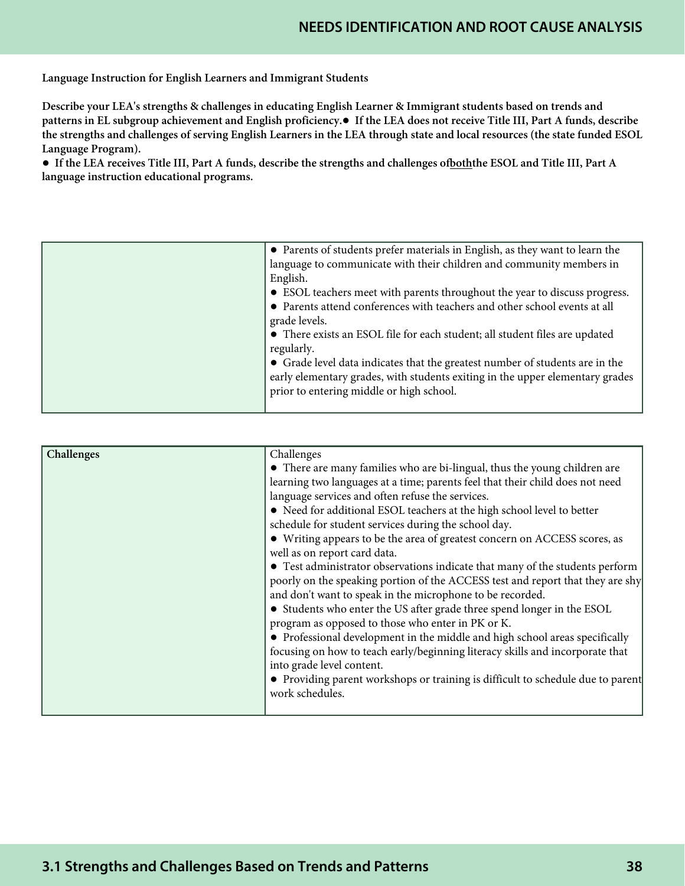**Language Instruction for English Learners and Immigrant Students**

**Describe your LEA's strengths & challenges in educating English Learner & Immigrant students based on trends and patterns in EL subgroup achievement and English proficiency.● If the LEA does not receive Title III, Part A funds, describe the strengths and challenges of serving English Learners in the LEA through state and local resources (the state funded ESOL Language Program).**

**● If the LEA receives Title III, Part A funds, describe the strengths and challenges of both the ESOL and Title III, Part A language instruction educational programs.**

| | |
|---|---|
| | ● Parents of students prefer materials in English, as they want to learn the language to communicate with their children and community members in English.<br>● ESOL teachers meet with parents throughout the year to discuss progress.<br>● Parents attend conferences with teachers and other school events at all grade levels.<br>● There exists an ESOL file for each student; all student files are updated regularly.<br>● Grade level data indicates that the greatest number of students are in the early elementary grades, with students exiting in the upper elementary grades prior to entering middle or high school. |

| | |
|---|---|
| **Challenges** | Challenges<br>● There are many families who are bi-lingual, thus the young children are learning two languages at a time; parents feel that their child does not need language services and often refuse the services.<br>● Need for additional ESOL teachers at the high school level to better schedule for student services during the school day.<br>● Writing appears to be the area of greatest concern on ACCESS scores, as well as on report card data.<br>● Test administrator observations indicate that many of the students perform poorly on the speaking portion of the ACCESS test and report that they are shy and don't want to speak in the microphone to be recorded.<br>● Students who enter the US after grade three spend longer in the ESOL program as opposed to those who enter in PK or K.<br>● Professional development in the middle and high school areas specifically focusing on how to teach early/beginning literacy skills and incorporate that into grade level content.<br>● Providing parent workshops or training is difficult to schedule due to parent work schedules. |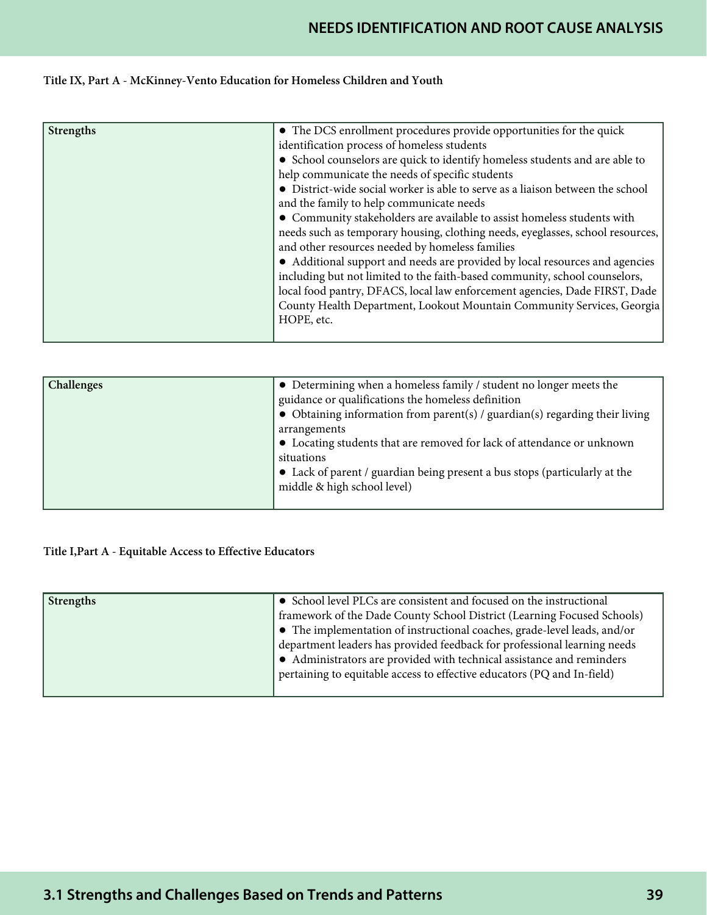**Title IX, Part A - McKinney-Vento Education for Homeless Children and Youth**

| Strengths | ● The DCS enrollment procedures provide opportunities for the quick identification process of homeless students<br>● School counselors are quick to identify homeless students and are able to help communicate the needs of specific students<br>● District-wide social worker is able to serve as a liaison between the school and the family to help communicate needs<br>● Community stakeholders are available to assist homeless students with needs such as temporary housing, clothing needs, eyeglasses, school resources, and other resources needed by homeless families<br>● Additional support and needs are provided by local resources and agencies including but not limited to the faith-based community, school counselors, local food pantry, DFACS, local law enforcement agencies, Dade FIRST, Dade County Health Department, Lookout Mountain Community Services, Georgia HOPE, etc. |
|---|---|

| Challenges | ● Determining when a homeless family / student no longer meets the guidance or qualifications the homeless definition<br>● Obtaining information from parent(s) / guardian(s) regarding their living arrangements<br>● Locating students that are removed for lack of attendance or unknown situations<br>● Lack of parent / guardian being present a bus stops (particularly at the middle & high school level) |
|---|---|

**Title I,Part A - Equitable Access to Effective Educators**

| Strengths | ● School level PLCs are consistent and focused on the instructional framework of the Dade County School District (Learning Focused Schools)<br>● The implementation of instructional coaches, grade-level leads, and/or department leaders has provided feedback for professional learning needs<br>● Administrators are provided with technical assistance and reminders pertaining to equitable access to effective educators (PQ and In-field) |
|---|---|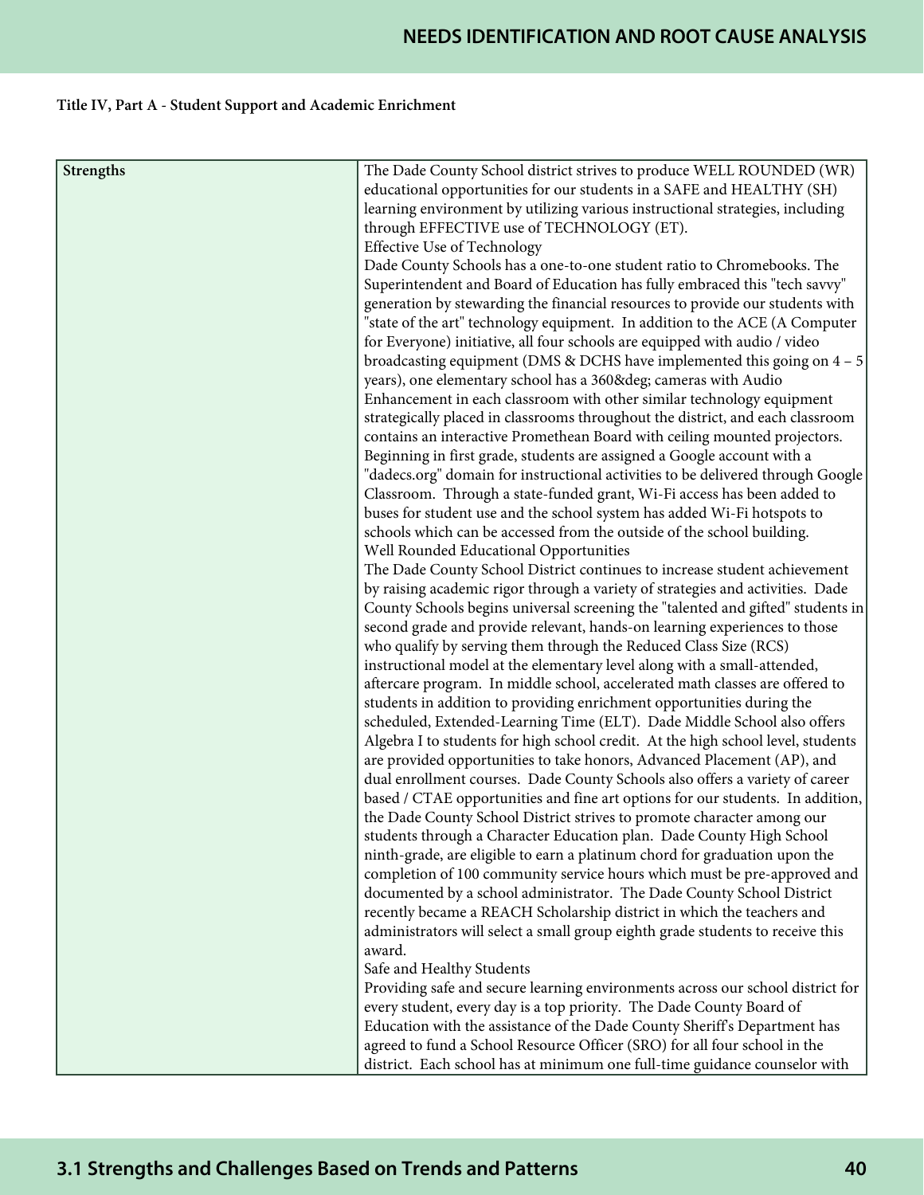**Title IV, Part A - Student Support and Academic Enrichment**

| **Strengths** | The Dade County School district strives to produce WELL ROUNDED (WR) educational opportunities for our students in a SAFE and HEALTHY (SH) learning environment by utilizing various instructional strategies, including through EFFECTIVE use of TECHNOLOGY (ET).<br>Effective Use of Technology<br>Dade County Schools has a one-to-one student ratio to Chromebooks. The Superintendent and Board of Education has fully embraced this "tech savvy" generation by stewarding the financial resources to provide our students with "state of the art" technology equipment. In addition to the ACE (A Computer for Everyone) initiative, all four schools are equipped with audio / video broadcasting equipment (DMS & DCHS have implemented this going on 4 – 5 years), one elementary school has a 360&deg; cameras with Audio Enhancement in each classroom with other similar technology equipment strategically placed in classrooms throughout the district, and each classroom contains an interactive Promethean Board with ceiling mounted projectors. Beginning in first grade, students are assigned a Google account with a "dadecs.org" domain for instructional activities to be delivered through Google Classroom. Through a state-funded grant, Wi-Fi access has been added to buses for student use and the school system has added Wi-Fi hotspots to schools which can be accessed from the outside of the school building.<br>Well Rounded Educational Opportunities<br>The Dade County School District continues to increase student achievement by raising academic rigor through a variety of strategies and activities. Dade County Schools begins universal screening the "talented and gifted" students in second grade and provide relevant, hands-on learning experiences to those who qualify by serving them through the Reduced Class Size (RCS) instructional model at the elementary level along with a small-attended, aftercare program. In middle school, accelerated math classes are offered to students in addition to providing enrichment opportunities during the scheduled, Extended-Learning Time (ELT). Dade Middle School also offers Algebra I to students for high school credit. At the high school level, students are provided opportunities to take honors, Advanced Placement (AP), and dual enrollment courses. Dade County Schools also offers a variety of career based / CTAE opportunities and fine art options for our students. In addition, the Dade County School District strives to promote character among our students through a Character Education plan. Dade County High School ninth-grade, are eligible to earn a platinum chord for graduation upon the completion of 100 community service hours which must be pre-approved and documented by a school administrator. The Dade County School District recently became a REACH Scholarship district in which the teachers and administrators will select a small group eighth grade students to receive this award.<br>Safe and Healthy Students<br>Providing safe and secure learning environments across our school district for every student, every day is a top priority. The Dade County Board of Education with the assistance of the Dade County Sheriff's Department has agreed to fund a School Resource Officer (SRO) for all four school in the district. Each school has at minimum one full-time guidance counselor with |
|---|---|

## 3.1 Strengths and Challenges Based on Trends and Patterns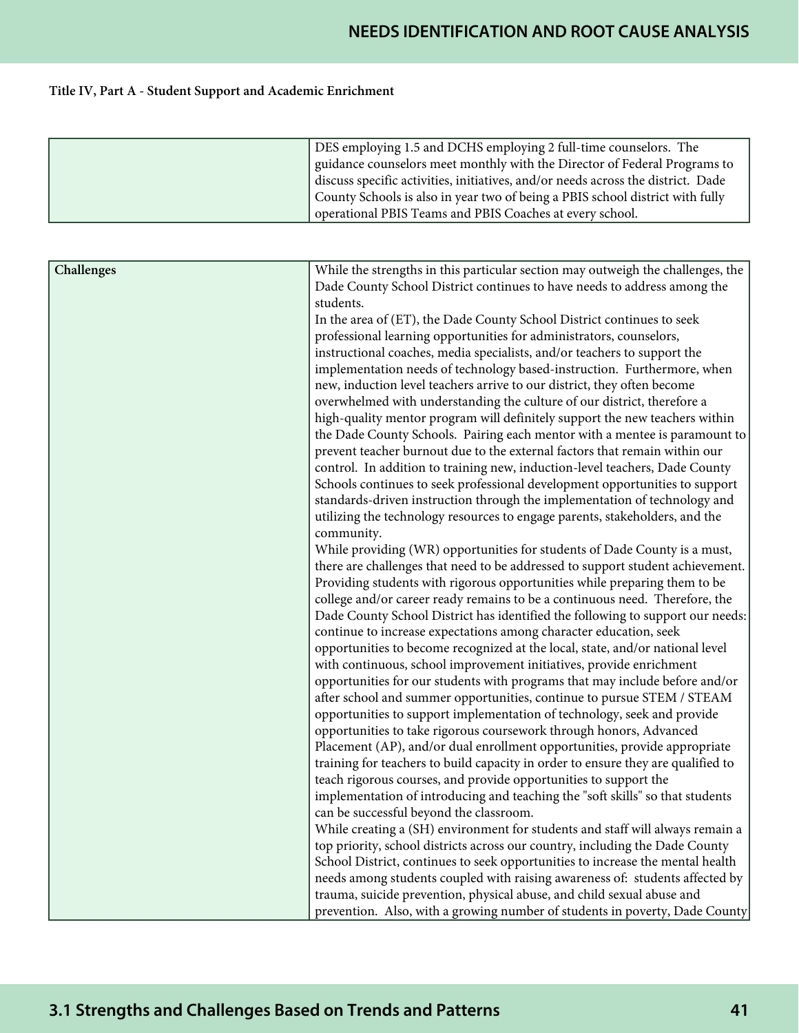Title IV, Part A - Student Support and Academic Enrichment

| | |
|---|---|
| | DES employing 1.5 and DCHS employing 2 full-time counselors. The guidance counselors meet monthly with the Director of Federal Programs to discuss specific activities, initiatives, and/or needs across the district. Dade County Schools is also in year two of being a PBIS school district with fully operational PBIS Teams and PBIS Coaches at every school. |

| | |
|---|---|
| **Challenges** | While the strengths in this particular section may outweigh the challenges, the Dade County School District continues to have needs to address among the students.<br>In the area of (ET), the Dade County School District continues to seek professional learning opportunities for administrators, counselors, instructional coaches, media specialists, and/or teachers to support the implementation needs of technology based-instruction. Furthermore, when new, induction level teachers arrive to our district, they often become overwhelmed with understanding the culture of our district, therefore a high-quality mentor program will definitely support the new teachers within the Dade County Schools. Pairing each mentor with a mentee is paramount to prevent teacher burnout due to the external factors that remain within our control. In addition to training new, induction-level teachers, Dade County Schools continues to seek professional development opportunities to support standards-driven instruction through the implementation of technology and utilizing the technology resources to engage parents, stakeholders, and the community.<br>While providing (WR) opportunities for students of Dade County is a must, there are challenges that need to be addressed to support student achievement. Providing students with rigorous opportunities while preparing them to be college and/or career ready remains to be a continuous need. Therefore, the Dade County School District has identified the following to support our needs: continue to increase expectations among character education, seek opportunities to become recognized at the local, state, and/or national level with continuous, school improvement initiatives, provide enrichment opportunities for our students with programs that may include before and/or after school and summer opportunities, continue to pursue STEM / STEAM opportunities to support implementation of technology, seek and provide opportunities to take rigorous coursework through honors, Advanced Placement (AP), and/or dual enrollment opportunities, provide appropriate training for teachers to build capacity in order to ensure they are qualified to teach rigorous courses, and provide opportunities to support the implementation of introducing and teaching the "soft skills" so that students can be successful beyond the classroom.<br>While creating a (SH) environment for students and staff will always remain a top priority, school districts across our country, including the Dade County School District, continues to seek opportunities to increase the mental health needs among students coupled with raising awareness of: students affected by trauma, suicide prevention, physical abuse, and child sexual abuse and prevention. Also, with a growing number of students in poverty, Dade County |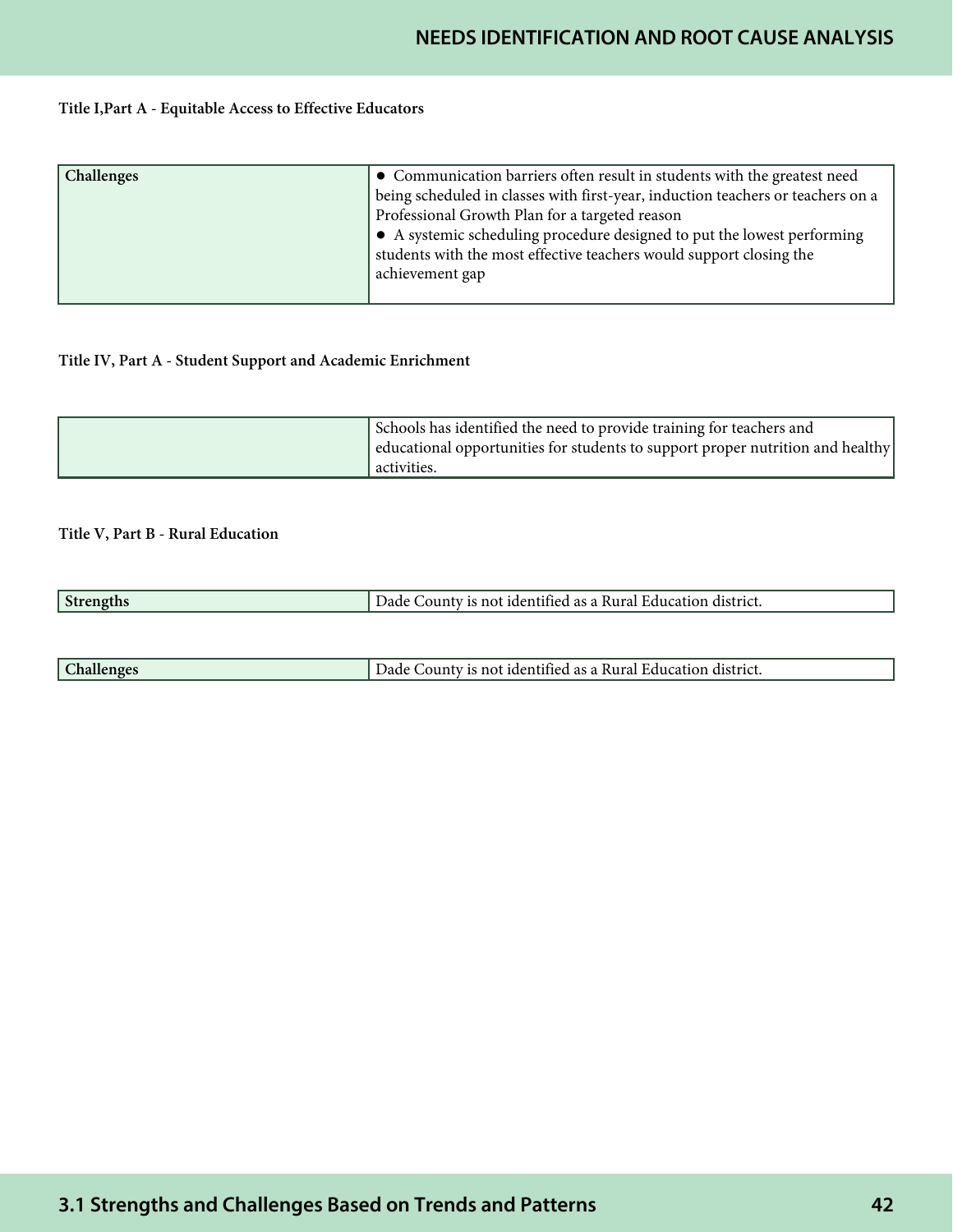**Title I,Part A - Equitable Access to Effective Educators**

| Challenges | ● Communication barriers often result in students with the greatest need being scheduled in classes with first-year, induction teachers or teachers on a Professional Growth Plan for a targeted reason<br>● A systemic scheduling procedure designed to put the lowest performing students with the most effective teachers would support closing the achievement gap |
|---|---|

**Title IV, Part A - Student Support and Academic Enrichment**

| | Schools has identified the need to provide training for teachers and educational opportunities for students to support proper nutrition and healthy activities. |
|---|---|

**Title V, Part B - Rural Education**

| Strengths | Dade County is not identified as a Rural Education district. |
|---|---|

| Challenges | Dade County is not identified as a Rural Education district. |
|---|---|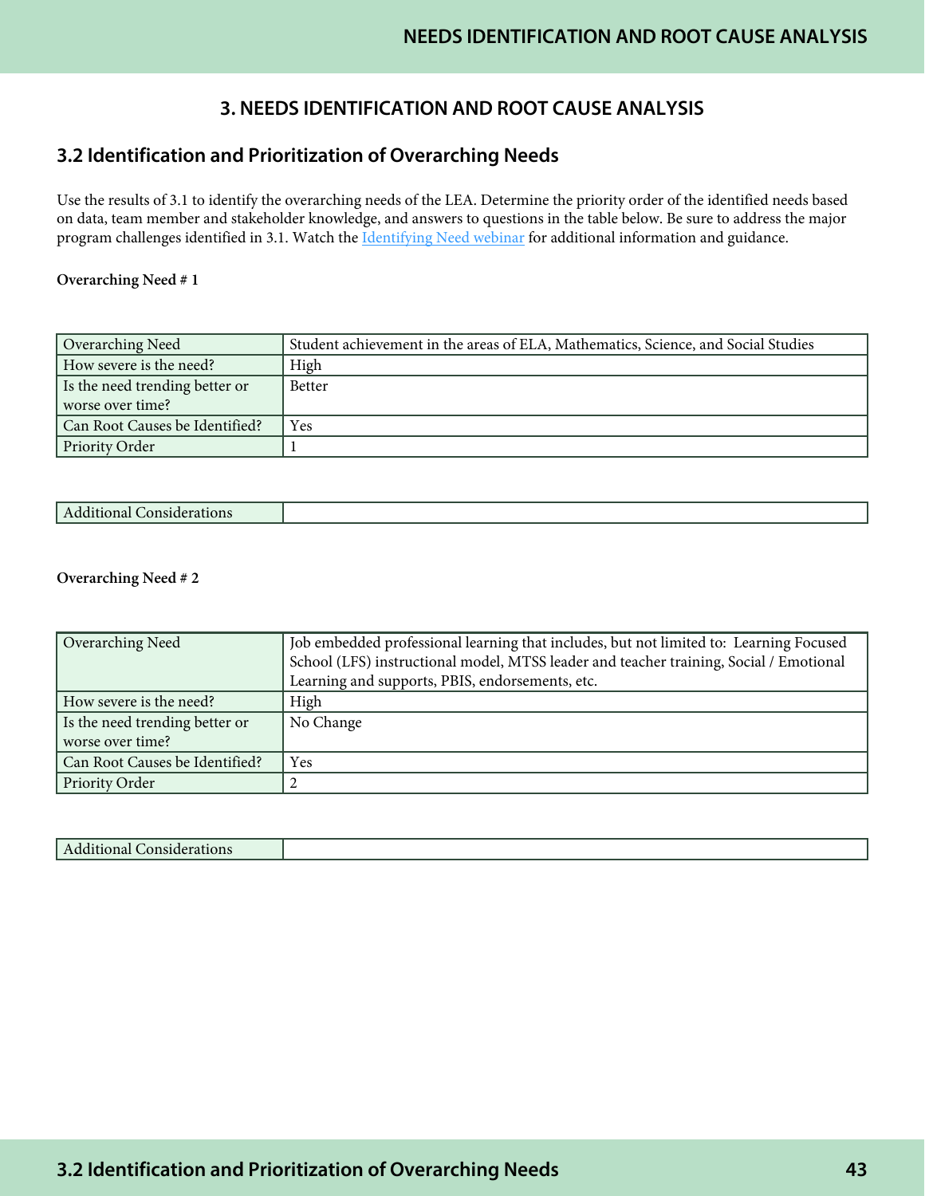# 3. NEEDS IDENTIFICATION AND ROOT CAUSE ANALYSIS

## 3.2 Identification and Prioritization of Overarching Needs

Use the results of 3.1 to identify the overarching needs of the LEA. Determine the priority order of the identified needs based on data, team member and stakeholder knowledge, and answers to questions in the table below. Be sure to address the major program challenges identified in 3.1. Watch the Identifying Need webinar for additional information and guidance.

**Overarching Need # 1**

| | |
|---|---|
| Overarching Need | Student achievement in the areas of ELA, Mathematics, Science, and Social Studies |
| How severe is the need? | High |
| Is the need trending better or worse over time? | Better |
| Can Root Causes be Identified? | Yes |
| Priority Order | 1 |

| | |
|---|---|
| Additional Considerations | |

**Overarching Need # 2**

| | |
|---|---|
| Overarching Need | Job embedded professional learning that includes, but not limited to: Learning Focused School (LFS) instructional model, MTSS leader and teacher training, Social / Emotional Learning and supports, PBIS, endorsements, etc. |
| How severe is the need? | High |
| Is the need trending better or worse over time? | No Change |
| Can Root Causes be Identified? | Yes |
| Priority Order | 2 |

| | |
|---|---|
| Additional Considerations | |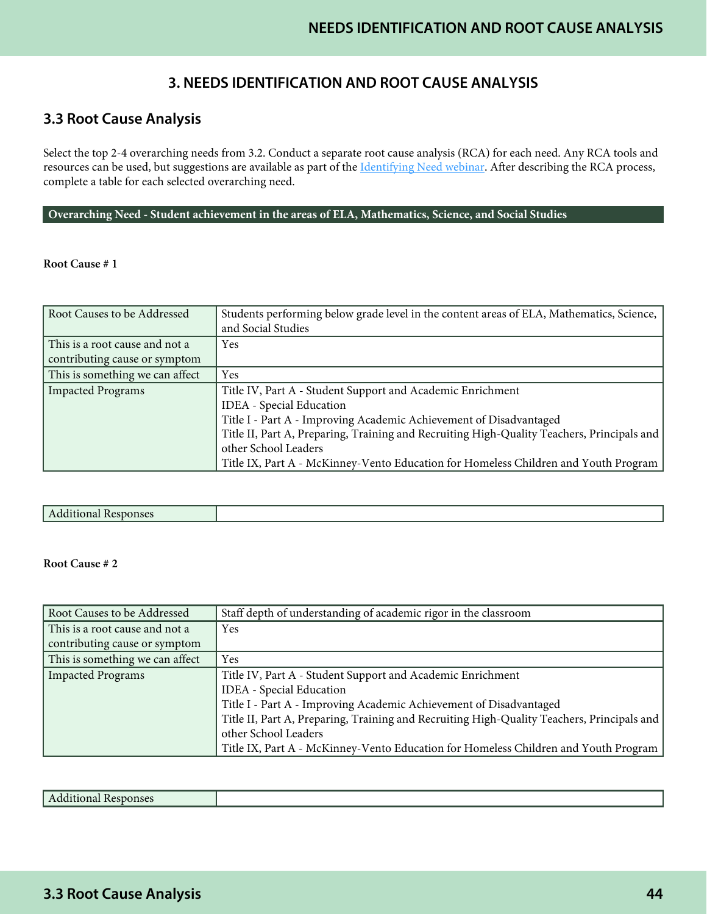## 3. NEEDS IDENTIFICATION AND ROOT CAUSE ANALYSIS

### 3.3 Root Cause Analysis

Select the top 2-4 overarching needs from 3.2. Conduct a separate root cause analysis (RCA) for each need. Any RCA tools and resources can be used, but suggestions are available as part of the Identifying Need webinar. After describing the RCA process, complete a table for each selected overarching need.

**Overarching Need - Student achievement in the areas of ELA, Mathematics, Science, and Social Studies**

**Root Cause # 1**

| Root Causes to be Addressed | Students performing below grade level in the content areas of ELA, Mathematics, Science, and Social Studies |
|---|---|
| This is a root cause and not a contributing cause or symptom | Yes |
| This is something we can affect | Yes |
| Impacted Programs | Title IV, Part A - Student Support and Academic Enrichment<br>IDEA - Special Education<br>Title I - Part A - Improving Academic Achievement of Disadvantaged<br>Title II, Part A, Preparing, Training and Recruiting High-Quality Teachers, Principals and other School Leaders<br>Title IX, Part A - McKinney-Vento Education for Homeless Children and Youth Program |

| Additional Responses | |
|---|---|

**Root Cause # 2**

| Root Causes to be Addressed | Staff depth of understanding of academic rigor in the classroom |
|---|---|
| This is a root cause and not a contributing cause or symptom | Yes |
| This is something we can affect | Yes |
| Impacted Programs | Title IV, Part A - Student Support and Academic Enrichment<br>IDEA - Special Education<br>Title I - Part A - Improving Academic Achievement of Disadvantaged<br>Title II, Part A, Preparing, Training and Recruiting High-Quality Teachers, Principals and other School Leaders<br>Title IX, Part A - McKinney-Vento Education for Homeless Children and Youth Program |

| Additional Responses | |
|---|---|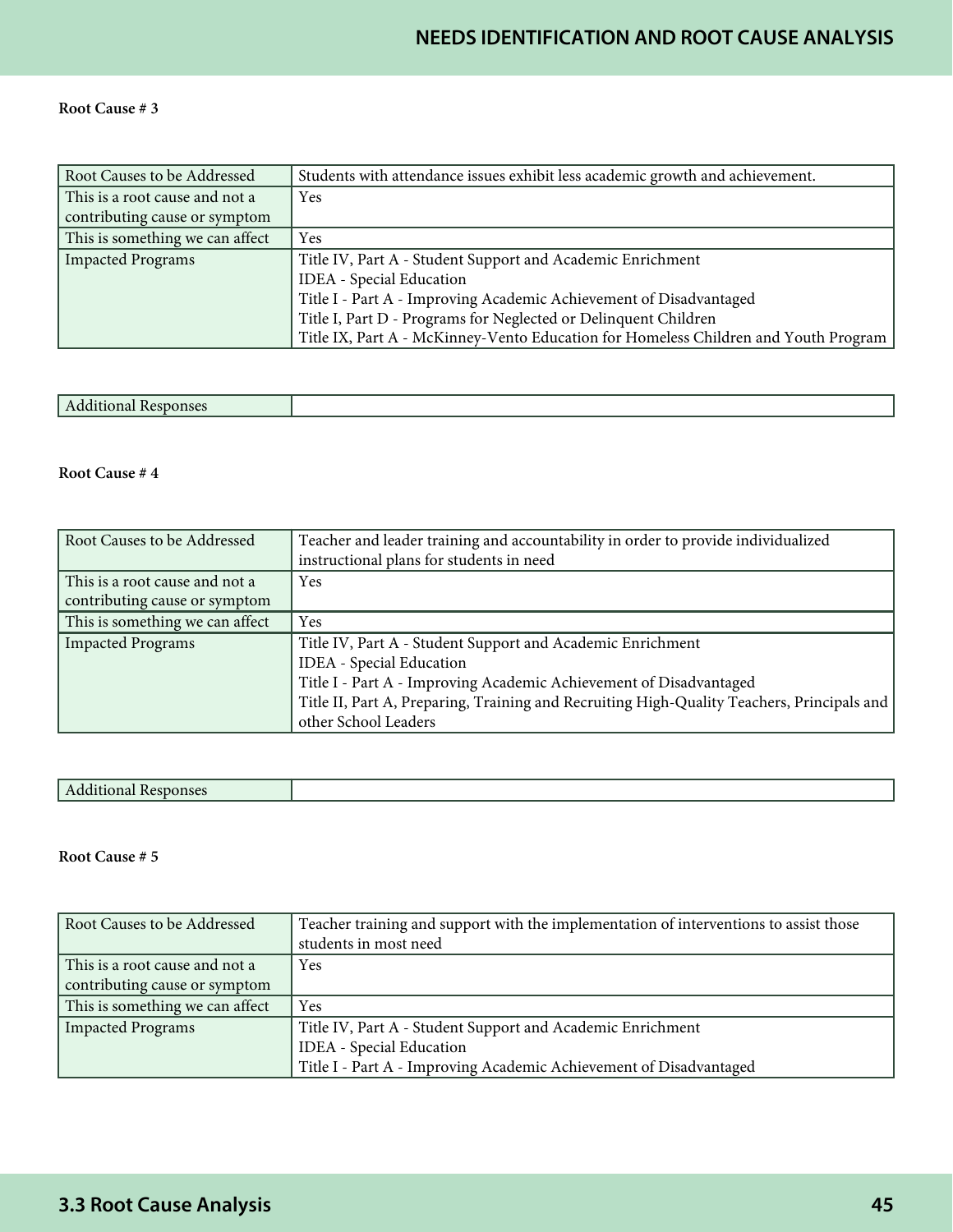**Root Cause # 3**

| Root Causes to be Addressed | Students with attendance issues exhibit less academic growth and achievement. |
|---|---|
| This is a root cause and not a contributing cause or symptom | Yes |
| This is something we can affect | Yes |
| Impacted Programs | Title IV, Part A - Student Support and Academic Enrichment<br>IDEA - Special Education<br>Title I - Part A - Improving Academic Achievement of Disadvantaged<br>Title I, Part D - Programs for Neglected or Delinquent Children<br>Title IX, Part A - McKinney-Vento Education for Homeless Children and Youth Program |

| Additional Responses | |
|---|---|

**Root Cause # 4**

| Root Causes to be Addressed | Teacher and leader training and accountability in order to provide individualized instructional plans for students in need |
|---|---|
| This is a root cause and not a contributing cause or symptom | Yes |
| This is something we can affect | Yes |
| Impacted Programs | Title IV, Part A - Student Support and Academic Enrichment<br>IDEA - Special Education<br>Title I - Part A - Improving Academic Achievement of Disadvantaged<br>Title II, Part A, Preparing, Training and Recruiting High-Quality Teachers, Principals and other School Leaders |

| Additional Responses | |
|---|---|

**Root Cause # 5**

| Root Causes to be Addressed | Teacher training and support with the implementation of interventions to assist those students in most need |
|---|---|
| This is a root cause and not a contributing cause or symptom | Yes |
| This is something we can affect | Yes |
| Impacted Programs | Title IV, Part A - Student Support and Academic Enrichment<br>IDEA - Special Education<br>Title I - Part A - Improving Academic Achievement of Disadvantaged |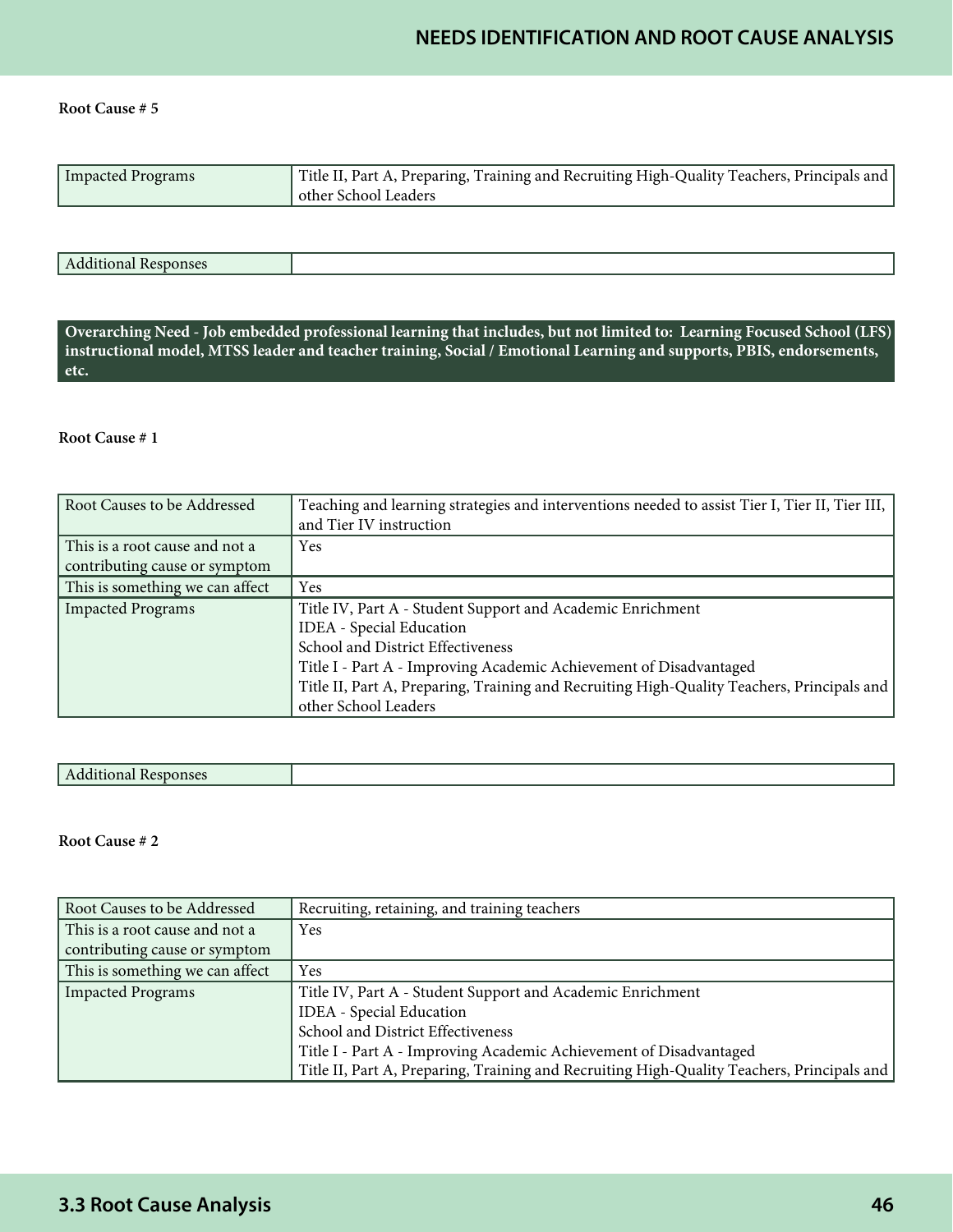**Root Cause # 5**

| Impacted Programs | Title II, Part A, Preparing, Training and Recruiting High-Quality Teachers, Principals and other School Leaders |
|---|---|

| Additional Responses | |
|---|---|

**Overarching Need - Job embedded professional learning that includes, but not limited to: Learning Focused School (LFS) instructional model, MTSS leader and teacher training, Social / Emotional Learning and supports, PBIS, endorsements, etc.**

**Root Cause # 1**

| Root Causes to be Addressed | Teaching and learning strategies and interventions needed to assist Tier I, Tier II, Tier III, and Tier IV instruction |
|---|---|
| This is a root cause and not a contributing cause or symptom | Yes |
| This is something we can affect | Yes |
| Impacted Programs | Title IV, Part A - Student Support and Academic Enrichment<br>IDEA - Special Education<br>School and District Effectiveness<br>Title I - Part A - Improving Academic Achievement of Disadvantaged<br>Title II, Part A, Preparing, Training and Recruiting High-Quality Teachers, Principals and other School Leaders |

| Additional Responses | |
|---|---|

**Root Cause # 2**

| Root Causes to be Addressed | Recruiting, retaining, and training teachers |
|---|---|
| This is a root cause and not a contributing cause or symptom | Yes |
| This is something we can affect | Yes |
| Impacted Programs | Title IV, Part A - Student Support and Academic Enrichment<br>IDEA - Special Education<br>School and District Effectiveness<br>Title I - Part A - Improving Academic Achievement of Disadvantaged<br>Title II, Part A, Preparing, Training and Recruiting High-Quality Teachers, Principals and |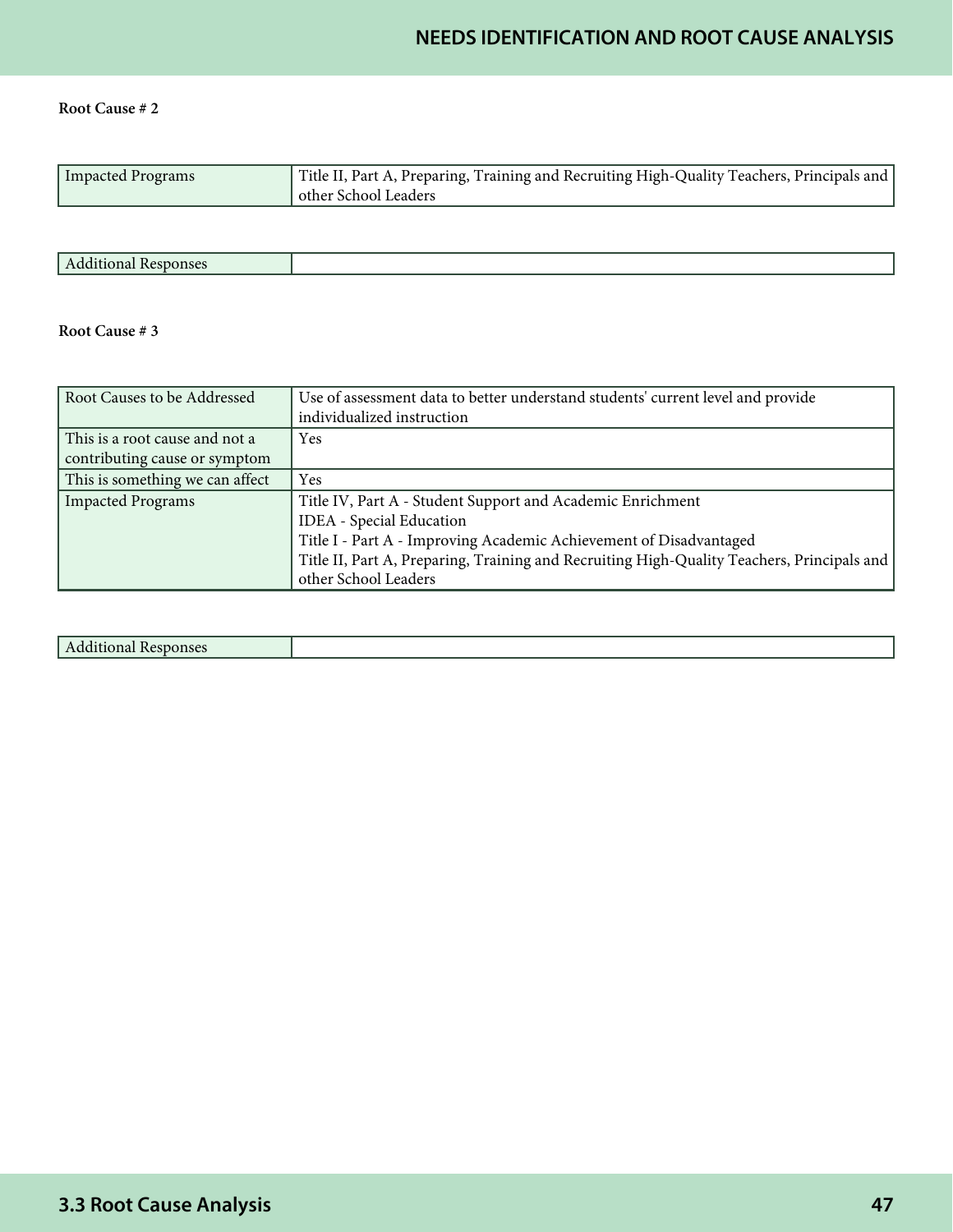**Root Cause # 2**

| | |
|---|---|
| Impacted Programs | Title II, Part A, Preparing, Training and Recruiting High-Quality Teachers, Principals and other School Leaders |

| | |
|---|---|
| Additional Responses | |

**Root Cause # 3**

| | |
|---|---|
| Root Causes to be Addressed | Use of assessment data to better understand students' current level and provide individualized instruction |
| This is a root cause and not a contributing cause or symptom | Yes |
| This is something we can affect | Yes |
| Impacted Programs | Title IV, Part A - Student Support and Academic Enrichment<br>IDEA - Special Education<br>Title I - Part A - Improving Academic Achievement of Disadvantaged<br>Title II, Part A, Preparing, Training and Recruiting High-Quality Teachers, Principals and other School Leaders |

| | |
|---|---|
| Additional Responses | |